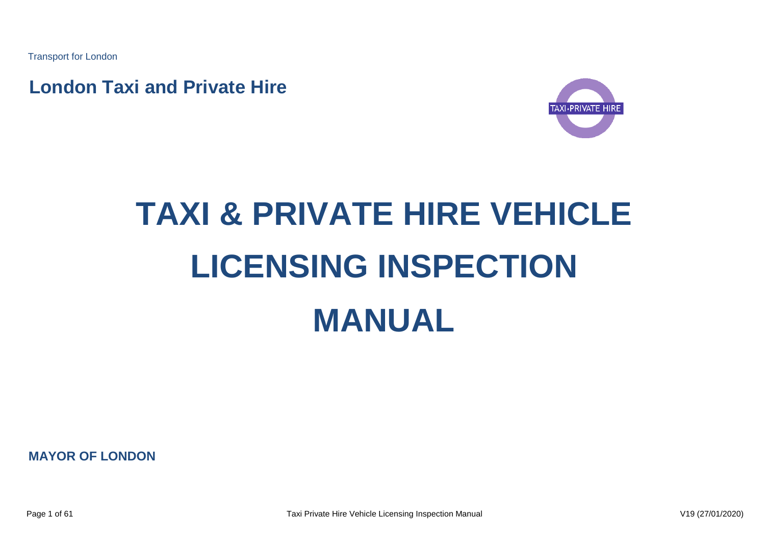Transport for London

**London Taxi and Private Hire**

# TAXI & PRIVATE HIRE VEHICLE LICENSING INSPECTION MANUAL

**MAYOR OF LONDON**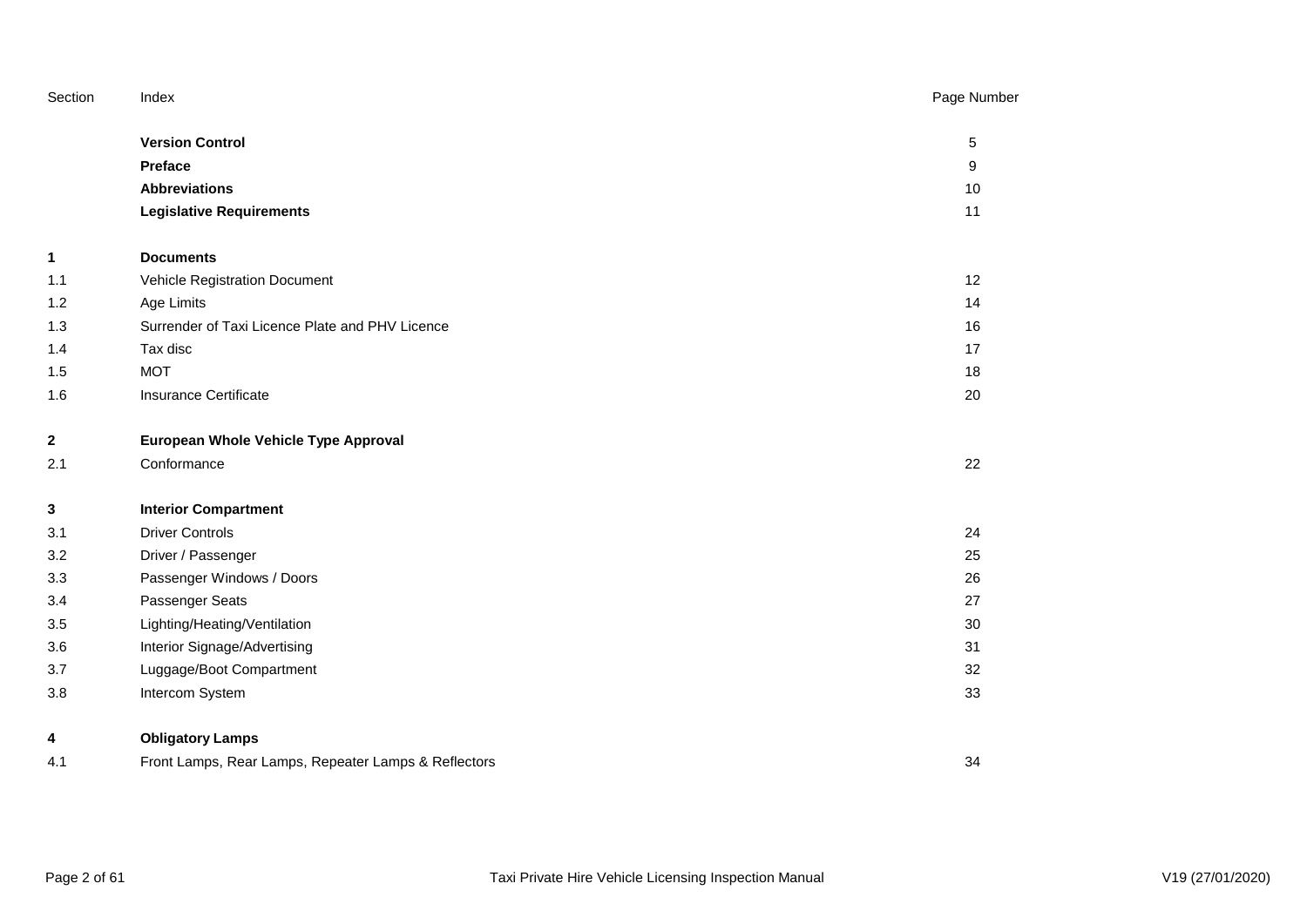| Section | Index | Page Number |
|---|---|---|
| | **Version Control** | 5 |
| | **Preface** | 9 |
| | **Abbreviations** | 10 |
| | **Legislative Requirements** | 11 |
| **1** | **Documents** | |
| 1.1 | Vehicle Registration Document | 12 |
| 1.2 | Age Limits | 14 |
| 1.3 | Surrender of Taxi Licence Plate and PHV Licence | 16 |
| 1.4 | Tax disc | 17 |
| 1.5 | MOT | 18 |
| 1.6 | Insurance Certificate | 20 |
| **2** | **European Whole Vehicle Type Approval** | |
| 2.1 | Conformance | 22 |
| **3** | **Interior Compartment** | |
| 3.1 | Driver Controls | 24 |
| 3.2 | Driver / Passenger | 25 |
| 3.3 | Passenger Windows / Doors | 26 |
| 3.4 | Passenger Seats | 27 |
| 3.5 | Lighting/Heating/Ventilation | 30 |
| 3.6 | Interior Signage/Advertising | 31 |
| 3.7 | Luggage/Boot Compartment | 32 |
| 3.8 | Intercom System | 33 |
| **4** | **Obligatory Lamps** | |
| 4.1 | Front Lamps, Rear Lamps, Repeater Lamps & Reflectors | 34 |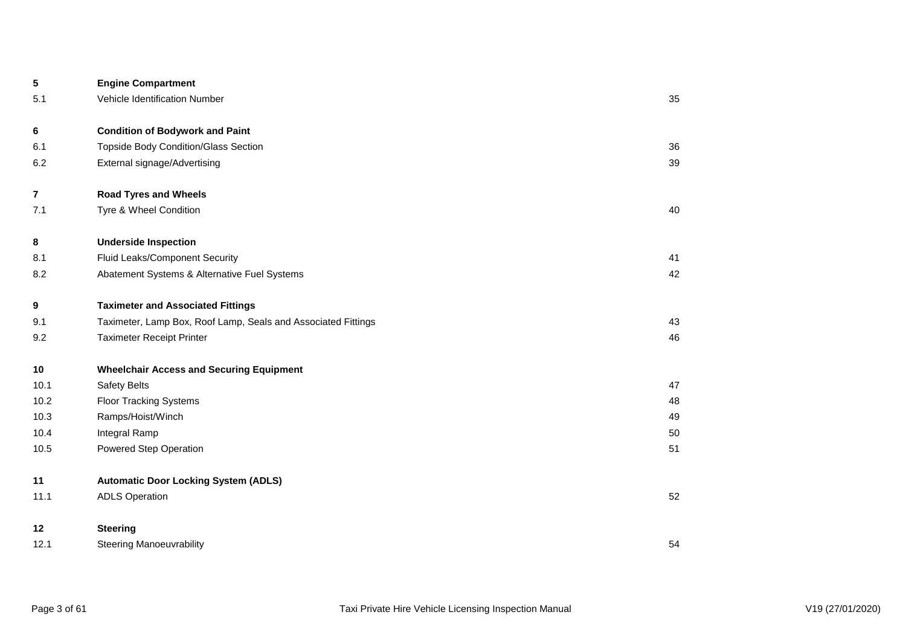| | | |
|---|---|---|
| **5** | **Engine Compartment** | |
| 5.1 | Vehicle Identification Number | 35 |
| | | |
| **6** | **Condition of Bodywork and Paint** | |
| 6.1 | Topside Body Condition/Glass Section | 36 |
| 6.2 | External signage/Advertising | 39 |
| | | |
| **7** | **Road Tyres and Wheels** | |
| 7.1 | Tyre & Wheel Condition | 40 |
| | | |
| **8** | **Underside Inspection** | |
| 8.1 | Fluid Leaks/Component Security | 41 |
| 8.2 | Abatement Systems & Alternative Fuel Systems | 42 |
| | | |
| **9** | **Taximeter and Associated Fittings** | |
| 9.1 | Taximeter, Lamp Box, Roof Lamp, Seals and Associated Fittings | 43 |
| 9.2 | Taximeter Receipt Printer | 46 |
| | | |
| **10** | **Wheelchair Access and Securing Equipment** | |
| 10.1 | Safety Belts | 47 |
| 10.2 | Floor Tracking Systems | 48 |
| 10.3 | Ramps/Hoist/Winch | 49 |
| 10.4 | Integral Ramp | 50 |
| 10.5 | Powered Step Operation | 51 |
| | | |
| **11** | **Automatic Door Locking System (ADLS)** | |
| 11.1 | ADLS Operation | 52 |
| | | |
| **12** | **Steering** | |
| 12.1 | Steering Manoeuvrability | 54 |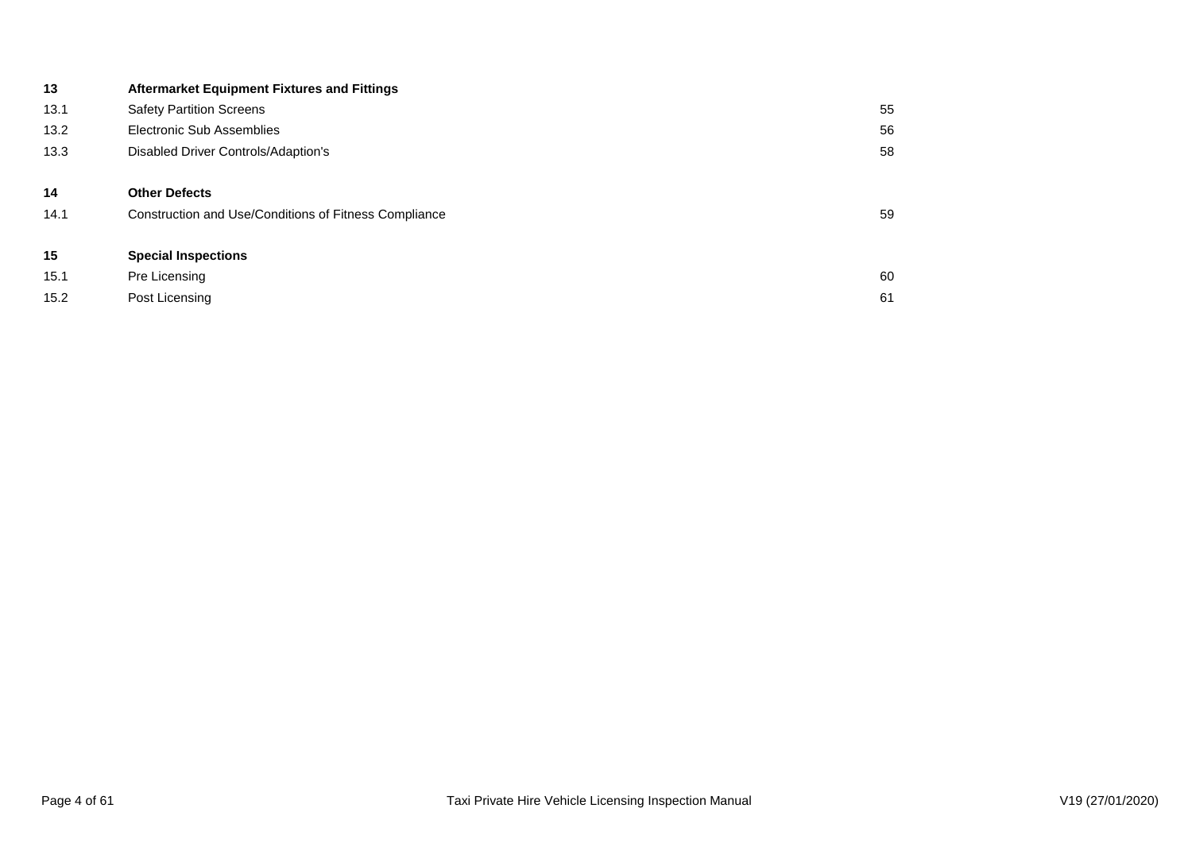| | | |
|---|---|---|
| **13** | **Aftermarket Equipment Fixtures and Fittings** | |
| 13.1 | Safety Partition Screens | 55 |
| 13.2 | Electronic Sub Assemblies | 56 |
| 13.3 | Disabled Driver Controls/Adaption's | 58 |
| **14** | **Other Defects** | |
| 14.1 | Construction and Use/Conditions of Fitness Compliance | 59 |
| **15** | **Special Inspections** | |
| 15.1 | Pre Licensing | 60 |
| 15.2 | Post Licensing | 61 |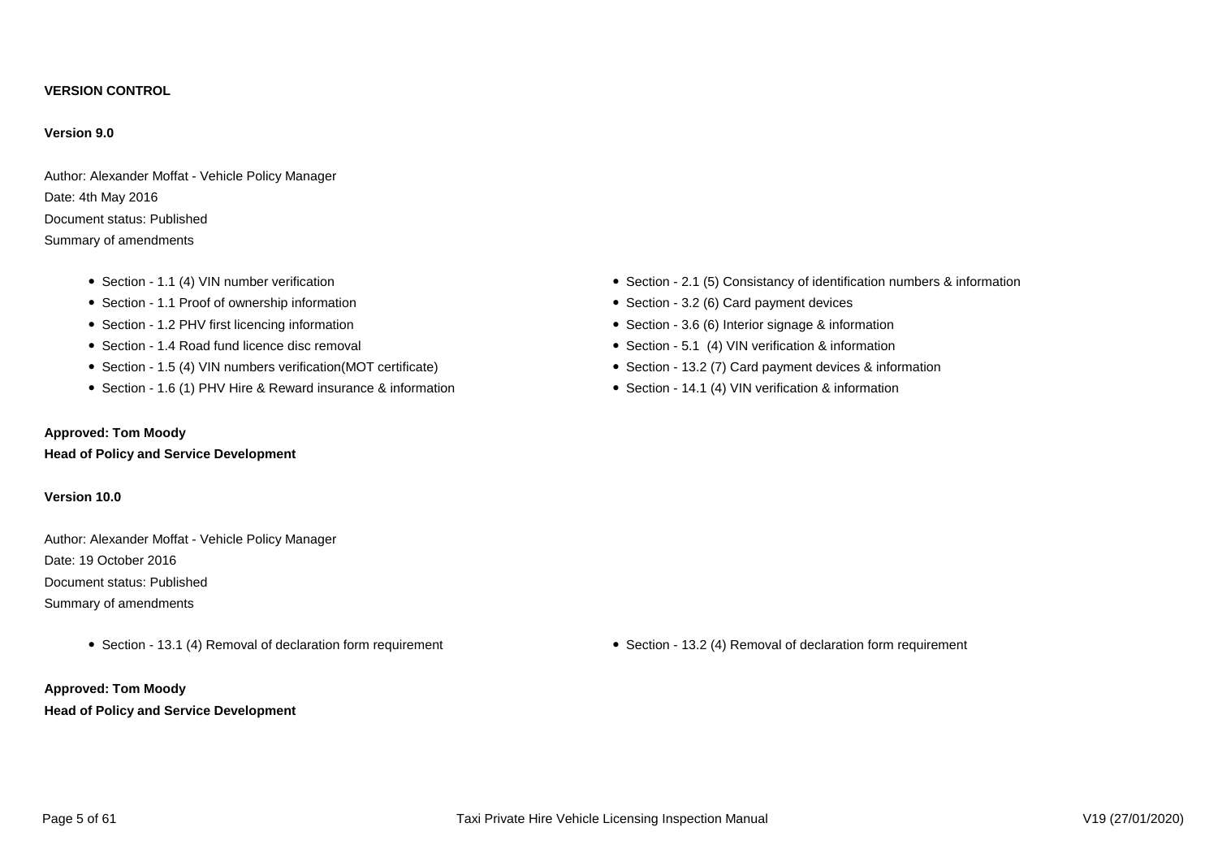**VERSION CONTROL**

**Version 9.0**

Author: Alexander Moffat - Vehicle Policy Manager
Date: 4th May 2016
Document status: Published
Summary of amendments

- Section - 1.1 (4) VIN number verification
- Section - 1.1 Proof of ownership information
- Section - 1.2 PHV first licencing information
- Section - 1.4 Road fund licence disc removal
- Section - 1.5 (4) VIN numbers verification(MOT certificate)
- Section - 1.6 (1) PHV Hire & Reward insurance & information
- Section - 2.1 (5) Consistancy of identification numbers & information
- Section - 3.2 (6) Card payment devices
- Section - 3.6 (6) Interior signage & information
- Section - 5.1 (4) VIN verification & information
- Section - 13.2 (7) Card payment devices & information
- Section - 14.1 (4) VIN verification & information

**Approved: Tom Moody**
**Head of Policy and Service Development**

**Version 10.0**

Author: Alexander Moffat - Vehicle Policy Manager
Date: 19 October 2016
Document status: Published
Summary of amendments

- Section - 13.1 (4) Removal of declaration form requirement
- Section - 13.2 (4) Removal of declaration form requirement

**Approved: Tom Moody**
**Head of Policy and Service Development**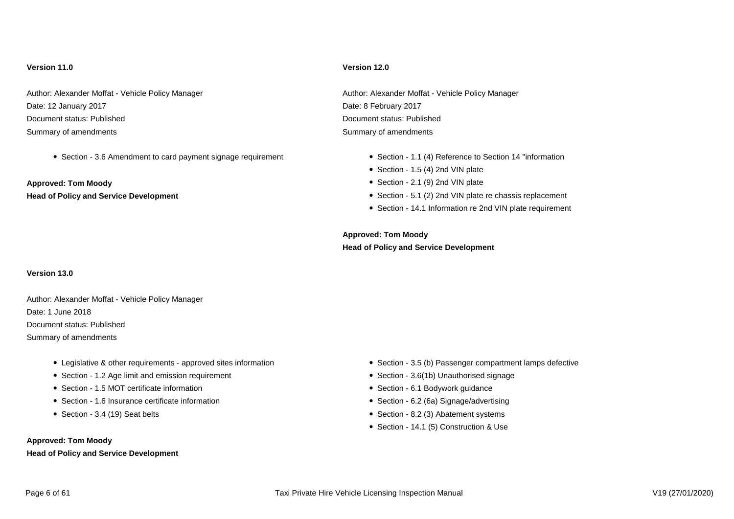**Version 11.0**

Author: Alexander Moffat - Vehicle Policy Manager
Date: 12 January 2017
Document status: Published
Summary of amendments

- Section - 3.6 Amendment to card payment signage requirement

**Approved: Tom Moody**
**Head of Policy and Service Development**

**Version 12.0**

Author: Alexander Moffat - Vehicle Policy Manager
Date: 8 February 2017
Document status: Published
Summary of amendments

- Section - 1.1 (4) Reference to Section 14 "information
- Section - 1.5 (4) 2nd VIN plate
- Section - 2.1 (9) 2nd VIN plate
- Section - 5.1 (2) 2nd VIN plate re chassis replacement
- Section - 14.1 Information re 2nd VIN plate requirement

**Approved: Tom Moody**
**Head of Policy and Service Development**

**Version 13.0**

Author: Alexander Moffat - Vehicle Policy Manager
Date: 1 June 2018
Document status: Published
Summary of amendments

- Legislative & other requirements - approved sites information
- Section - 1.2 Age limit and emission requirement
- Section - 1.5 MOT certificate information
- Section - 1.6 Insurance certificate information
- Section - 3.4 (19) Seat belts
- Section - 3.5 (b) Passenger compartment lamps defective
- Section - 3.6(1b) Unauthorised signage
- Section - 6.1 Bodywork guidance
- Section - 6.2 (6a) Signage/advertising
- Section - 8.2 (3) Abatement systems
- Section - 14.1 (5) Construction & Use

**Approved: Tom Moody**
**Head of Policy and Service Development**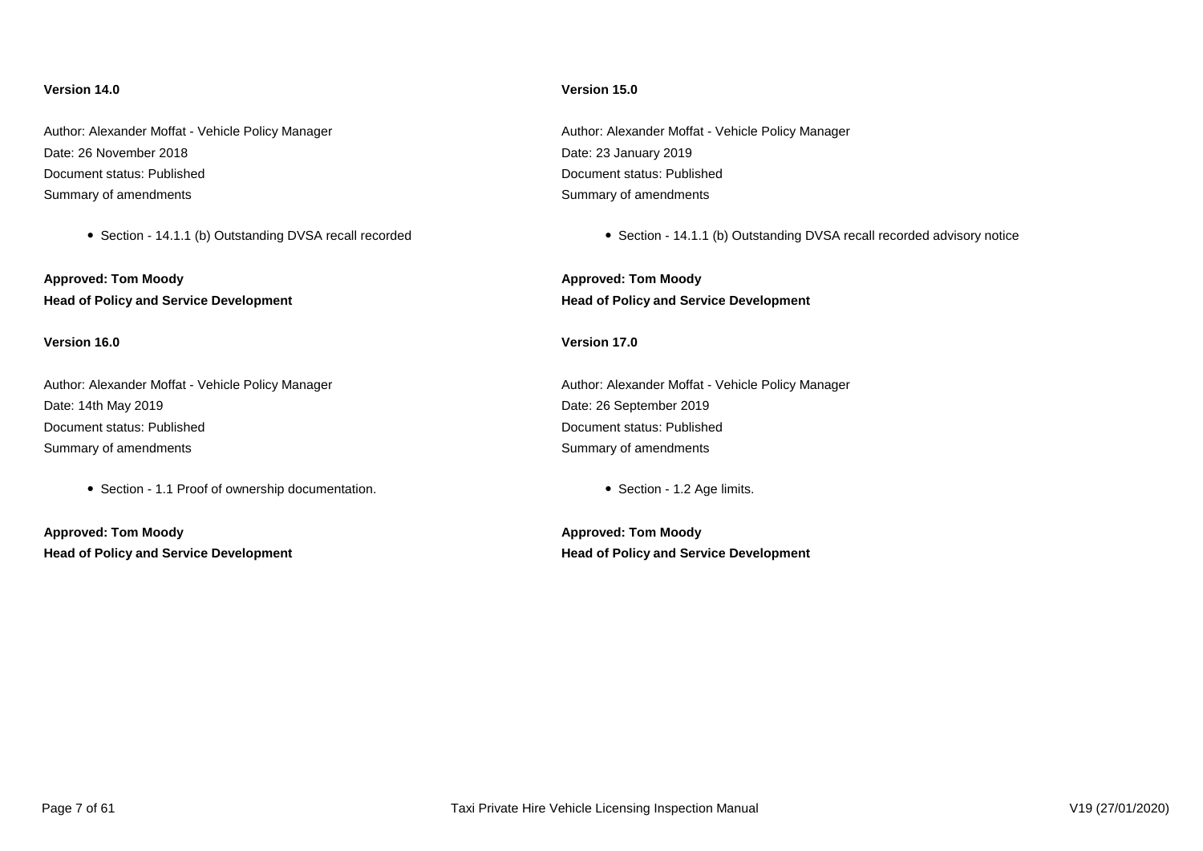**Version 14.0**

Author: Alexander Moffat - Vehicle Policy Manager
Date: 26 November 2018
Document status: Published
Summary of amendments

- Section - 14.1.1 (b) Outstanding DVSA recall recorded

**Approved: Tom Moody**
**Head of Policy and Service Development**

**Version 15.0**

Author: Alexander Moffat - Vehicle Policy Manager
Date: 23 January 2019
Document status: Published
Summary of amendments

- Section - 14.1.1 (b) Outstanding DVSA recall recorded advisory notice

**Approved: Tom Moody**
**Head of Policy and Service Development**

**Version 16.0**

Author: Alexander Moffat - Vehicle Policy Manager
Date: 14th May 2019
Document status: Published
Summary of amendments

- Section - 1.1 Proof of ownership documentation.

**Approved: Tom Moody**
**Head of Policy and Service Development**

**Version 17.0**

Author: Alexander Moffat - Vehicle Policy Manager
Date: 26 September 2019
Document status: Published
Summary of amendments

- Section - 1.2 Age limits.

**Approved: Tom Moody**
**Head of Policy and Service Development**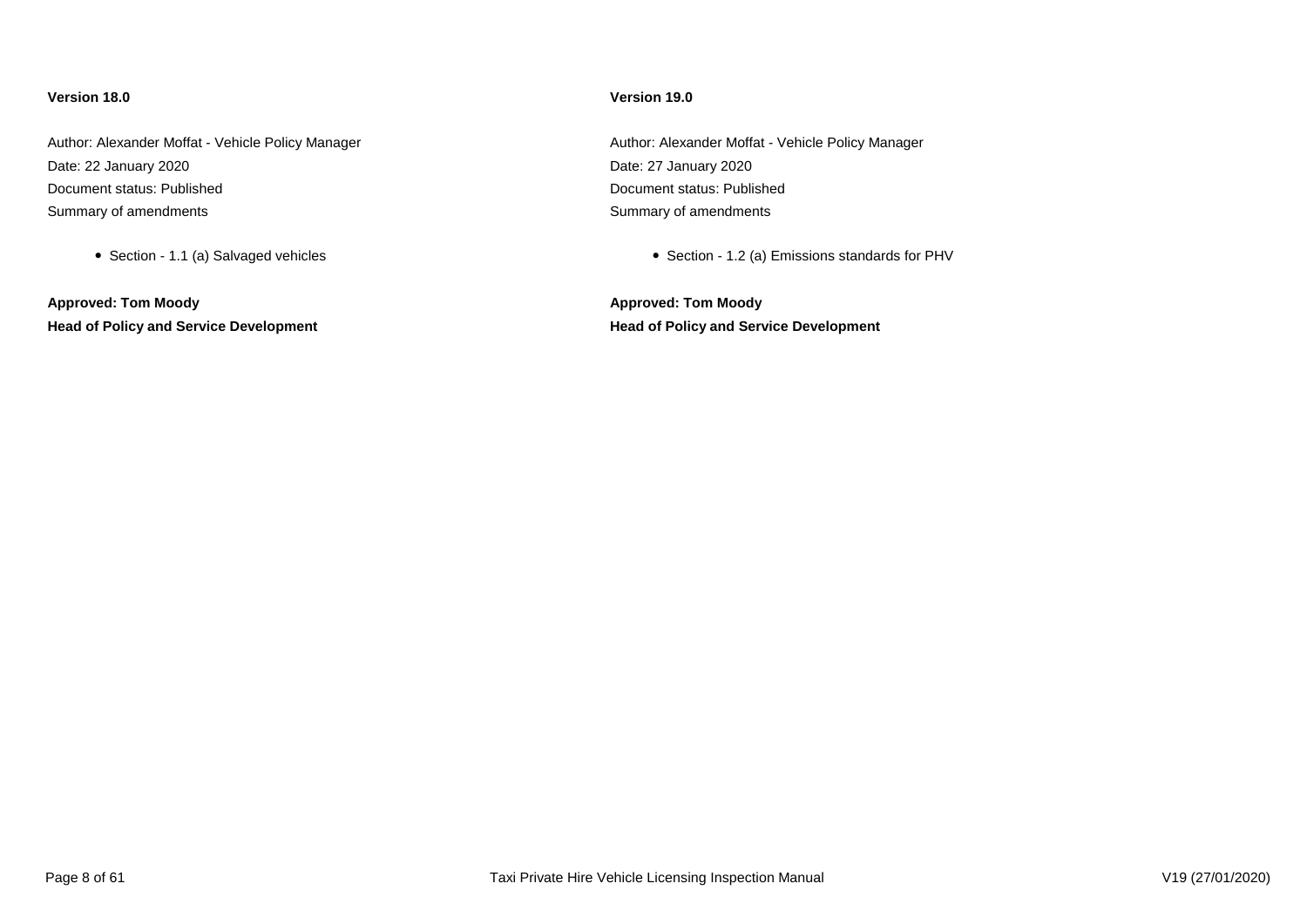**Version 18.0**

Author: Alexander Moffat - Vehicle Policy Manager

Date: 22 January 2020

Document status: Published

Summary of amendments

- Section - 1.1 (a) Salvaged vehicles

**Approved: Tom Moody**

**Head of Policy and Service Development**

**Version 19.0**

Author: Alexander Moffat - Vehicle Policy Manager

Date: 27 January 2020

Document status: Published

Summary of amendments

- Section - 1.2 (a) Emissions standards for PHV

**Approved: Tom Moody**

**Head of Policy and Service Development**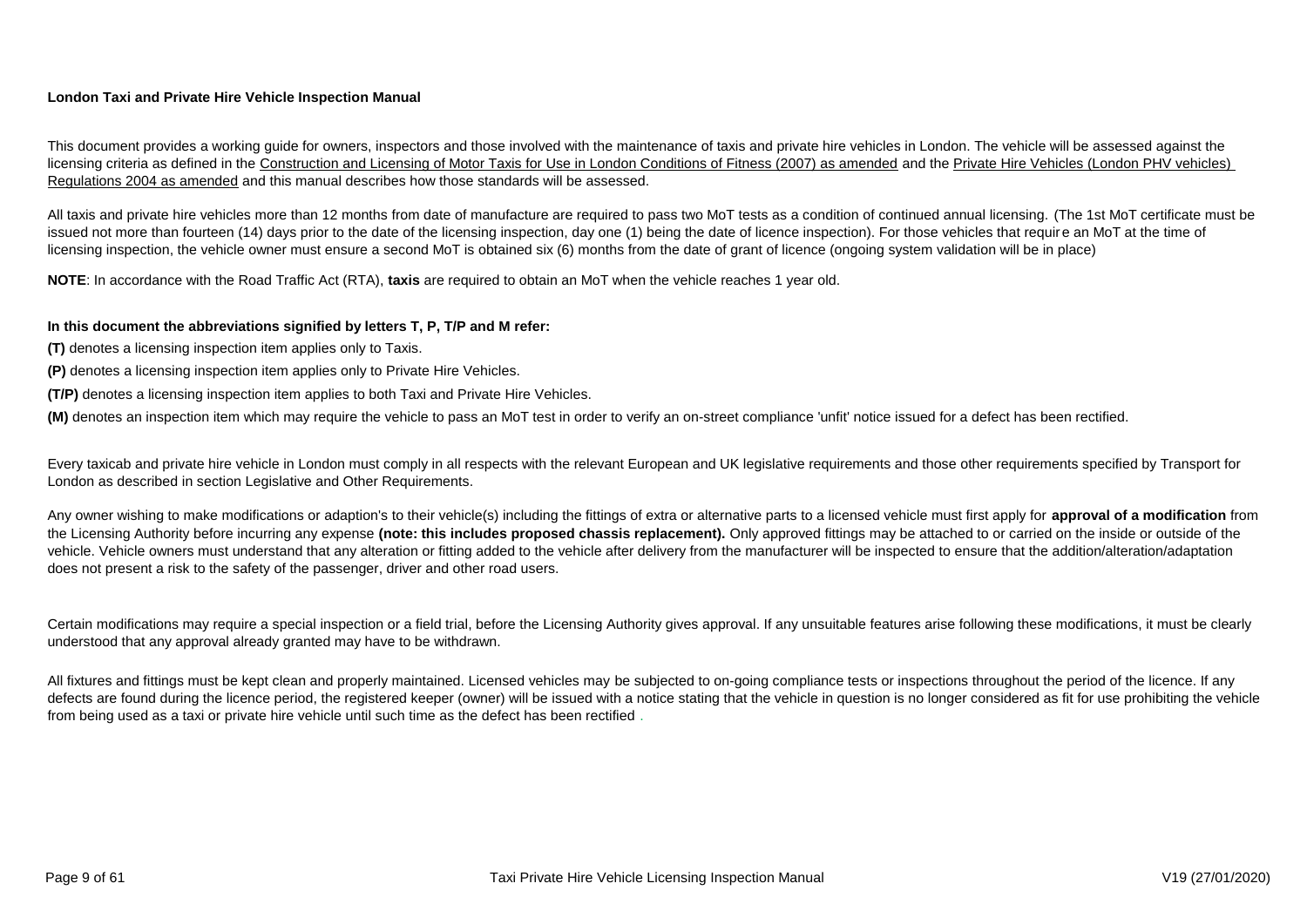**London Taxi and Private Hire Vehicle Inspection Manual**

This document provides a working guide for owners, inspectors and those involved with the maintenance of taxis and private hire vehicles in London. The vehicle will be assessed against the licensing criteria as defined in the Construction and Licensing of Motor Taxis for Use in London Conditions of Fitness (2007) as amended and the Private Hire Vehicles (London PHV vehicles) Regulations 2004 as amended and this manual describes how those standards will be assessed.

All taxis and private hire vehicles more than 12 months from date of manufacture are required to pass two MoT tests as a condition of continued annual licensing. (The 1st MoT certificate must be issued not more than fourteen (14) days prior to the date of the licensing inspection, day one (1) being the date of licence inspection). For those vehicles that require an MoT at the time of licensing inspection, the vehicle owner must ensure a second MoT is obtained six (6) months from the date of grant of licence (ongoing system validation will be in place)

**NOTE**: In accordance with the Road Traffic Act (RTA), **taxis** are required to obtain an MoT when the vehicle reaches 1 year old.

**In this document the abbreviations signified by letters T, P, T/P and M refer:**

**(T)** denotes a licensing inspection item applies only to Taxis.

**(P)** denotes a licensing inspection item applies only to Private Hire Vehicles.

**(T/P)** denotes a licensing inspection item applies to both Taxi and Private Hire Vehicles.

**(M)** denotes an inspection item which may require the vehicle to pass an MoT test in order to verify an on-street compliance 'unfit' notice issued for a defect has been rectified.

Every taxicab and private hire vehicle in London must comply in all respects with the relevant European and UK legislative requirements and those other requirements specified by Transport for London as described in section Legislative and Other Requirements.

Any owner wishing to make modifications or adaption's to their vehicle(s) including the fittings of extra or alternative parts to a licensed vehicle must first apply for **approval of a modification** from the Licensing Authority before incurring any expense **(note: this includes proposed chassis replacement).** Only approved fittings may be attached to or carried on the inside or outside of the vehicle. Vehicle owners must understand that any alteration or fitting added to the vehicle after delivery from the manufacturer will be inspected to ensure that the addition/alteration/adaptation does not present a risk to the safety of the passenger, driver and other road users.

Certain modifications may require a special inspection or a field trial, before the Licensing Authority gives approval. If any unsuitable features arise following these modifications, it must be clearly understood that any approval already granted may have to be withdrawn.

All fixtures and fittings must be kept clean and properly maintained. Licensed vehicles may be subjected to on-going compliance tests or inspections throughout the period of the licence. If any defects are found during the licence period, the registered keeper (owner) will be issued with a notice stating that the vehicle in question is no longer considered as fit for use prohibiting the vehicle from being used as a taxi or private hire vehicle until such time as the defect has been rectified .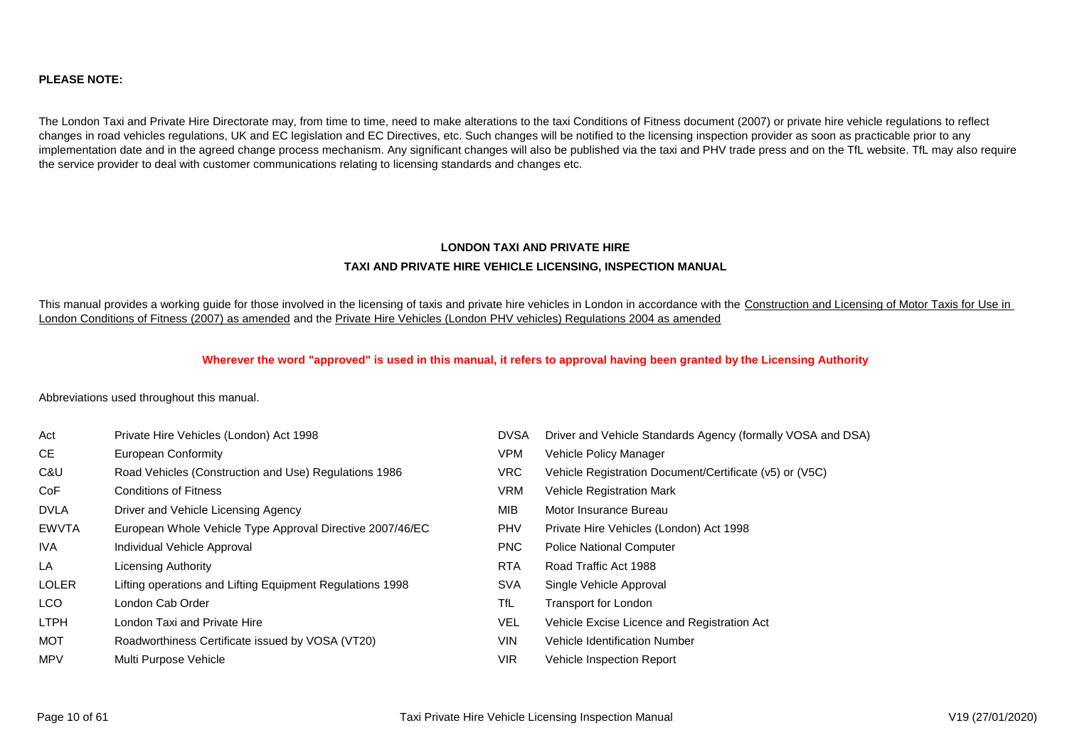**PLEASE NOTE:**

The London Taxi and Private Hire Directorate may, from time to time, need to make alterations to the taxi Conditions of Fitness document (2007) or private hire vehicle regulations to reflect changes in road vehicles regulations, UK and EC legislation and EC Directives, etc. Such changes will be notified to the licensing inspection provider as soon as practicable prior to any implementation date and in the agreed change process mechanism. Any significant changes will also be published via the taxi and PHV trade press and on the TfL website. TfL may also require the service provider to deal with customer communications relating to licensing standards and changes etc.

## LONDON TAXI AND PRIVATE HIRE

### TAXI AND PRIVATE HIRE VEHICLE LICENSING, INSPECTION MANUAL

This manual provides a working guide for those involved in the licensing of taxis and private hire vehicles in London in accordance with the Construction and Licensing of Motor Taxis for Use in London Conditions of Fitness (2007) as amended and the Private Hire Vehicles (London PHV vehicles) Regulations 2004 as amended

**Wherever the word "approved" is used in this manual, it refers to approval having been granted by the Licensing Authority**

Abbreviations used throughout this manual.

| | |
|---|---|
| Act | Private Hire Vehicles (London) Act 1998 |
| CE | European Conformity |
| C&U | Road Vehicles (Construction and Use) Regulations 1986 |
| CoF | Conditions of Fitness |
| DVLA | Driver and Vehicle Licensing Agency |
| EWVTA | European Whole Vehicle Type Approval Directive 2007/46/EC |
| IVA | Individual Vehicle Approval |
| LA | Licensing Authority |
| LOLER | Lifting operations and Lifting Equipment Regulations 1998 |
| LCO | London Cab Order |
| LTPH | London Taxi and Private Hire |
| MOT | Roadworthiness Certificate issued by VOSA (VT20) |
| MPV | Multi Purpose Vehicle |
| DVSA | Driver and Vehicle Standards Agency (formally VOSA and DSA) |
| VPM | Vehicle Policy Manager |
| VRC | Vehicle Registration Document/Certificate (v5) or (V5C) |
| VRM | Vehicle Registration Mark |
| MIB | Motor Insurance Bureau |
| PHV | Private Hire Vehicles (London) Act 1998 |
| PNC | Police National Computer |
| RTA | Road Traffic Act 1988 |
| SVA | Single Vehicle Approval |
| TfL | Transport for London |
| VEL | Vehicle Excise Licence and Registration Act |
| VIN | Vehicle Identification Number |
| VIR | Vehicle Inspection Report |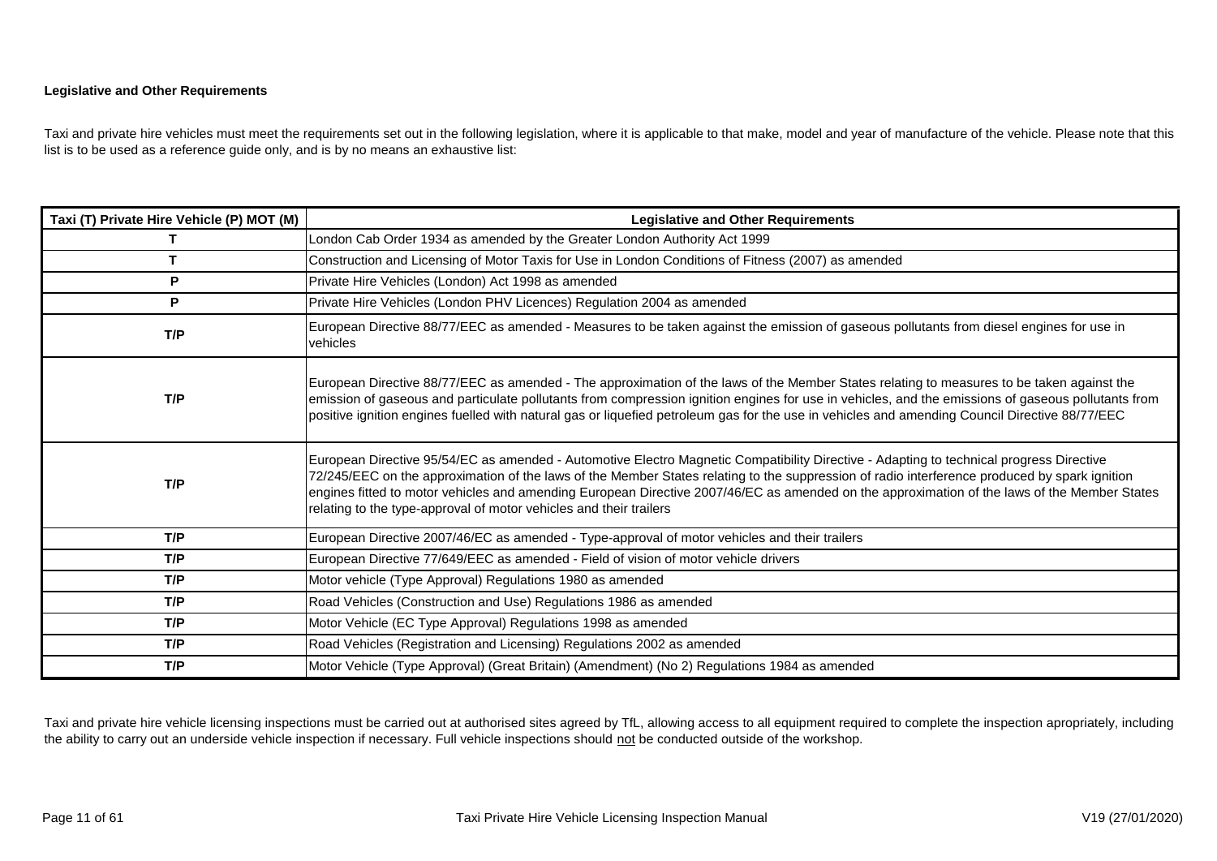**Legislative and Other Requirements**

Taxi and private hire vehicles must meet the requirements set out in the following legislation, where it is applicable to that make, model and year of manufacture of the vehicle. Please note that this list is to be used as a reference guide only, and is by no means an exhaustive list:

| Taxi (T) Private Hire Vehicle (P) MOT (M) | Legislative and Other Requirements |
|---|---|
| T | London Cab Order 1934 as amended by the Greater London Authority Act 1999 |
| T | Construction and Licensing of Motor Taxis for Use in London Conditions of Fitness (2007) as amended |
| P | Private Hire Vehicles (London) Act 1998 as amended |
| P | Private Hire Vehicles (London PHV Licences) Regulation 2004 as amended |
| T/P | European Directive 88/77/EEC as amended - Measures to be taken against the emission of gaseous pollutants from diesel engines for use in vehicles |
| T/P | European Directive 88/77/EEC as amended - The approximation of the laws of the Member States relating to measures to be taken against the emission of gaseous and particulate pollutants from compression ignition engines for use in vehicles, and the emissions of gaseous pollutants from positive ignition engines fuelled with natural gas or liquefied petroleum gas for the use in vehicles and amending Council Directive 88/77/EEC |
| T/P | European Directive 95/54/EC as amended - Automotive Electro Magnetic Compatibility Directive - Adapting to technical progress Directive 72/245/EEC on the approximation of the laws of the Member States relating to the suppression of radio interference produced by spark ignition engines fitted to motor vehicles and amending European Directive 2007/46/EC as amended on the approximation of the laws of the Member States relating to the type-approval of motor vehicles and their trailers |
| T/P | European Directive 2007/46/EC as amended - Type-approval of motor vehicles and their trailers |
| T/P | European Directive 77/649/EEC as amended - Field of vision of motor vehicle drivers |
| T/P | Motor vehicle (Type Approval) Regulations 1980 as amended |
| T/P | Road Vehicles (Construction and Use) Regulations 1986 as amended |
| T/P | Motor Vehicle (EC Type Approval) Regulations 1998 as amended |
| T/P | Road Vehicles (Registration and Licensing) Regulations 2002 as amended |
| T/P | Motor Vehicle (Type Approval) (Great Britain) (Amendment) (No 2) Regulations 1984 as amended |

Taxi and private hire vehicle licensing inspections must be carried out at authorised sites agreed by TfL, allowing access to all equipment required to complete the inspection apropriately, including the ability to carry out an underside vehicle inspection if necessary. Full vehicle inspections should not be conducted outside of the workshop.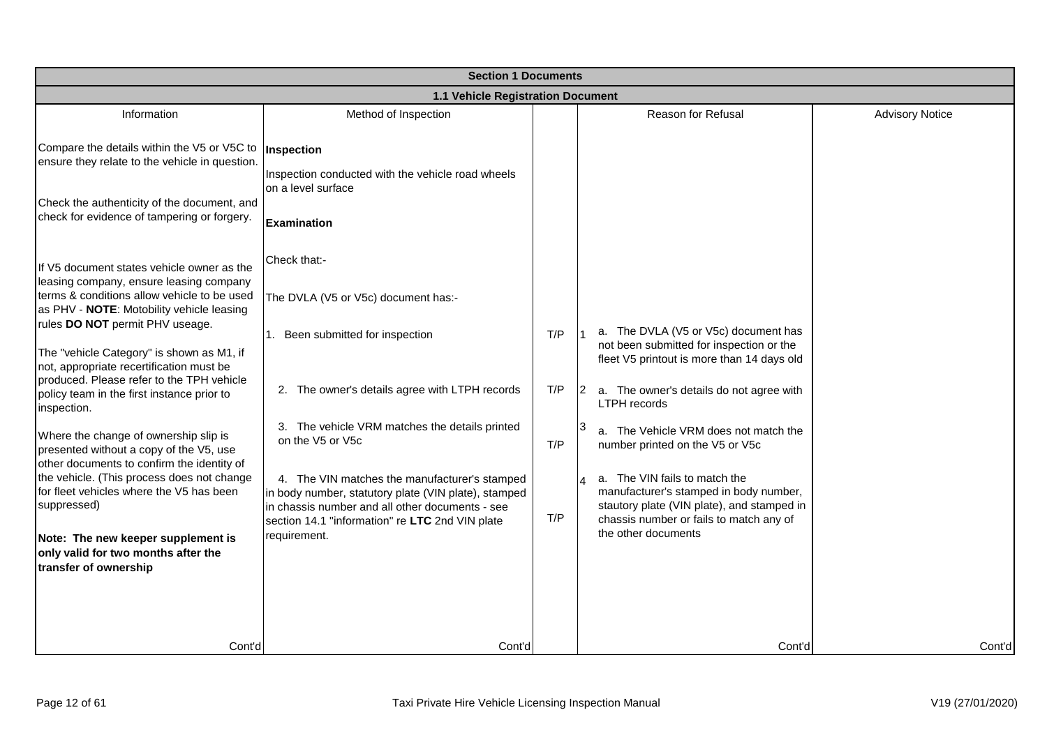## Section 1 Documents

### 1.1 Vehicle Registration Document

| Information | Method of Inspection | | Reason for Refusal | Advisory Notice |
|---|---|---|---|---|
| Compare the details within the V5 or V5C to ensure they relate to the vehicle in question.<br><br>Check the authenticity of the document, and check for evidence of tampering or forgery.<br><br>If V5 document states vehicle owner as the leasing company, ensure leasing company terms & conditions allow vehicle to be used as PHV - **NOTE**: Motobility vehicle leasing rules **DO NOT** permit PHV useage.<br><br>The "vehicle Category" is shown as M1, if not, appropriate recertification must be produced. Please refer to the TPH vehicle policy team in the first instance prior to inspection.<br><br>Where the change of ownership slip is presented without a copy of the V5, use other documents to confirm the identity of the vehicle. (This process does not change for fleet vehicles where the V5 has been suppressed)<br><br>**Note: The new keeper supplement is only valid for two months after the transfer of ownership** | **Inspection**<br><br>Inspection conducted with the vehicle road wheels on a level surface<br><br>**Examination**<br><br>Check that:-<br><br>The DVLA (V5 or V5c) document has:- | | | |
| | 1. Been submitted for inspection | T/P | 1 a. The DVLA (V5 or V5c) document has not been submitted for inspection or the fleet V5 printout is more than 14 days old | |
| | 2. The owner's details agree with LTPH records | T/P | 2 a. The owner's details do not agree with LTPH records | |
| | 3. The vehicle VRM matches the details printed on the V5 or V5c | T/P | 3 a. The Vehicle VRM does not match the number printed on the V5 or V5c | |
| | 4. The VIN matches the manufacturer's stamped in body number, statutory plate (VIN plate), stamped in chassis number and all other documents - see section 14.1 "information" re **LTC** 2nd VIN plate requirement. | T/P | 4 a. The VIN fails to match the manufacturer's stamped in body number, stautory plate (VIN plate), and stamped in chassis number or fails to match any of the other documents | |
| Cont'd | Cont'd | | Cont'd | Cont'd |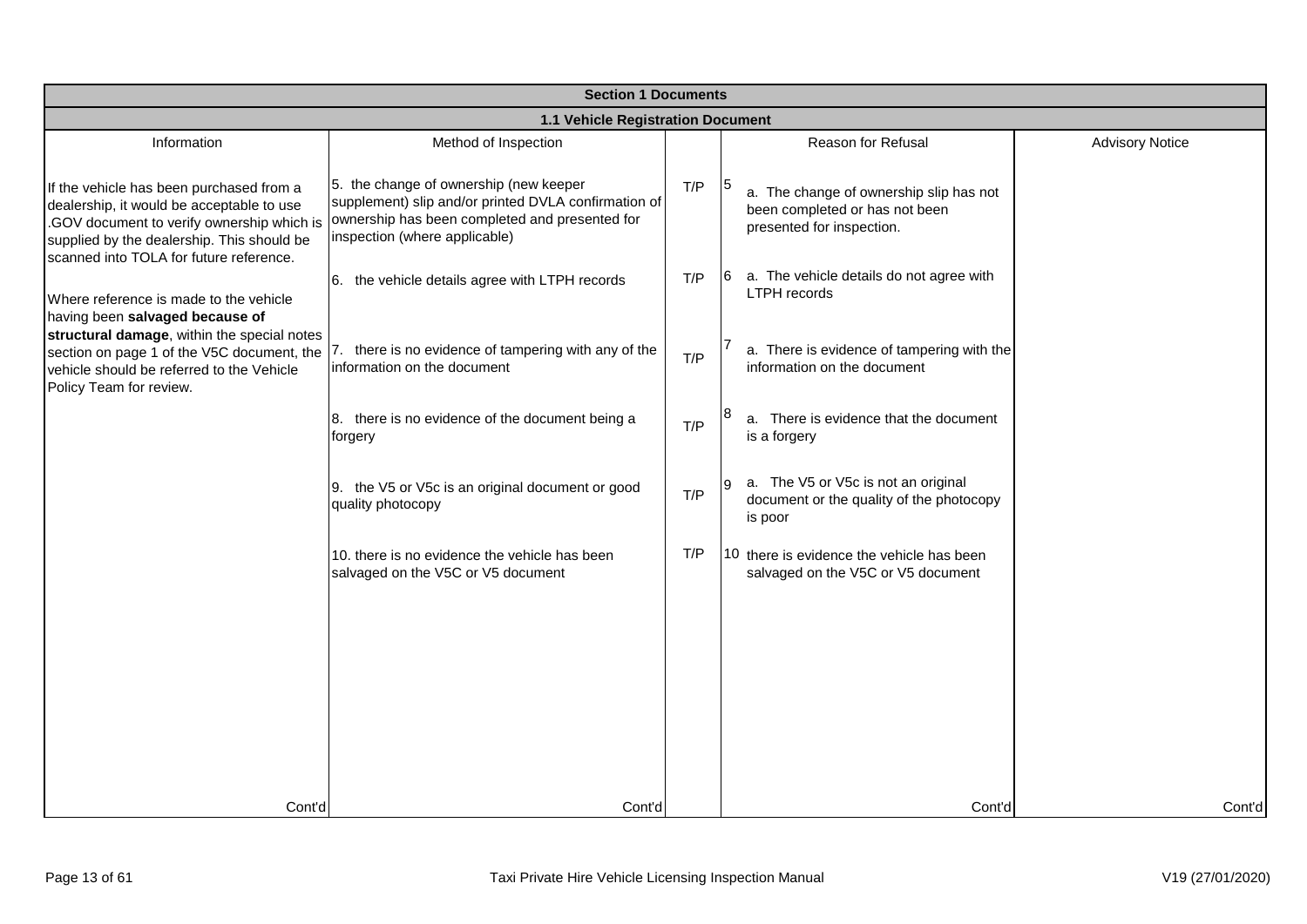| Section 1 Documents | | | | |
|---|---|---|---|---|
| **1.1 Vehicle Registration Document** | | | | |
| Information | Method of Inspection | | Reason for Refusal | Advisory Notice |
| If the vehicle has been purchased from a dealership, it would be acceptable to use .GOV document to verify ownership which is supplied by the dealership. This should be scanned into TOLA for future reference.<br><br>Where reference is made to the vehicle having been **salvaged because of structural damage**, within the special notes section on page 1 of the V5C document, the vehicle should be referred to the Vehicle Policy Team for review. | 5. the change of ownership (new keeper supplement) slip and/or printed DVLA confirmation of ownership has been completed and presented for inspection (where applicable) | T/P | 5 a. The change of ownership slip has not been completed or has not been presented for inspection. | |
| | 6. the vehicle details agree with LTPH records | T/P | 6 a. The vehicle details do not agree with LTPH records | |
| | 7. there is no evidence of tampering with any of the information on the document | T/P | 7 a. There is evidence of tampering with the information on the document | |
| | 8. there is no evidence of the document being a forgery | T/P | 8 a. There is evidence that the document is a forgery | |
| | 9. the V5 or V5c is an original document or good quality photocopy | T/P | 9 a. The V5 or V5c is not an original document or the quality of the photocopy is poor | |
| | 10. there is no evidence the vehicle has been salvaged on the V5C or V5 document | T/P | 10 there is evidence the vehicle has been salvaged on the V5C or V5 document | |
| Cont'd | Cont'd | | Cont'd | Cont'd |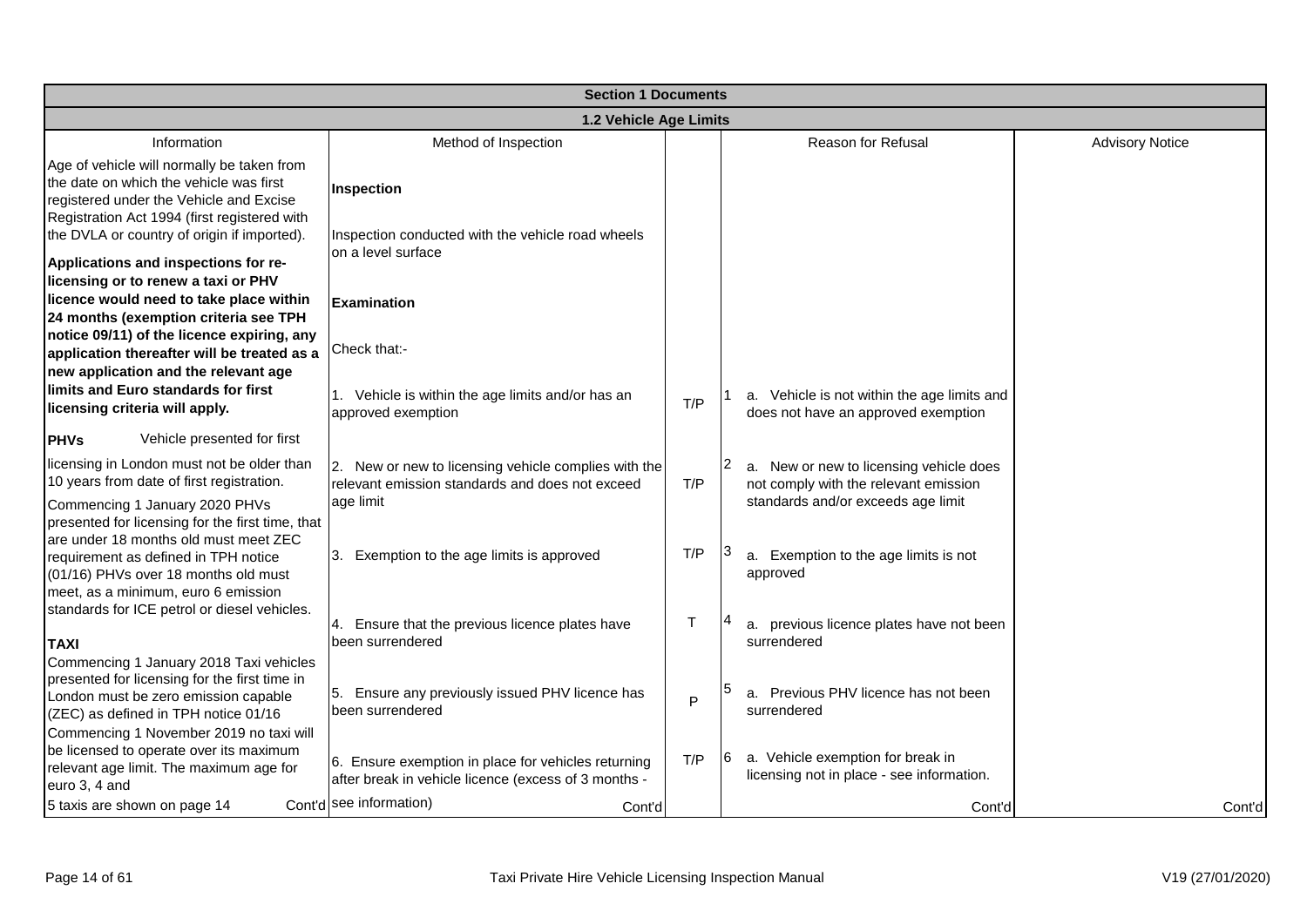| Section 1 Documents | | | | | |
|---|---|---|---|---|---|
| **1.2 Vehicle Age Limits** | | | | | |
| Information | Method of Inspection | | | Reason for Refusal | Advisory Notice |
| Age of vehicle will normally be taken from the date on which the vehicle was first registered under the Vehicle and Excise Registration Act 1994 (first registered with the DVLA or country of origin if imported).<br><br>**Applications and inspections for re-licensing or to renew a taxi or PHV licence would need to take place within 24 months (exemption criteria see TPH notice 09/11) of the licence expiring, any application thereafter will be treated as a new application and the relevant age limits and Euro standards for first licensing criteria will apply.** | **Inspection**<br><br>Inspection conducted with the vehicle road wheels on a level surface<br><br>**Examination**<br><br>Check that:-<br><br>1. Vehicle is within the age limits and/or has an approved exemption | T/P | 1 | a. Vehicle is not within the age limits and does not have an approved exemption | |
| **PHVs** Vehicle presented for first licensing in London must not be older than 10 years from date of first registration.<br><br>Commencing 1 January 2020 PHVs presented for licensing for the first time, that are under 18 months old must meet ZEC requirement as defined in TPH notice (01/16) PHVs over 18 months old must meet, as a minimum, euro 6 emission standards for ICE petrol or diesel vehicles. | 2. New or new to licensing vehicle complies with the relevant emission standards and does not exceed age limit | T/P | 2 | a. New or new to licensing vehicle does not comply with the relevant emission standards and/or exceeds age limit | |
| | 3. Exemption to the age limits is approved | T/P | 3 | a. Exemption to the age limits is not approved | |
| **TAXI**<br>Commencing 1 January 2018 Taxi vehicles presented for licensing for the first time in London must be zero emission capable (ZEC) as defined in TPH notice 01/16 | 4. Ensure that the previous licence plates have been surrendered | T | 4 | a. previous licence plates have not been surrendered | |
| | 5. Ensure any previously issued PHV licence has been surrendered | P | 5 | a. Previous PHV licence has not been surrendered | |
| Commencing 1 November 2019 no taxi will be licensed to operate over its maximum relevant age limit. The maximum age for euro 3, 4 and 5 taxis are shown on page 14 Cont'd | 6. Ensure exemption in place for vehicles returning after break in vehicle licence (excess of 3 months - see information) Cont'd | T/P | 6 | a. Vehicle exemption for break in licensing not in place - see information. Cont'd | Cont'd |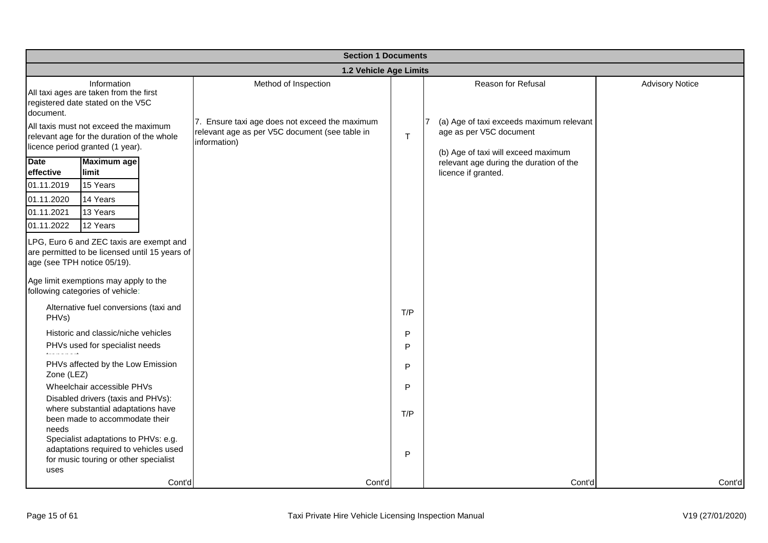## Section 1 Documents

### 1.2 Vehicle Age Limits

| Information | Method of Inspection | | Reason for Refusal | Advisory Notice |
|---|---|---|---|---|
| All taxi ages are taken from the first registered date stated on the V5C document. | | | | |
| All taxis must not exceed the maximum relevant age for the duration of the whole licence period granted (1 year). | 7. Ensure taxi age does not exceed the maximum relevant age as per V5C document (see table in information) | T | 7 (a) Age of taxi exceeds maximum relevant age as per V5C document<br><br>(b) Age of taxi will exceed maximum relevant age during the duration of the licence if granted. | |
| **Date effective** / **Maximum age limit**<br>01.11.2019 – 15 Years<br>01.11.2020 – 14 Years<br>01.11.2021 – 13 Years<br>01.11.2022 – 12 Years | | | | |
| LPG, Euro 6 and ZEC taxis are exempt and are permitted to be licensed until 15 years of age (see TPH notice 05/19). | | | | |
| Age limit exemptions may apply to the following categories of vehicle: | | | | |
| Alternative fuel conversions (taxi and PHVs) | | T/P | | |
| Historic and classic/niche vehicles | | P | | |
| PHVs used for specialist needs transport | | P | | |
| PHVs affected by the Low Emission Zone (LEZ) | | P | | |
| Wheelchair accessible PHVs | | P | | |
| Disabled drivers (taxis and PHVs): where substantial adaptations have been made to accommodate their needs | | T/P | | |
| Specialist adaptations to PHVs: e.g. adaptations required to vehicles used for music touring or other specialist uses | | P | | |
| Cont'd | Cont'd | | Cont'd | Cont'd |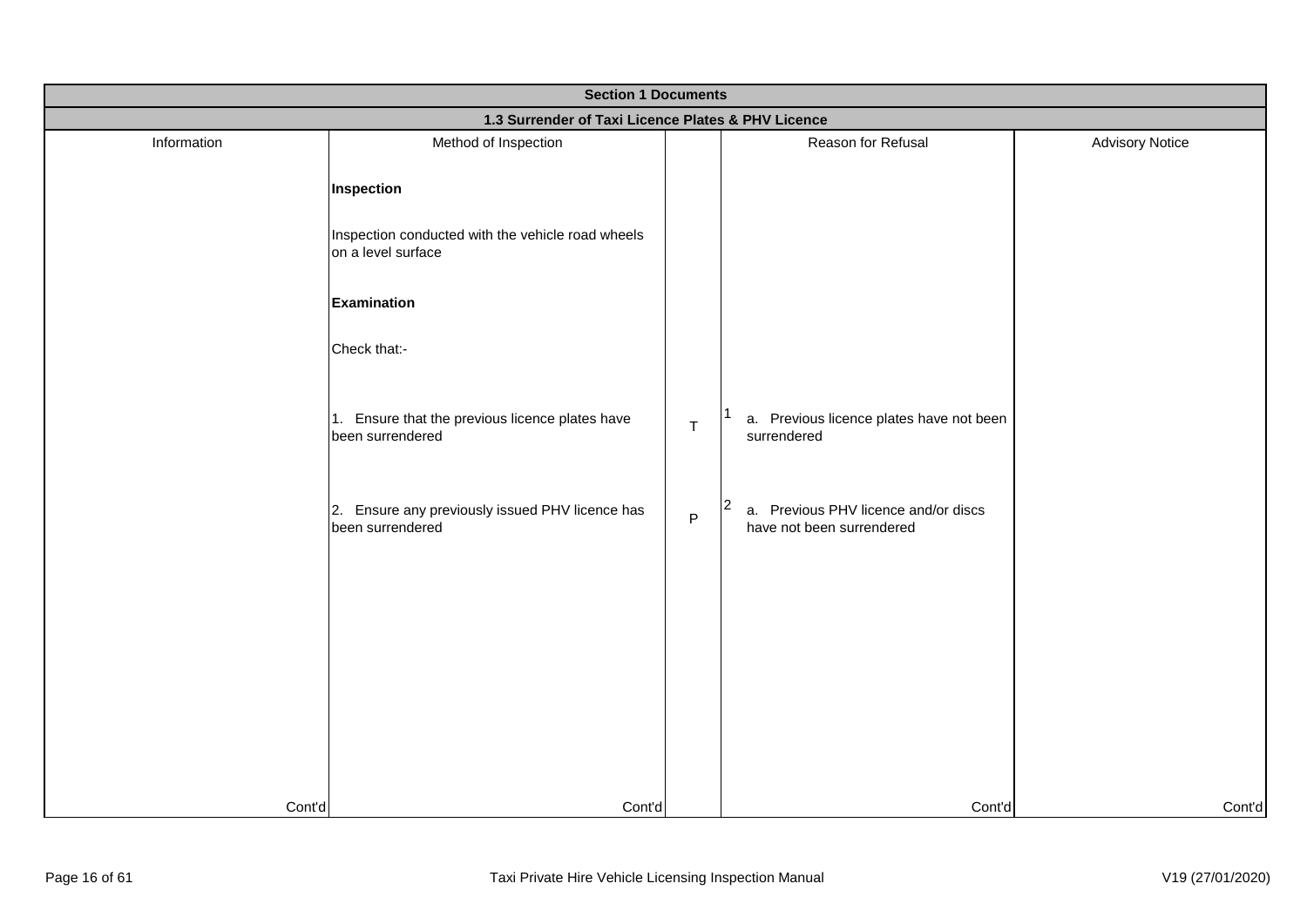| Section 1 Documents | | | | |
|---|---|---|---|---|
| **1.3 Surrender of Taxi Licence Plates & PHV Licence** | | | | |
| Information | Method of Inspection | | Reason for Refusal | Advisory Notice |
| | **Inspection** | | | |
| | Inspection conducted with the vehicle road wheels on a level surface | | | |
| | **Examination** | | | |
| | Check that:- | | | |
| | 1. Ensure that the previous licence plates have been surrendered | T | 1 a. Previous licence plates have not been surrendered | |
| | 2. Ensure any previously issued PHV licence has been surrendered | P | 2 a. Previous PHV licence and/or discs have not been surrendered | |
| Cont'd | Cont'd | | Cont'd | Cont'd |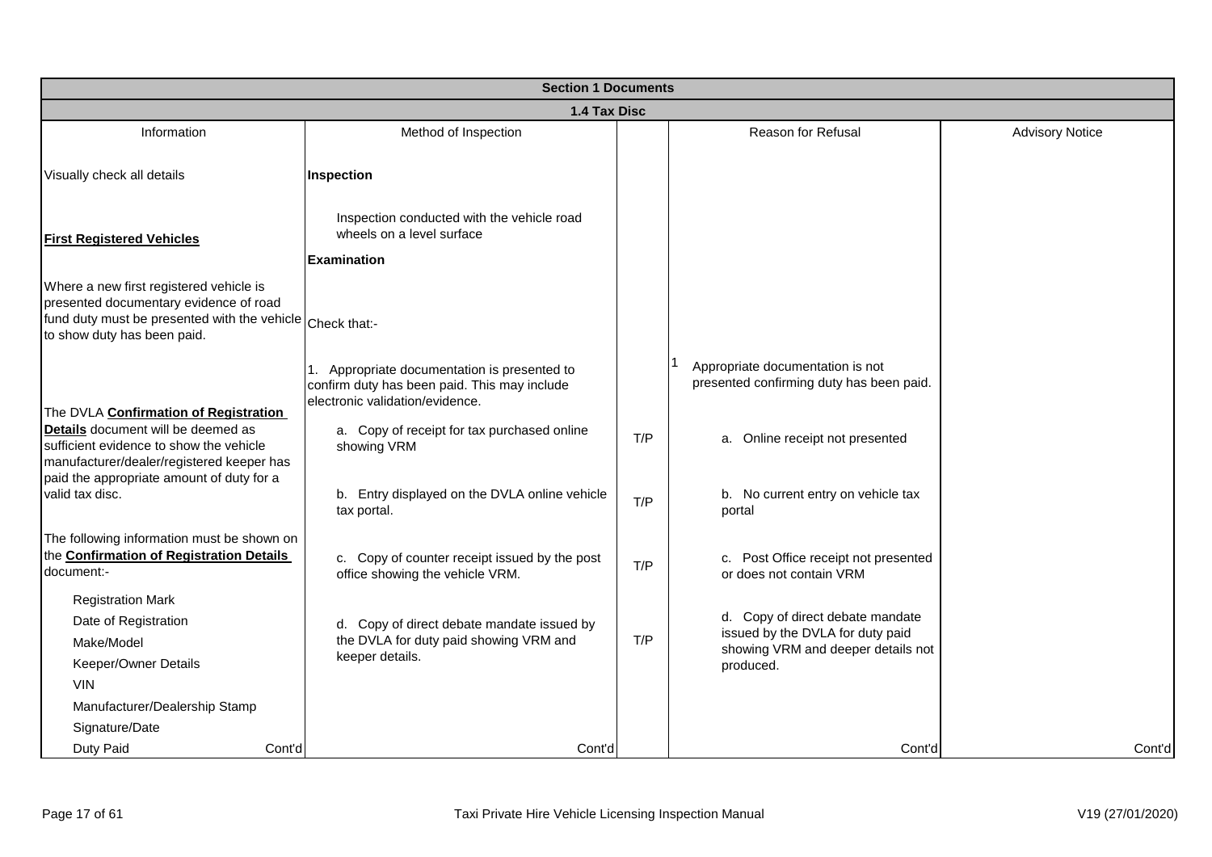| Section 1 Documents | | | | |
|---|---|---|---|---|
| **1.4 Tax Disc** | | | | |
| Information | Method of Inspection | | Reason for Refusal | Advisory Notice |
| Visually check all details | **Inspection** | | | |
| **First Registered Vehicles** | Inspection conducted with the vehicle road wheels on a level surface | | | |
| | **Examination** | | | |
| Where a new first registered vehicle is presented documentary evidence of road fund duty must be presented with the vehicle to show duty has been paid. | Check that:- | | | |
| | 1. Appropriate documentation is presented to confirm duty has been paid. This may include electronic validation/evidence. | | 1 Appropriate documentation is not presented confirming duty has been paid. | |
| The DVLA **Confirmation of Registration Details** document will be deemed as sufficient evidence to show the vehicle manufacturer/dealer/registered keeper has paid the appropriate amount of duty for a valid tax disc. | a. Copy of receipt for tax purchased online showing VRM | T/P | a. Online receipt not presented | |
| | b. Entry displayed on the DVLA online vehicle tax portal. | T/P | b. No current entry on vehicle tax portal | |
| The following information must be shown on the **Confirmation of Registration Details** document:- | c. Copy of counter receipt issued by the post office showing the vehicle VRM. | T/P | c. Post Office receipt not presented or does not contain VRM | |
| Registration Mark<br>Date of Registration<br>Make/Model<br>Keeper/Owner Details<br>VIN<br>Manufacturer/Dealership Stamp<br>Signature/Date<br>Duty Paid | d. Copy of direct debate mandate issued by the DVLA for duty paid showing VRM and keeper details. | T/P | d. Copy of direct debate mandate issued by the DVLA for duty paid showing VRM and deeper details not produced. | |
| Cont'd | Cont'd | | Cont'd | Cont'd |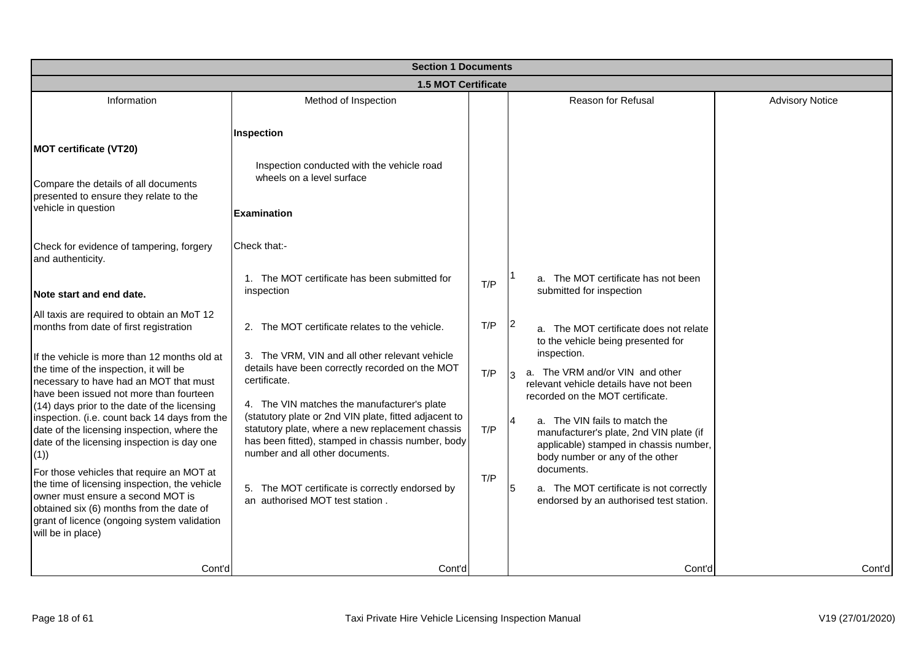| Section 1 Documents | | | | |
|---|---|---|---|---|
| **1.5 MOT Certificate** | | | | |
| Information | Method of Inspection | | Reason for Refusal | Advisory Notice |
| **MOT certificate (VT20)**<br><br>Compare the details of all documents presented to ensure they relate to the vehicle in question<br><br>Check for evidence of tampering, forgery and authenticity.<br><br>**Note start and end date.**<br><br>All taxis are required to obtain an MoT 12 months from date of first registration<br><br>If the vehicle is more than 12 months old at the time of the inspection, it will be necessary to have had an MOT that must have been issued not more than fourteen (14) days prior to the date of the licensing inspection. (i.e. count back 14 days from the date of the licensing inspection, where the date of the licensing inspection is day one (1))<br><br>For those vehicles that require an MOT at the time of licensing inspection, the vehicle owner must ensure a second MOT is obtained six (6) months from the date of grant of licence (ongoing system validation will be in place) | **Inspection**<br><br>Inspection conducted with the vehicle road wheels on a level surface<br><br>**Examination**<br><br>Check that:- | | | |
| | 1. The MOT certificate has been submitted for inspection | T/P | 1 a. The MOT certificate has not been submitted for inspection | |
| | 2. The MOT certificate relates to the vehicle. | T/P | 2 a. The MOT certificate does not relate to the vehicle being presented for inspection. | |
| | 3. The VRM, VIN and all other relevant vehicle details have been correctly recorded on the MOT certificate. | T/P | 3 a. The VRM and/or VIN and other relevant vehicle details have not been recorded on the MOT certificate. | |
| | 4. The VIN matches the manufacturer's plate (statutory plate or 2nd VIN plate, fitted adjacent to statutory plate, where a new replacement chassis has been fitted), stamped in chassis number, body number and all other documents. | T/P | 4 a. The VIN fails to match the manufacturer's plate, 2nd VIN plate (if applicable) stamped in chassis number, body number or any of the other documents. | |
| | 5. The MOT certificate is correctly endorsed by an authorised MOT test station . | T/P | 5 a. The MOT certificate is not correctly endorsed by an authorised test station. | |
| Cont'd | Cont'd | | Cont'd | Cont'd |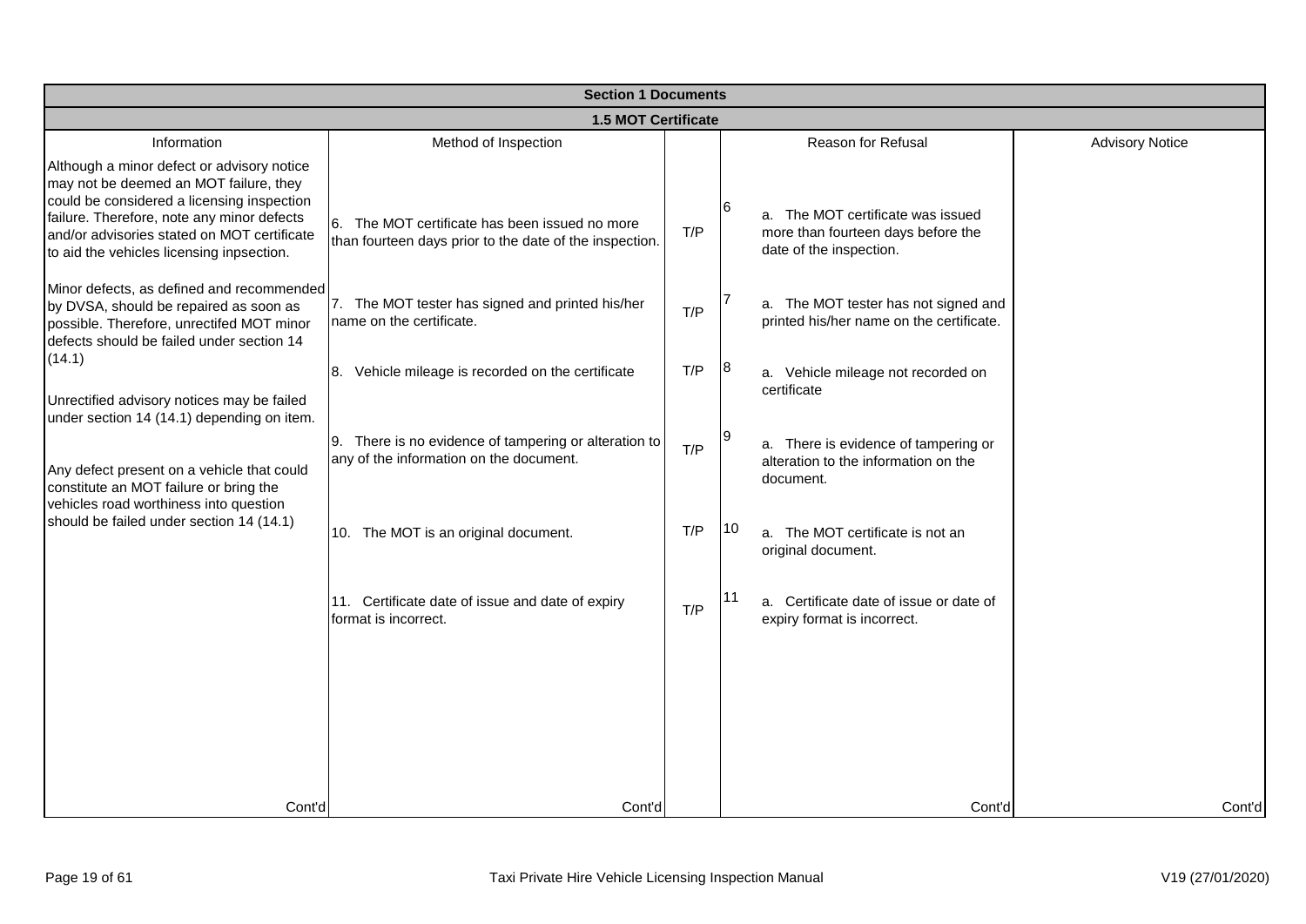| Section 1 Documents | | | | |
|---|---|---|---|---|
| **1.5 MOT Certificate** | | | | |
| Information | Method of Inspection | | Reason for Refusal | Advisory Notice |
| Although a minor defect or advisory notice may not be deemed an MOT failure, they could be considered a licensing inspection failure. Therefore, note any minor defects and/or advisories stated on MOT certificate to aid the vehicles licensing inpsection. | 6. The MOT certificate has been issued no more than fourteen days prior to the date of the inspection. | T/P | 6 a. The MOT certificate was issued more than fourteen days before the date of the inspection. | |
| Minor defects, as defined and recommended by DVSA, should be repaired as soon as possible. Therefore, unrectifed MOT minor defects should be failed under section 14 (14.1) | 7. The MOT tester has signed and printed his/her name on the certificate. | T/P | 7 a. The MOT tester has not signed and printed his/her name on the certificate. | |
| Unrectified advisory notices may be failed under section 14 (14.1) depending on item. | 8. Vehicle mileage is recorded on the certificate | T/P | 8 a. Vehicle mileage not recorded on certificate | |
| Any defect present on a vehicle that could constitute an MOT failure or bring the vehicles road worthiness into question should be failed under section 14 (14.1) | 9. There is no evidence of tampering or alteration to any of the information on the document. | T/P | 9 a. There is evidence of tampering or alteration to the information on the document. | |
| | 10. The MOT is an original document. | T/P | 10 a. The MOT certificate is not an original document. | |
| | 11. Certificate date of issue and date of expiry format is incorrect. | T/P | 11 a. Certificate date of issue or date of expiry format is incorrect. | |
| Cont'd | Cont'd | | Cont'd | Cont'd |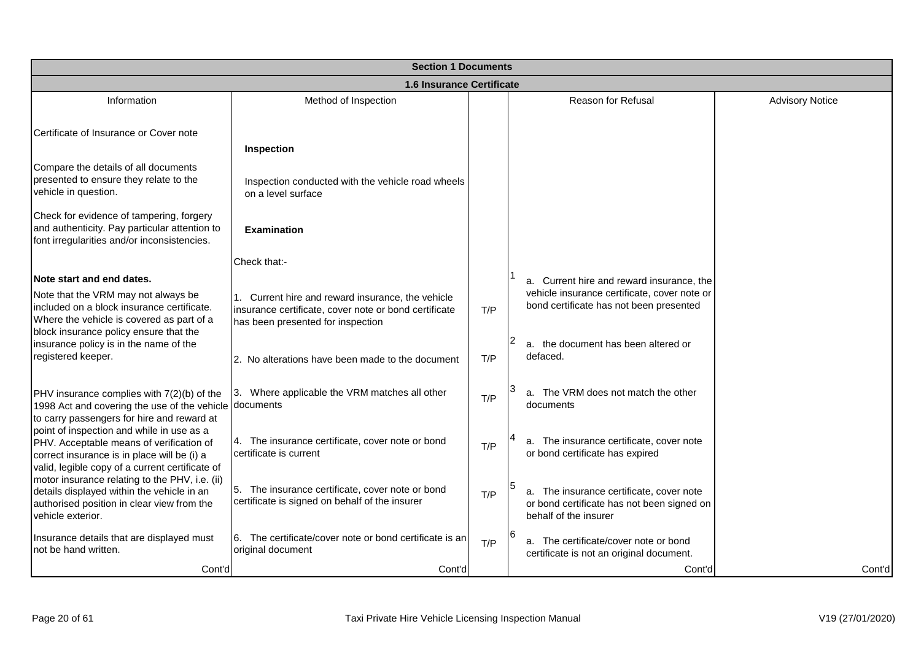| Section 1 Documents | | | | | |
|---|---|---|---|---|---|
| **1.6 Insurance Certificate** | | | | | |
| Information | Method of Inspection | | | Reason for Refusal | Advisory Notice |
| Certificate of Insurance or Cover note | **Inspection** | | | | |
| Compare the details of all documents presented to ensure they relate to the vehicle in question. | Inspection conducted with the vehicle road wheels on a level surface | | | | |
| Check for evidence of tampering, forgery and authenticity. Pay particular attention to font irregularities and/or inconsistencies. | **Examination** | | | | |
| | Check that:- | | | | |
| **Note start and end dates.** Note that the VRM may not always be included on a block insurance certificate. Where the vehicle is covered as part of a block insurance policy ensure that the insurance policy is in the name of the registered keeper. | 1. Current hire and reward insurance, the vehicle insurance certificate, cover note or bond certificate has been presented for inspection | T/P | 1 | a. Current hire and reward insurance, the vehicle insurance certificate, cover note or bond certificate has not been presented | |
| | 2. No alterations have been made to the document | T/P | 2 | a. the document has been altered or defaced. | |
| PHV insurance complies with 7(2)(b) of the 1998 Act and covering the use of the vehicle to carry passengers for hire and reward at point of inspection and while in use as a PHV. Acceptable means of verification of correct insurance is in place will be (i) a valid, legible copy of a current certificate of motor insurance relating to the PHV, i.e. (ii) details displayed within the vehicle in an authorised position in clear view from the vehicle exterior. | 3. Where applicable the VRM matches all other documents | T/P | 3 | a. The VRM does not match the other documents | |
| | 4. The insurance certificate, cover note or bond certificate is current | T/P | 4 | a. The insurance certificate, cover note or bond certificate has expired | |
| | 5. The insurance certificate, cover note or bond certificate is signed on behalf of the insurer | T/P | 5 | a. The insurance certificate, cover note or bond certificate has not been signed on behalf of the insurer | |
| Insurance details that are displayed must not be hand written. | 6. The certificate/cover note or bond certificate is an original document | T/P | 6 | a. The certificate/cover note or bond certificate is not an original document. | |
| Cont'd | Cont'd | | | Cont'd | Cont'd |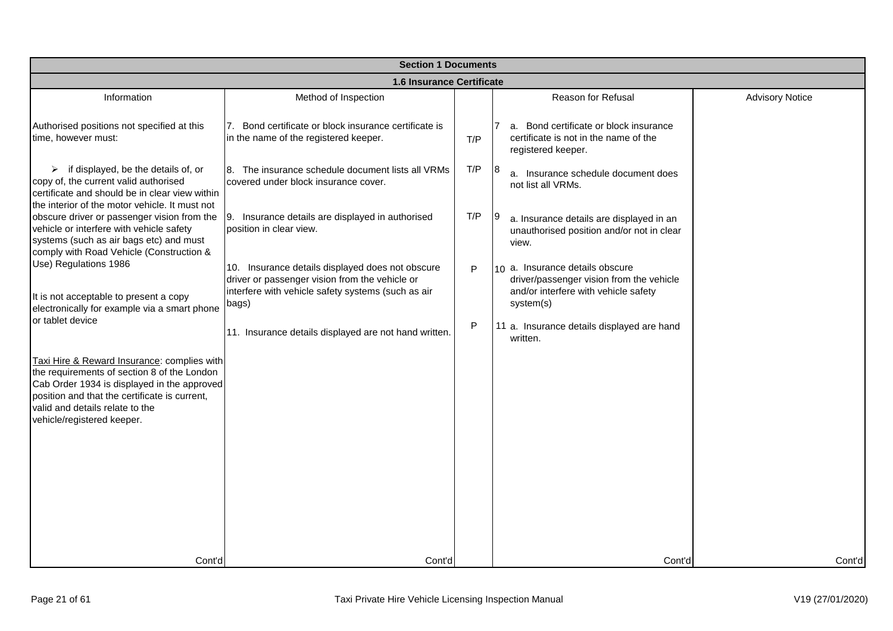| Section 1 Documents | | | | |
|---|---|---|---|---|
| **1.6 Insurance Certificate** | | | | |
| Information | Method of Inspection | | Reason for Refusal | Advisory Notice |
| Authorised positions not specified at this time, however must:<br><br>➢ if displayed, be the details of, or copy of, the current valid authorised certificate and should be in clear view within the interior of the motor vehicle. It must not obscure driver or passenger vision from the vehicle or interfere with vehicle safety systems (such as air bags etc) and must comply with Road Vehicle (Construction & Use) Regulations 1986<br><br>It is not acceptable to present a copy electronically for example via a smart phone or tablet device<br><br>Taxi Hire & Reward Insurance: complies with the requirements of section 8 of the London Cab Order 1934 is displayed in the approved position and that the certificate is current, valid and details relate to the vehicle/registered keeper. | 7. Bond certificate or block insurance certificate is in the name of the registered keeper. | T/P | 7 a. Bond certificate or block insurance certificate is not in the name of the registered keeper. | |
| | 8. The insurance schedule document lists all VRMs covered under block insurance cover. | T/P | 8 a. Insurance schedule document does not list all VRMs. | |
| | 9. Insurance details are displayed in authorised position in clear view. | T/P | 9 a. Insurance details are displayed in an unauthorised position and/or not in clear view. | |
| | 10. Insurance details displayed does not obscure driver or passenger vision from the vehicle or interfere with vehicle safety systems (such as air bags) | P | 10 a. Insurance details obscure driver/passenger vision from the vehicle and/or interfere with vehicle safety system(s) | |
| | 11. Insurance details displayed are not hand written. | P | 11 a. Insurance details displayed are hand written. | |
| Cont'd | Cont'd | | Cont'd | Cont'd |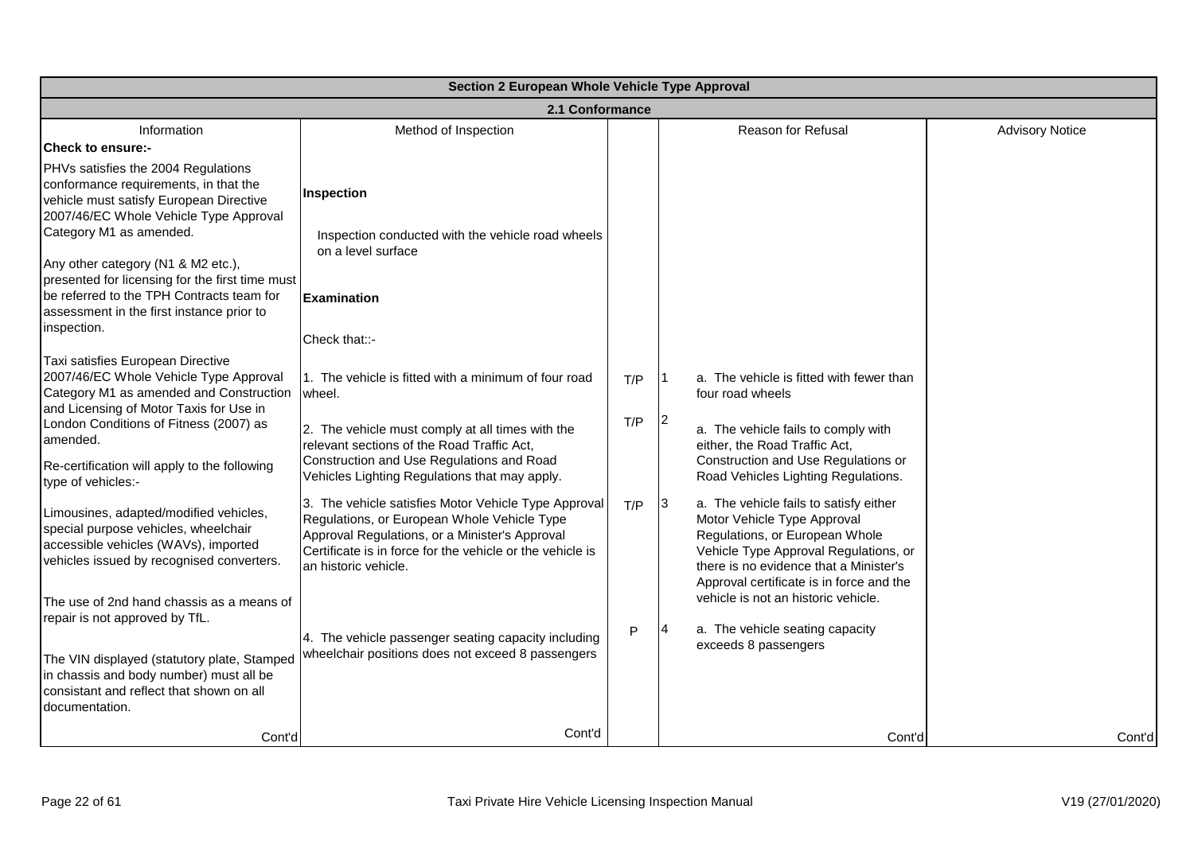| Section 2 European Whole Vehicle Type Approval | | | | |
|---|---|---|---|---|
| **2.1 Conformance** | | | | |
| Information | Method of Inspection | | Reason for Refusal | Advisory Notice |
| **Check to ensure:-**<br><br>PHVs satisfies the 2004 Regulations conformance requirements, in that the vehicle must satisfy European Directive 2007/46/EC Whole Vehicle Type Approval Category M1 as amended.<br><br>Any other category (N1 & M2 etc.), presented for licensing for the first time must be referred to the TPH Contracts team for assessment in the first instance prior to inspection. | **Inspection**<br><br>Inspection conducted with the vehicle road wheels on a level surface<br><br>**Examination**<br><br>Check that::- | | | |
| Taxi satisfies European Directive 2007/46/EC Whole Vehicle Type Approval Category M1 as amended and Construction and Licensing of Motor Taxis for Use in London Conditions of Fitness (2007) as amended. | 1. The vehicle is fitted with a minimum of four road wheel. | T/P | 1 a. The vehicle is fitted with fewer than four road wheels | |
| Re-certification will apply to the following type of vehicles:- | 2. The vehicle must comply at all times with the relevant sections of the Road Traffic Act, Construction and Use Regulations and Road Vehicles Lighting Regulations that may apply. | T/P | 2 a. The vehicle fails to comply with either, the Road Traffic Act, Construction and Use Regulations or Road Vehicles Lighting Regulations. | |
| Limousines, adapted/modified vehicles, special purpose vehicles, wheelchair accessible vehicles (WAVs), imported vehicles issued by recognised converters. | 3. The vehicle satisfies Motor Vehicle Type Approval Regulations, or European Whole Vehicle Type Approval Regulations, or a Minister's Approval Certificate is in force for the vehicle or the vehicle is an historic vehicle. | T/P | 3 a. The vehicle fails to satisfy either Motor Vehicle Type Approval Regulations, or European Whole Vehicle Type Approval Regulations, or there is no evidence that a Minister's Approval certificate is in force and the vehicle is not an historic vehicle. | |
| The use of 2nd hand chassis as a means of repair is not approved by TfL.<br><br>The VIN displayed (statutory plate, Stamped in chassis and body number) must all be consistant and reflect that shown on all documentation. | 4. The vehicle passenger seating capacity including wheelchair positions does not exceed 8 passengers | P | 4 a. The vehicle seating capacity exceeds 8 passengers | |
| Cont'd | Cont'd | | Cont'd | Cont'd |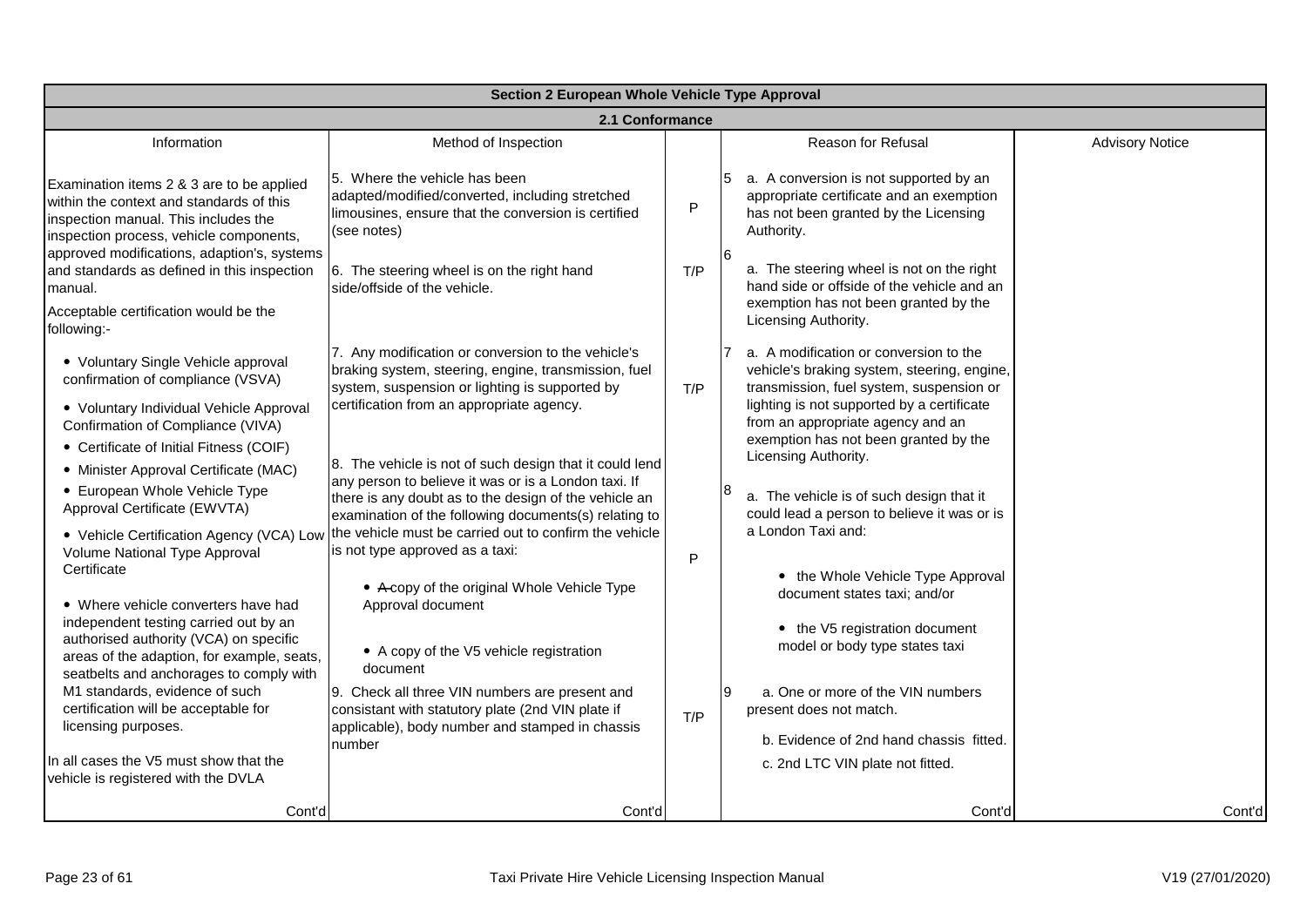| Section 2 European Whole Vehicle Type Approval | | | | |
|---|---|---|---|---|
| **2.1 Conformance** | | | | |
| Information | Method of Inspection | | Reason for Refusal | Advisory Notice |
| Examination items 2 & 3 are to be applied within the context and standards of this inspection manual. This includes the inspection process, vehicle components, approved modifications, adaption's, systems and standards as defined in this inspection manual.<br><br>Acceptable certification would be the following:-<br><br>• Voluntary Single Vehicle approval confirmation of compliance (VSVA)<br>• Voluntary Individual Vehicle Approval Confirmation of Compliance (VIVA)<br>• Certificate of Initial Fitness (COIF)<br>• Minister Approval Certificate (MAC)<br>• European Whole Vehicle Type Approval Certificate (EWVTA)<br>• Vehicle Certification Agency (VCA) Low Volume National Type Approval Certificate<br>• Where vehicle converters have had independent testing carried out by an authorised authority (VCA) on specific areas of the adaption, for example, seats, seatbelts and anchorages to comply with M1 standards, evidence of such certification will be acceptable for licensing purposes.<br><br>In all cases the V5 must show that the vehicle is registered with the DVLA | 5. Where the vehicle has been adapted/modified/converted, including stretched limousines, ensure that the conversion is certified (see notes) | P | 5 a. A conversion is not supported by an appropriate certificate and an exemption has not been granted by the Licensing Authority. | |
| | 6. The steering wheel is on the right hand side/offside of the vehicle. | T/P | 6 a. The steering wheel is not on the right hand side or offside of the vehicle and an exemption has not been granted by the Licensing Authority. | |
| | 7. Any modification or conversion to the vehicle's braking system, steering, engine, transmission, fuel system, suspension or lighting is supported by certification from an appropriate agency. | T/P | 7 a. A modification or conversion to the vehicle's braking system, steering, engine, transmission, fuel system, suspension or lighting is not supported by a certificate from an appropriate agency and an exemption has not been granted by the Licensing Authority. | |
| | 8. The vehicle is not of such design that it could lend any person to believe it was or is a London taxi. If there is any doubt as to the design of the vehicle an examination of the following documents(s) relating to the vehicle must be carried out to confirm the vehicle is not type approved as a taxi:<br><br>• ~~A~~ copy of the original Whole Vehicle Type Approval document<br><br>• A copy of the V5 vehicle registration document | P | 8 a. The vehicle is of such design that it could lead a person to believe it was or is a London Taxi and:<br><br>• the Whole Vehicle Type Approval document states taxi; and/or<br><br>• the V5 registration document model or body type states taxi | |
| | 9. Check all three VIN numbers are present and consistant with statutory plate (2nd VIN plate if applicable), body number and stamped in chassis number | T/P | 9 a. One or more of the VIN numbers present does not match.<br><br>b. Evidence of 2nd hand chassis fitted.<br><br>c. 2nd LTC VIN plate not fitted. | |
| Cont'd | Cont'd | | Cont'd | Cont'd |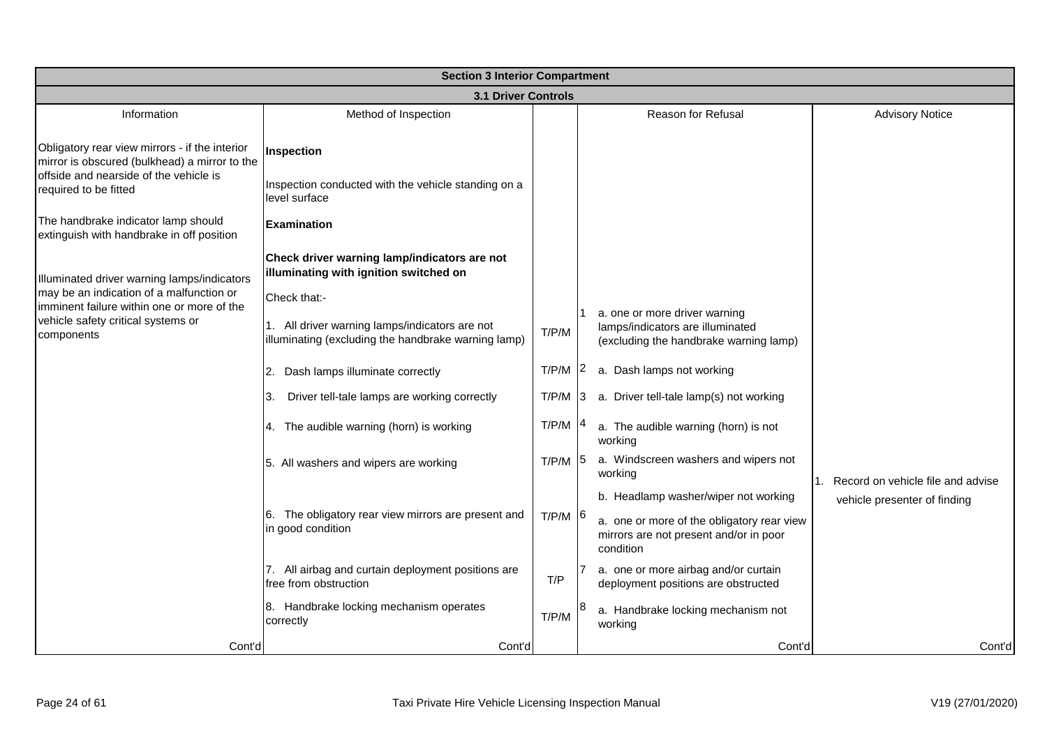| Section 3 Interior Compartment | | | | | |
|---|---|---|---|---|---|
| **3.1 Driver Controls** | | | | | |
| Information | Method of Inspection | | | Reason for Refusal | Advisory Notice |
| Obligatory rear view mirrors - if the interior mirror is obscured (bulkhead) a mirror to the offside and nearside of the vehicle is required to be fitted<br><br>The handbrake indicator lamp should extinguish with handbrake in off position<br><br>Illuminated driver warning lamps/indicators may be an indication of a malfunction or imminent failure within one or more of the vehicle safety critical systems or components | **Inspection**<br><br>Inspection conducted with the vehicle standing on a level surface<br><br>**Examination**<br><br>**Check driver warning lamp/indicators are not illuminating with ignition switched on**<br><br>Check that:- | | | | |
| | 1. All driver warning lamps/indicators are not illuminating (excluding the handbrake warning lamp) | T/P/M | 1 | a. one or more driver warning lamps/indicators are illuminated (excluding the handbrake warning lamp) | |
| | 2. Dash lamps illuminate correctly | T/P/M | 2 | a. Dash lamps not working | |
| | 3. Driver tell-tale lamps are working correctly | T/P/M | 3 | a. Driver tell-tale lamp(s) not working | |
| | 4. The audible warning (horn) is working | T/P/M | 4 | a. The audible warning (horn) is not working | |
| | 5. All washers and wipers are working | T/P/M | 5 | a. Windscreen washers and wipers not working<br><br>b. Headlamp washer/wiper not working | 1. Record on vehicle file and advise vehicle presenter of finding |
| | 6. The obligatory rear view mirrors are present and in good condition | T/P/M | 6 | a. one or more of the obligatory rear view mirrors are not present and/or in poor condition | |
| | 7. All airbag and curtain deployment positions are free from obstruction | T/P | 7 | a. one or more airbag and/or curtain deployment positions are obstructed | |
| | 8. Handbrake locking mechanism operates correctly | T/P/M | 8 | a. Handbrake locking mechanism not working | |
| Cont'd | Cont'd | | | Cont'd | Cont'd |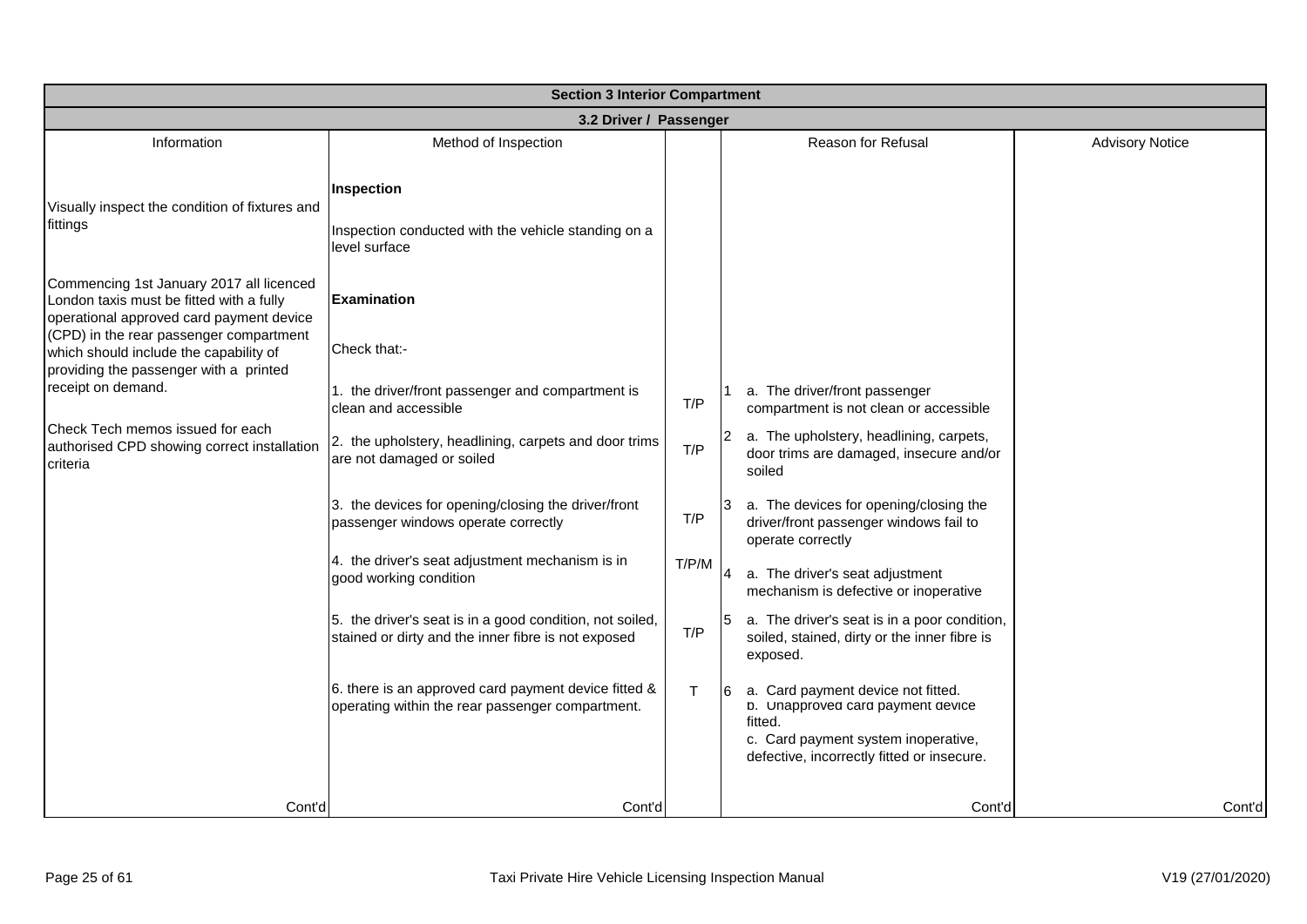| Section 3 Interior Compartment | | | | |
|---|---|---|---|---|
| **3.2 Driver / Passenger** | | | | |
| Information | Method of Inspection | | Reason for Refusal | Advisory Notice |
| Visually inspect the condition of fixtures and fittings | **Inspection**<br><br>Inspection conducted with the vehicle standing on a level surface | | | |
| Commencing 1st January 2017 all licenced London taxis must be fitted with a fully operational approved card payment device (CPD) in the rear passenger compartment which should include the capability of providing the passenger with a printed receipt on demand.<br><br>Check Tech memos issued for each authorised CPD showing correct installation criteria | **Examination**<br><br>Check that:- | | | |
| | 1. the driver/front passenger and compartment is clean and accessible | T/P | 1 a. The driver/front passenger compartment is not clean or accessible | |
| | 2. the upholstery, headlining, carpets and door trims are not damaged or soiled | T/P | 2 a. The upholstery, headlining, carpets, door trims are damaged, insecure and/or soiled | |
| | 3. the devices for opening/closing the driver/front passenger windows operate correctly | T/P | 3 a. The devices for opening/closing the driver/front passenger windows fail to operate correctly | |
| | 4. the driver's seat adjustment mechanism is in good working condition | T/P/M | 4 a. The driver's seat adjustment mechanism is defective or inoperative | |
| | 5. the driver's seat is in a good condition, not soiled, stained or dirty and the inner fibre is not exposed | T/P | 5 a. The driver's seat is in a poor condition, soiled, stained, dirty or the inner fibre is exposed. | |
| | 6. there is an approved card payment device fitted & operating within the rear passenger compartment. | T | 6 a. Card payment device not fitted.<br>b. Unapproved card payment device fitted.<br>c. Card payment system inoperative, defective, incorrectly fitted or insecure. | |
| Cont'd | Cont'd | | Cont'd | Cont'd |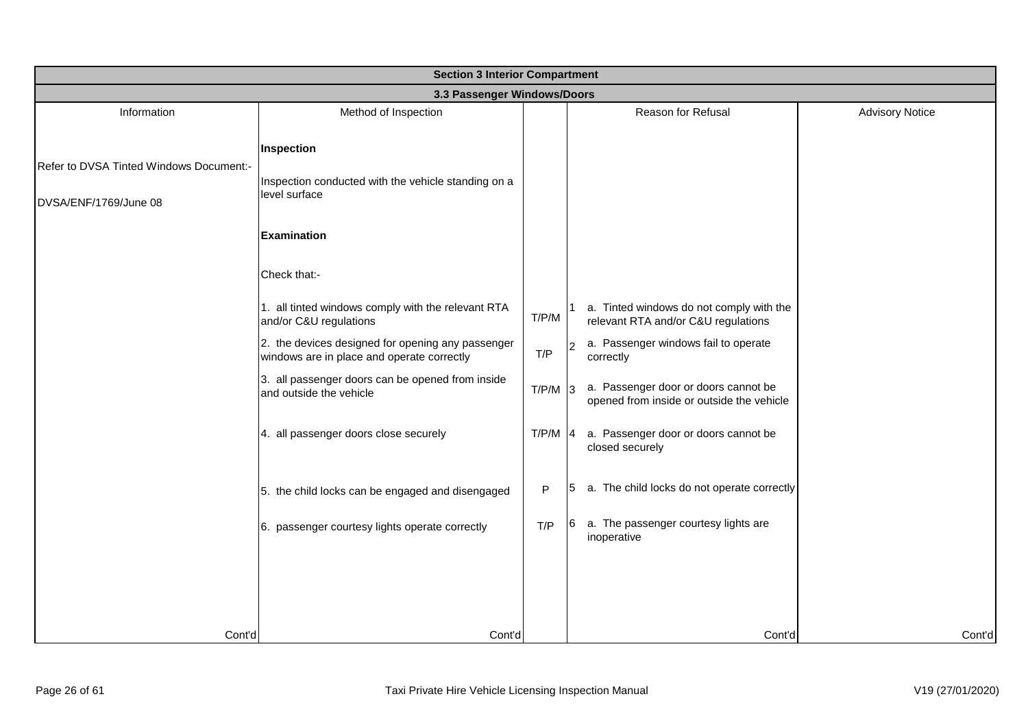## Section 3 Interior Compartment

### 3.3 Passenger Windows/Doors

| Information | Method of Inspection | | | Reason for Refusal | Advisory Notice |
|---|---|---|---|---|---|
| Refer to DVSA Tinted Windows Document:- DVSA/ENF/1769/June 08 | **Inspection**<br><br>Inspection conducted with the vehicle standing on a level surface<br><br>**Examination**<br><br>Check that:- | | | | |
| | 1. all tinted windows comply with the relevant RTA and/or C&U regulations | T/P/M | 1 | a. Tinted windows do not comply with the relevant RTA and/or C&U regulations | |
| | 2. the devices designed for opening any passenger windows are in place and operate correctly | T/P | 2 | a. Passenger windows fail to operate correctly | |
| | 3. all passenger doors can be opened from inside and outside the vehicle | T/P/M | 3 | a. Passenger door or doors cannot be opened from inside or outside the vehicle | |
| | 4. all passenger doors close securely | T/P/M | 4 | a. Passenger door or doors cannot be closed securely | |
| | 5. the child locks can be engaged and disengaged | P | 5 | a. The child locks do not operate correctly | |
| | 6. passenger courtesy lights operate correctly | T/P | 6 | a. The passenger courtesy lights are inoperative | |
| Cont'd | Cont'd | | | Cont'd | Cont'd |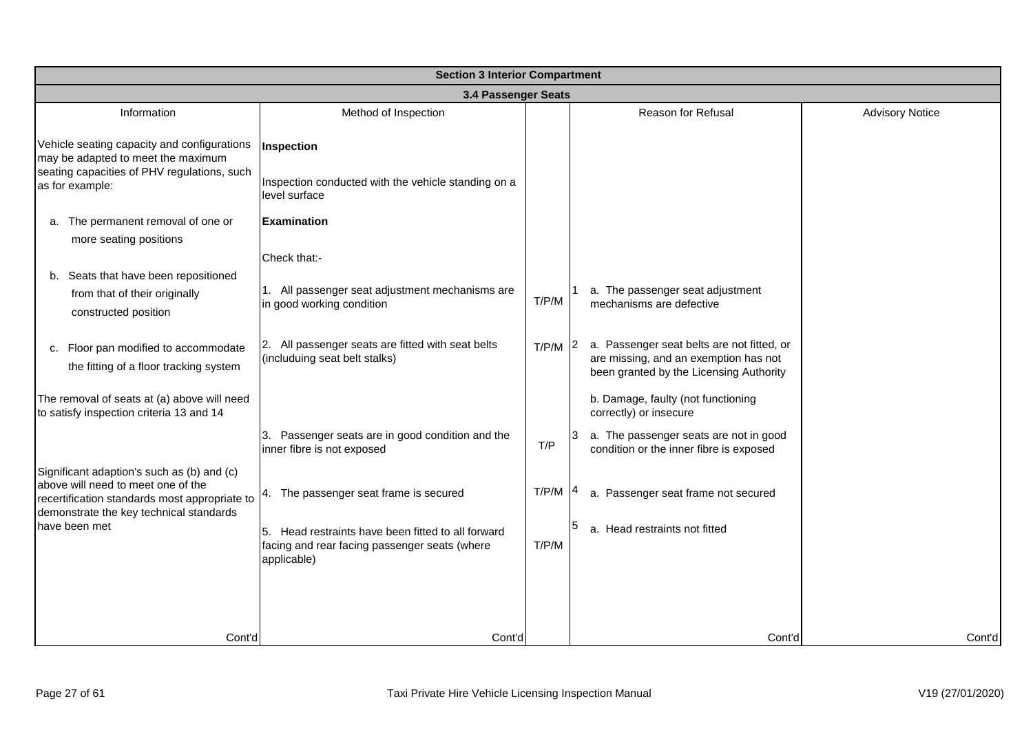| Section 3 Interior Compartment | | | | |
|---|---|---|---|---|
| **3.4 Passenger Seats** | | | | |
| Information | Method of Inspection | | Reason for Refusal | Advisory Notice |
| Vehicle seating capacity and configurations may be adapted to meet the maximum seating capacities of PHV regulations, such as for example: | **Inspection**<br><br>Inspection conducted with the vehicle standing on a level surface | | | |
| a. The permanent removal of one or more seating positions | **Examination**<br><br>Check that:- | | | |
| b. Seats that have been repositioned from that of their originally constructed position | 1. All passenger seat adjustment mechanisms are in good working condition | T/P/M | 1 a. The passenger seat adjustment mechanisms are defective | |
| c. Floor pan modified to accommodate the fitting of a floor tracking system | 2. All passenger seats are fitted with seat belts (includuing seat belt stalks) | T/P/M | 2 a. Passenger seat belts are not fitted, or are missing, and an exemption has not been granted by the Licensing Authority | |
| The removal of seats at (a) above will need to satisfy inspection criteria 13 and 14 | | | b. Damage, faulty (not functioning correctly) or insecure | |
| | 3. Passenger seats are in good condition and the inner fibre is not exposed | T/P | 3 a. The passenger seats are not in good condition or the inner fibre is exposed | |
| Significant adaption's such as (b) and (c) above will need to meet one of the recertification standards most appropriate to demonstrate the key technical standards have been met | 4. The passenger seat frame is secured | T/P/M | 4 a. Passenger seat frame not secured | |
| | 5. Head restraints have been fitted to all forward facing and rear facing passenger seats (where applicable) | T/P/M | 5 a. Head restraints not fitted | |
| Cont'd | Cont'd | | Cont'd | Cont'd |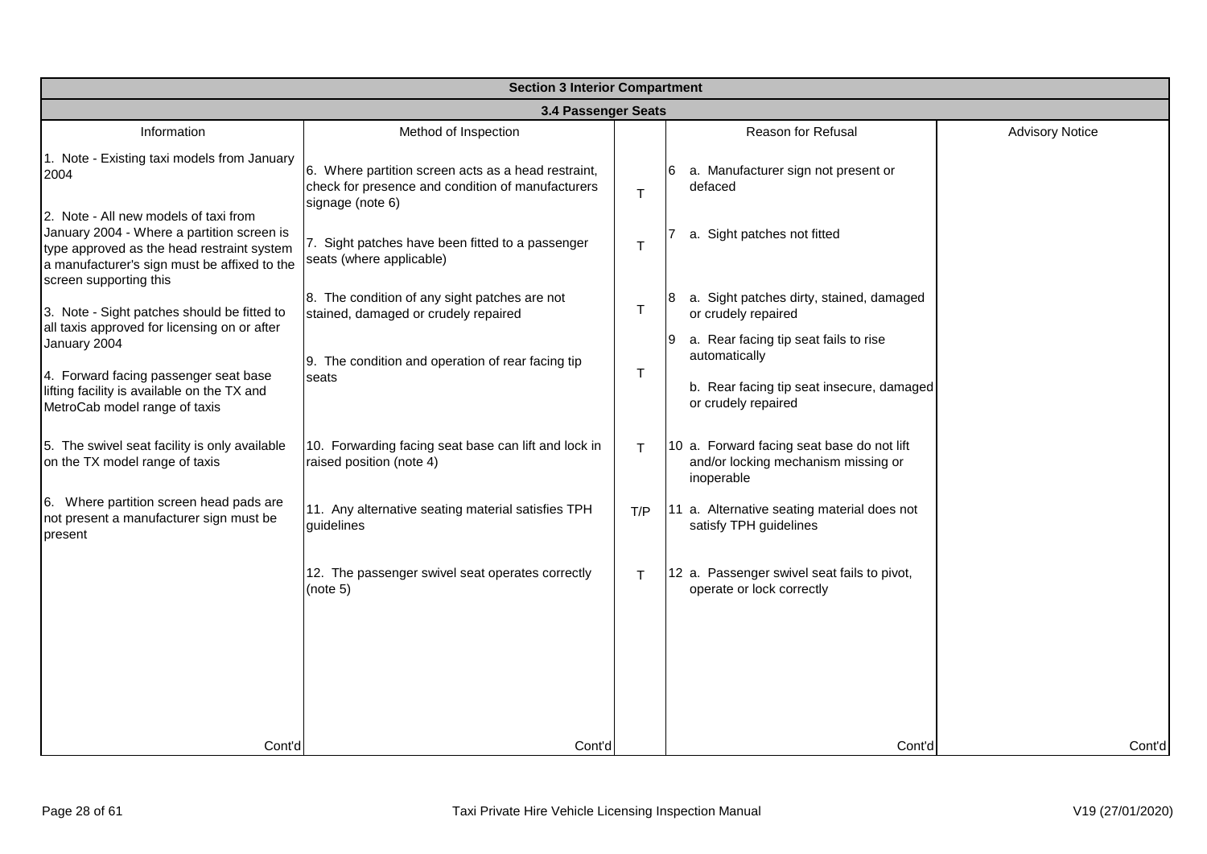| Section 3 Interior Compartment | | | | |
|---|---|---|---|---|
| **3.4 Passenger Seats** | | | | |
| Information | Method of Inspection | | Reason for Refusal | Advisory Notice |
| 1. Note - Existing taxi models from January 2004 | 6. Where partition screen acts as a head restraint, check for presence and condition of manufacturers signage (note 6) | T | 6 a. Manufacturer sign not present or defaced | |
| 2. Note - All new models of taxi from January 2004 - Where a partition screen is type approved as the head restraint system a manufacturer's sign must be affixed to the screen supporting this | 7. Sight patches have been fitted to a passenger seats (where applicable) | T | 7 a. Sight patches not fitted | |
| 3. Note - Sight patches should be fitted to all taxis approved for licensing on or after January 2004 | 8. The condition of any sight patches are not stained, damaged or crudely repaired | T | 8 a. Sight patches dirty, stained, damaged or crudely repaired | |
| 4. Forward facing passenger seat base lifting facility is available on the TX and MetroCab model range of taxis | 9. The condition and operation of rear facing tip seats | T | 9 a. Rear facing tip seat fails to rise automatically<br><br>b. Rear facing tip seat insecure, damaged or crudely repaired | |
| 5. The swivel seat facility is only available on the TX model range of taxis | 10. Forwarding facing seat base can lift and lock in raised position (note 4) | T | 10 a. Forward facing seat base do not lift and/or locking mechanism missing or inoperable | |
| 6. Where partition screen head pads are not present a manufacturer sign must be present | 11. Any alternative seating material satisfies TPH guidelines | T/P | 11 a. Alternative seating material does not satisfy TPH guidelines | |
| | 12. The passenger swivel seat operates correctly (note 5) | T | 12 a. Passenger swivel seat fails to pivot, operate or lock correctly | |
| Cont'd | Cont'd | | Cont'd | Cont'd |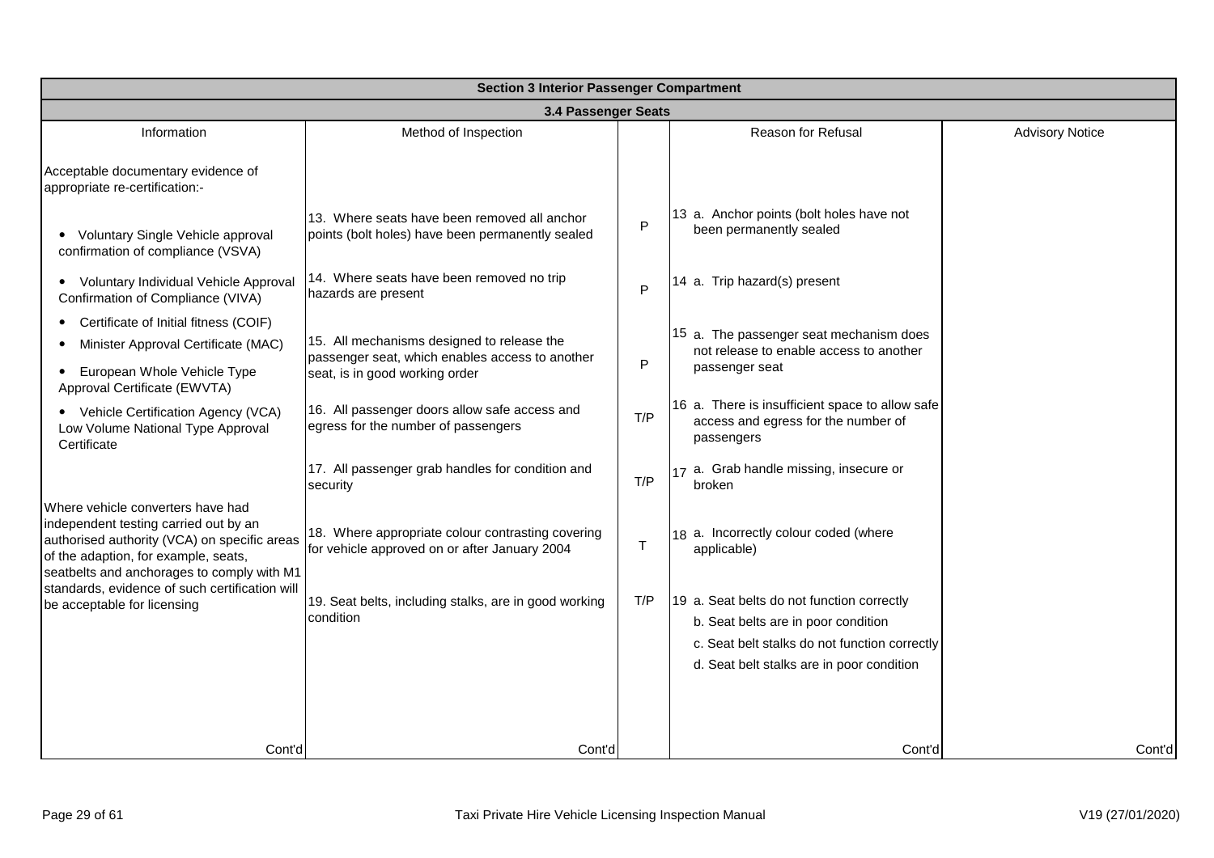| Section 3 Interior Passenger Compartment | | | | |
|---|---|---|---|---|
| **3.4 Passenger Seats** | | | | |
| Information | Method of Inspection | | Reason for Refusal | Advisory Notice |
| Acceptable documentary evidence of appropriate re-certification:- | | | | |
| • Voluntary Single Vehicle approval confirmation of compliance (VSVA) | 13. Where seats have been removed all anchor points (bolt holes) have been permanently sealed | P | 13 a. Anchor points (bolt holes have not been permanently sealed | |
| • Voluntary Individual Vehicle Approval Confirmation of Compliance (VIVA) | 14. Where seats have been removed no trip hazards are present | P | 14 a. Trip hazard(s) present | |
| • Certificate of Initial fitness (COIF)<br>• Minister Approval Certificate (MAC)<br>• European Whole Vehicle Type Approval Certificate (EWVTA) | 15. All mechanisms designed to release the passenger seat, which enables access to another seat, is in good working order | P | 15 a. The passenger seat mechanism does not release to enable access to another passenger seat | |
| • Vehicle Certification Agency (VCA) Low Volume National Type Approval Certificate | 16. All passenger doors allow safe access and egress for the number of passengers | T/P | 16 a. There is insufficient space to allow safe access and egress for the number of passengers | |
| | 17. All passenger grab handles for condition and security | T/P | 17 a. Grab handle missing, insecure or broken | |
| Where vehicle converters have had independent testing carried out by an authorised authority (VCA) on specific areas of the adaption, for example, seats, seatbelts and anchorages to comply with M1 standards, evidence of such certification will be acceptable for licensing | 18. Where appropriate colour contrasting covering for vehicle approved on or after January 2004 | T | 18 a. Incorrectly colour coded (where applicable) | |
| | 19. Seat belts, including stalks, are in good working condition | T/P | 19 a. Seat belts do not function correctly<br>b. Seat belts are in poor condition<br>c. Seat belt stalks do not function correctly<br>d. Seat belt stalks are in poor condition | |
| Cont'd | Cont'd | | Cont'd | Cont'd |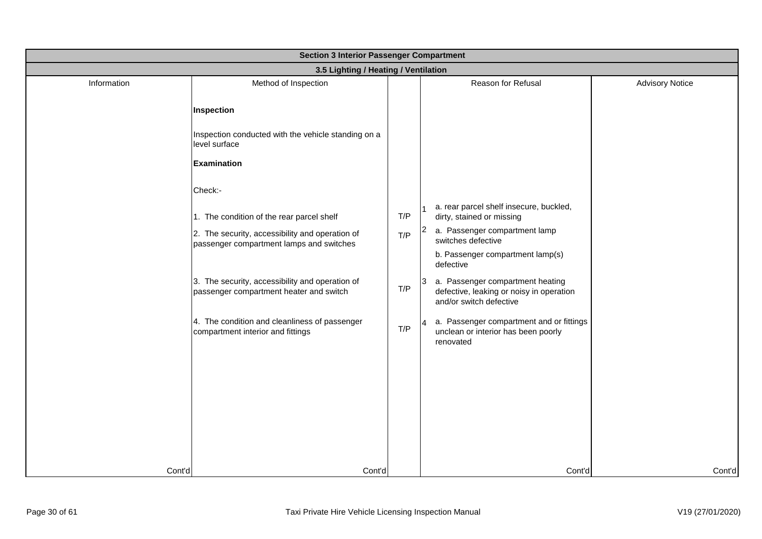| Section 3 Interior Passenger Compartment | | | | |
|---|---|---|---|---|
| **3.5 Lighting / Heating / Ventilation** | | | | |
| Information | Method of Inspection | | Reason for Refusal | Advisory Notice |
| | **Inspection**<br><br>Inspection conducted with the vehicle standing on a level surface<br><br>**Examination**<br><br>Check:- | | | |
| | 1. The condition of the rear parcel shelf | T/P | 1 a. rear parcel shelf insecure, buckled, dirty, stained or missing | |
| | 2. The security, accessibility and operation of passenger compartment lamps and switches | T/P | 2 a. Passenger compartment lamp switches defective<br><br>b. Passenger compartment lamp(s) defective | |
| | 3. The security, accessibility and operation of passenger compartment heater and switch | T/P | 3 a. Passenger compartment heating defective, leaking or noisy in operation and/or switch defective | |
| | 4. The condition and cleanliness of passenger compartment interior and fittings | T/P | 4 a. Passenger compartment and or fittings unclean or interior has been poorly renovated | |
| Cont'd | Cont'd | | Cont'd | Cont'd |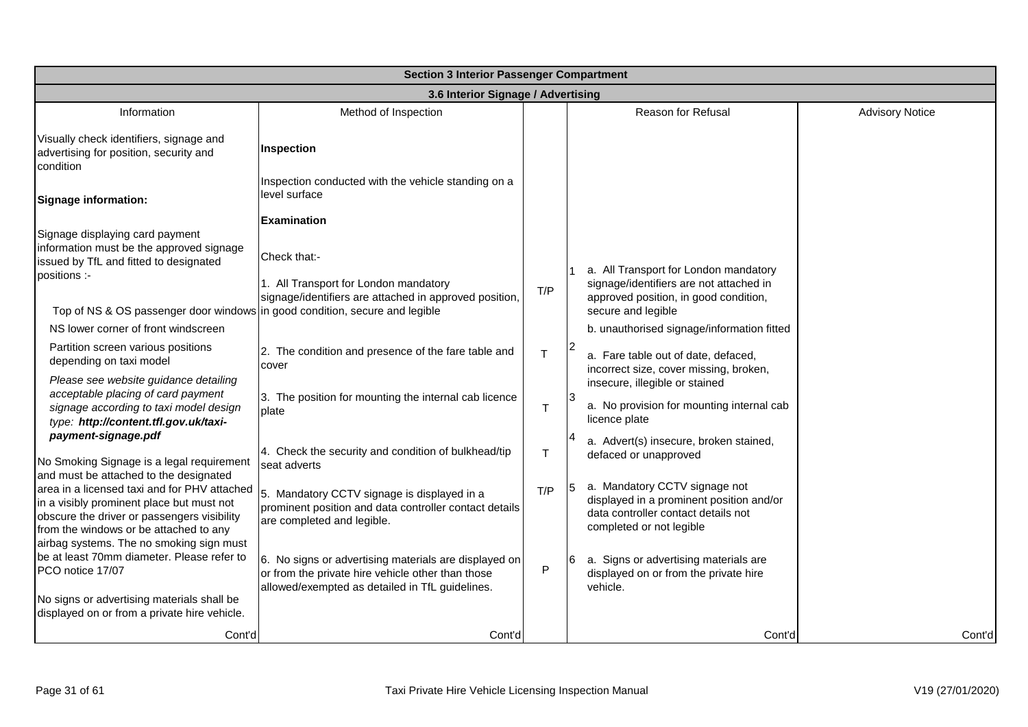| Section 3 Interior Passenger Compartment | | | | |
|---|---|---|---|---|
| **3.6 Interior Signage / Advertising** | | | | |
| Information | Method of Inspection | | Reason for Refusal | Advisory Notice |
| Visually check identifiers, signage and advertising for position, security and condition<br><br>**Signage information:**<br><br>Signage displaying card payment information must be the approved signage issued by TfL and fitted to designated positions :-<br><br>Top of NS & OS passenger door windows<br>NS lower corner of front windscreen<br>Partition screen various positions depending on taxi model<br>*Please see website guidance detailing acceptable placing of card payment signage according to taxi model design type:* ***http://content.tfl.gov.uk/taxi-payment-signage.pdf***<br><br>No Smoking Signage is a legal requirement and must be attached to the designated area in a licensed taxi and for PHV attached in a visibly prominent place but must not obscure the driver or passengers visibility from the windows or be attached to any airbag systems. The no smoking sign must be at least 70mm diameter. Please refer to PCO notice 17/07<br><br>No signs or advertising materials shall be displayed on or from a private hire vehicle. | **Inspection**<br><br>Inspection conducted with the vehicle standing on a level surface<br><br>**Examination**<br><br>Check that:- | | | |
| | 1. All Transport for London mandatory signage/identifiers are attached in approved position, in good condition, secure and legible | T/P | 1 a. All Transport for London mandatory signage/identifiers are not attached in approved position, in good condition, secure and legible<br>b. unauthorised signage/information fitted | |
| | 2. The condition and presence of the fare table and cover | T | 2 a. Fare table out of date, defaced, incorrect size, cover missing, broken, insecure, illegible or stained | |
| | 3. The position for mounting the internal cab licence plate | T | 3 a. No provision for mounting internal cab licence plate | |
| | 4. Check the security and condition of bulkhead/tip seat adverts | T | 4 a. Advert(s) insecure, broken stained, defaced or unapproved | |
| | 5. Mandatory CCTV signage is displayed in a prominent position and data controller contact details are completed and legible. | T/P | 5 a. Mandatory CCTV signage not displayed in a prominent position and/or data controller contact details not completed or not legible | |
| | 6. No signs or advertising materials are displayed on or from the private hire vehicle other than those allowed/exempted as detailed in TfL guidelines. | P | 6 a. Signs or advertising materials are displayed on or from the private hire vehicle. | |
| Cont'd | Cont'd | | Cont'd | Cont'd |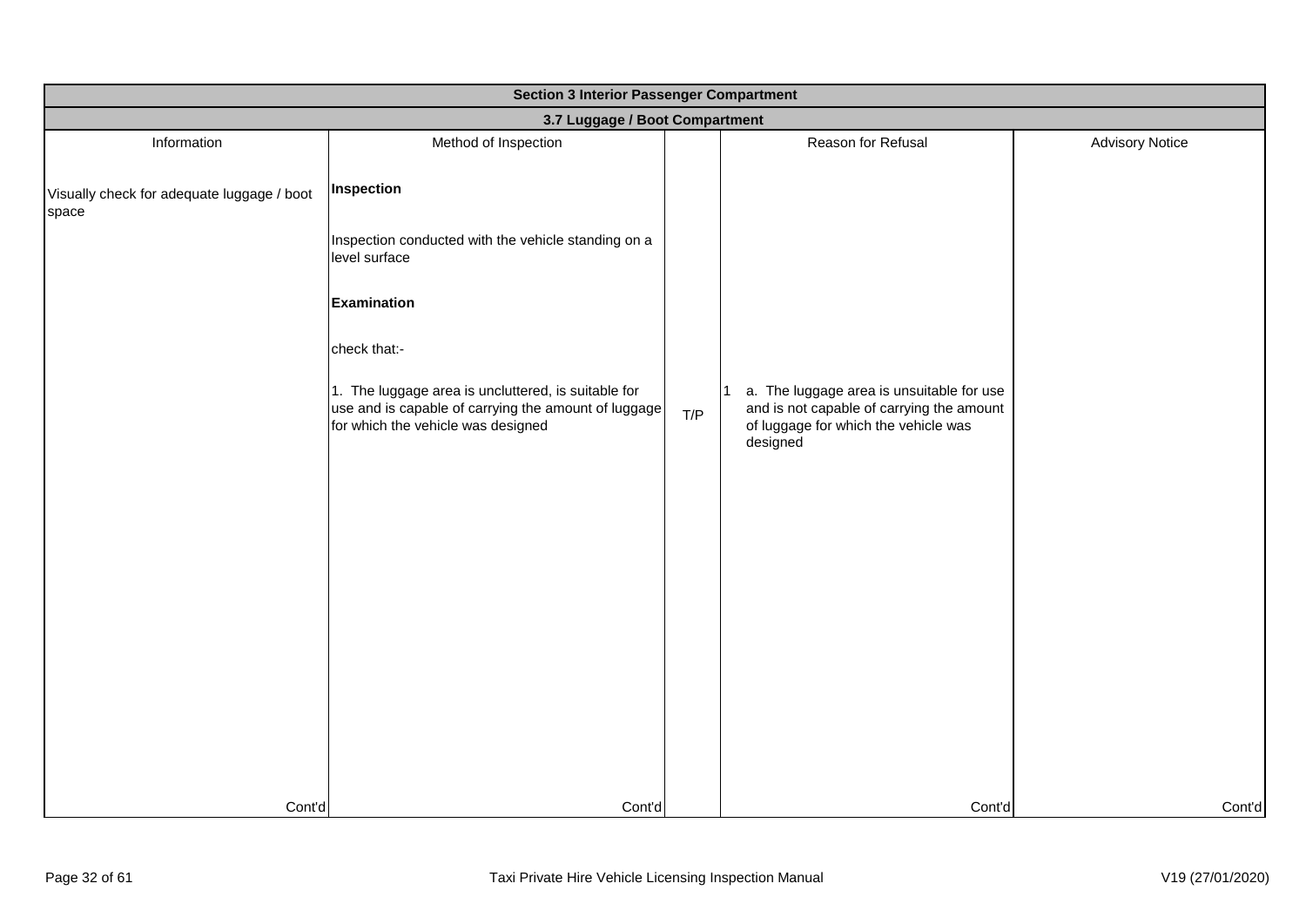| Section 3 Interior Passenger Compartment | | | | |
|---|---|---|---|---|
| **3.7 Luggage / Boot Compartment** | | | | |
| Information | Method of Inspection | | Reason for Refusal | Advisory Notice |
| Visually check for adequate luggage / boot space | **Inspection**<br><br>Inspection conducted with the vehicle standing on a level surface<br><br>**Examination**<br><br>check that:-<br><br>1. The luggage area is uncluttered, is suitable for use and is capable of carrying the amount of luggage for which the vehicle was designed | T/P | 1 a. The luggage area is unsuitable for use and is not capable of carrying the amount of luggage for which the vehicle was designed | |
| Cont'd | Cont'd | | Cont'd | Cont'd |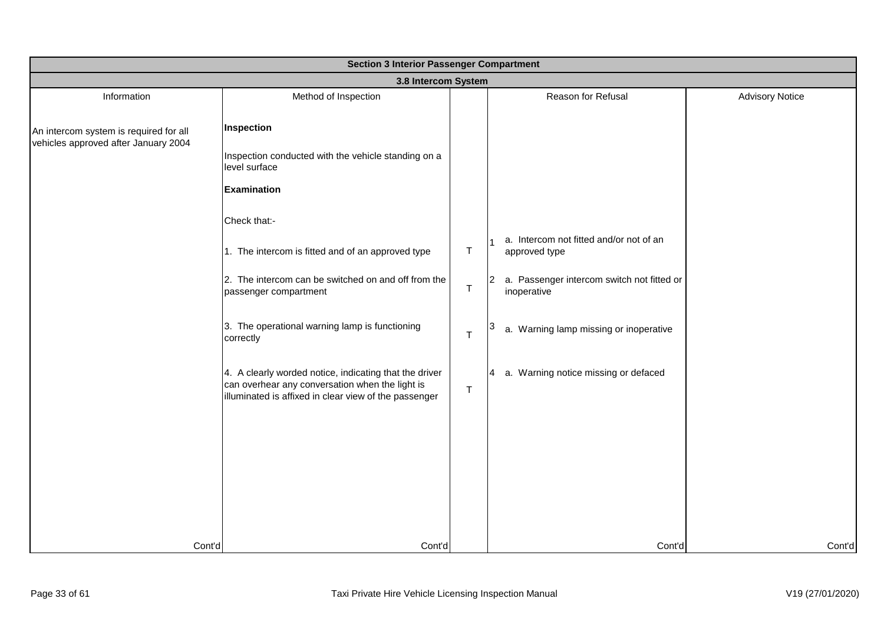| Section 3 Interior Passenger Compartment | | | | |
|---|---|---|---|---|
| **3.8 Intercom System** | | | | |
| Information | Method of Inspection | | Reason for Refusal | Advisory Notice |
| An intercom system is required for all vehicles approved after January 2004 | **Inspection**<br><br>Inspection conducted with the vehicle standing on a level surface<br><br>**Examination**<br><br>Check that:- | | | |
| | 1. The intercom is fitted and of an approved type | T | 1 a. Intercom not fitted and/or not of an approved type | |
| | 2. The intercom can be switched on and off from the passenger compartment | T | 2 a. Passenger intercom switch not fitted or inoperative | |
| | 3. The operational warning lamp is functioning correctly | T | 3 a. Warning lamp missing or inoperative | |
| | 4. A clearly worded notice, indicating that the driver can overhear any conversation when the light is illuminated is affixed in clear view of the passenger | T | 4 a. Warning notice missing or defaced | |
| Cont'd | Cont'd | | Cont'd | Cont'd |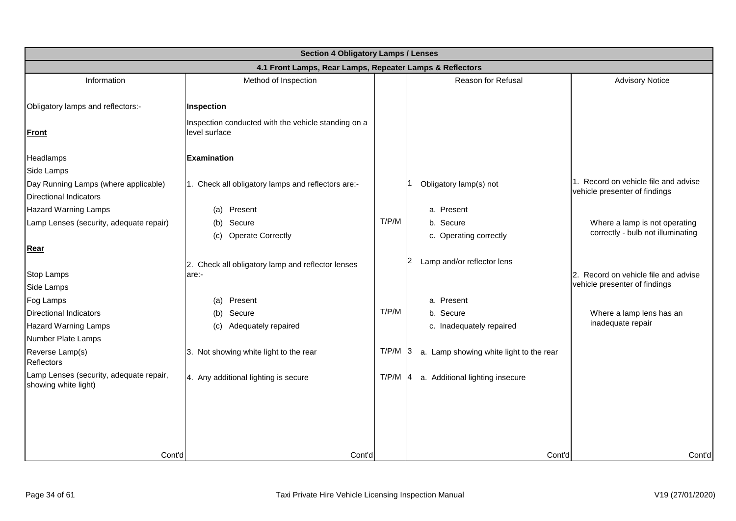| Section 4 Obligatory Lamps / Lenses | | | | |
|---|---|---|---|---|
| **4.1 Front Lamps, Rear Lamps, Repeater Lamps & Reflectors** | | | | |
| Information | Method of Inspection | | Reason for Refusal | Advisory Notice |
| Obligatory lamps and reflectors:- | **Inspection** | | | |
| **Front** | Inspection conducted with the vehicle standing on a level surface | | | |
| Headlamps | **Examination** | | | |
| Side Lamps | | | | |
| Day Running Lamps (where applicable) | 1. Check all obligatory lamps and reflectors are:- | | 1 Obligatory lamp(s) not | 1. Record on vehicle file and advise vehicle presenter of findings |
| Directional Indicators | | | | |
| Hazard Warning Lamps | (a) Present | | a. Present | |
| Lamp Lenses (security, adequate repair) | (b) Secure | T/P/M | b. Secure | Where a lamp is not operating correctly - bulb not illuminating |
| | (c) Operate Correctly | | c. Operating correctly | |
| **Rear** | | | | |
| Stop Lamps | 2. Check all obligatory lamp and reflector lenses are:- | | 2 Lamp and/or reflector lens | 2. Record on vehicle file and advise vehicle presenter of findings |
| Side Lamps | | | | |
| Fog Lamps | (a) Present | | a. Present | |
| Directional Indicators | (b) Secure | T/P/M | b. Secure | Where a lamp lens has an inadequate repair |
| Hazard Warning Lamps | (c) Adequately repaired | | c. Inadequately repaired | |
| Number Plate Lamps | | | | |
| Reverse Lamp(s)<br>Reflectors | 3. Not showing white light to the rear | T/P/M | 3 a. Lamp showing white light to the rear | |
| Lamp Lenses (security, adequate repair, showing white light) | 4. Any additional lighting is secure | T/P/M | 4 a. Additional lighting insecure | |
| Cont'd | Cont'd | | Cont'd | Cont'd |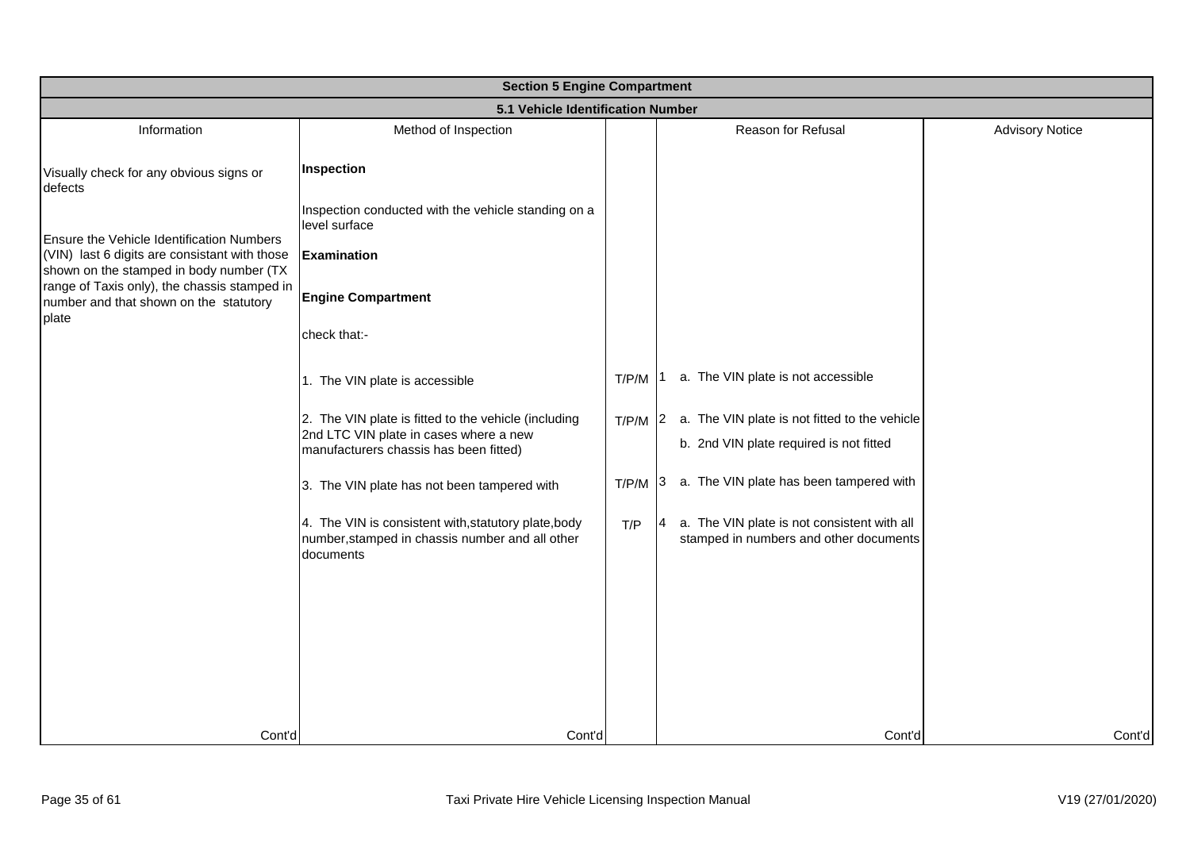## Section 5 Engine Compartment

### 5.1 Vehicle Identification Number

| Information | Method of Inspection | | | Reason for Refusal | Advisory Notice |
|---|---|---|---|---|---|
| Visually check for any obvious signs or defects<br><br>Ensure the Vehicle Identification Numbers (VIN) last 6 digits are consistant with those shown on the stamped in body number (TX range of Taxis only), the chassis stamped in number and that shown on the statutory plate | **Inspection**<br><br>Inspection conducted with the vehicle standing on a level surface<br><br>**Examination**<br><br>**Engine Compartment**<br><br>check that:- | | | | |
| | 1. The VIN plate is accessible | T/P/M | 1 | a. The VIN plate is not accessible | |
| | 2. The VIN plate is fitted to the vehicle (including 2nd LTC VIN plate in cases where a new manufacturers chassis has been fitted) | T/P/M | 2 | a. The VIN plate is not fitted to the vehicle<br>b. 2nd VIN plate required is not fitted | |
| | 3. The VIN plate has not been tampered with | T/P/M | 3 | a. The VIN plate has been tampered with | |
| | 4. The VIN is consistent with,statutory plate,body number,stamped in chassis number and all other documents | T/P | 4 | a. The VIN plate is not consistent with all stamped in numbers and other documents | |
| Cont'd | Cont'd | | | Cont'd | Cont'd |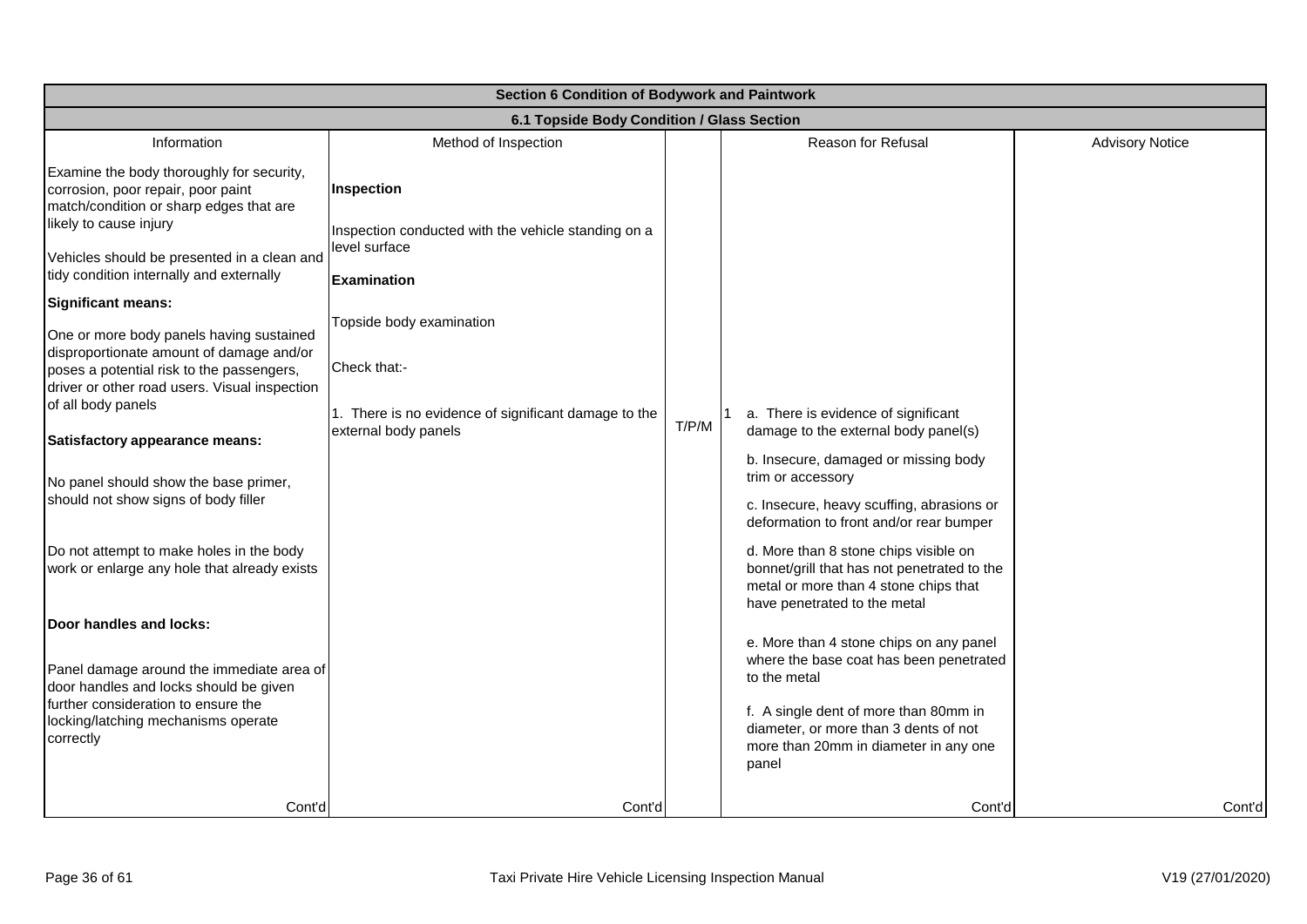| Section 6 Condition of Bodywork and Paintwork | | | | |
|---|---|---|---|---|
| **6.1 Topside Body Condition / Glass Section** | | | | |
| Information | Method of Inspection | | Reason for Refusal | Advisory Notice |
| Examine the body thoroughly for security, corrosion, poor repair, poor paint match/condition or sharp edges that are likely to cause injury<br><br>Vehicles should be presented in a clean and tidy condition internally and externally<br><br>**Significant means:**<br><br>One or more body panels having sustained disproportionate amount of damage and/or poses a potential risk to the passengers, driver or other road users. Visual inspection of all body panels<br><br>**Satisfactory appearance means:**<br><br>No panel should show the base primer, should not show signs of body filler<br><br>Do not attempt to make holes in the body work or enlarge any hole that already exists<br><br>**Door handles and locks:**<br><br>Panel damage around the immediate area of door handles and locks should be given further consideration to ensure the locking/latching mechanisms operate correctly | **Inspection**<br><br>Inspection conducted with the vehicle standing on a level surface<br><br>**Examination**<br><br>Topside body examination<br><br>Check that:-<br><br>1. There is no evidence of significant damage to the external body panels | T/P/M | 1 a. There is evidence of significant damage to the external body panel(s)<br><br>b. Insecure, damaged or missing body trim or accessory<br><br>c. Insecure, heavy scuffing, abrasions or deformation to front and/or rear bumper<br><br>d. More than 8 stone chips visible on bonnet/grill that has not penetrated to the metal or more than 4 stone chips that have penetrated to the metal<br><br>e. More than 4 stone chips on any panel where the base coat has been penetrated to the metal<br><br>f. A single dent of more than 80mm in diameter, or more than 3 dents of not more than 20mm in diameter in any one panel | |
| Cont'd | Cont'd | | Cont'd | Cont'd |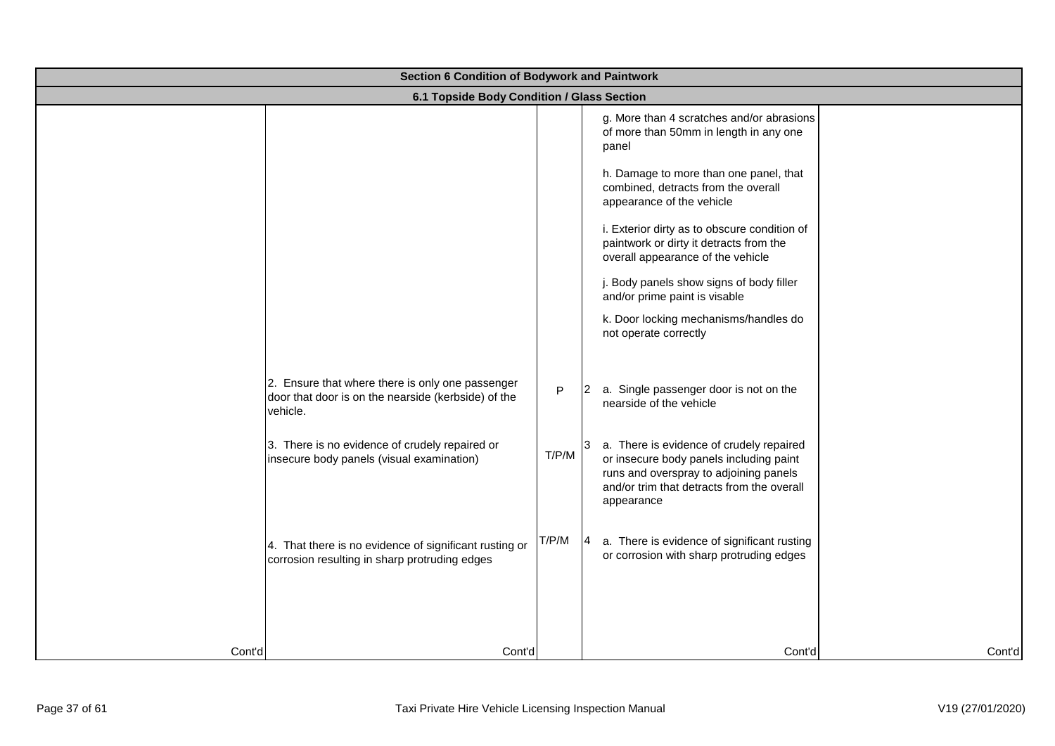| Section 6 Condition of Bodywork and Paintwork | | | | |
|---|---|---|---|---|
| **6.1 Topside Body Condition / Glass Section** | | | | |
| | | | g. More than 4 scratches and/or abrasions of more than 50mm in length in any one panel<br><br>h. Damage to more than one panel, that combined, detracts from the overall appearance of the vehicle<br><br>i. Exterior dirty as to obscure condition of paintwork or dirty it detracts from the overall appearance of the vehicle<br><br>j. Body panels show signs of body filler and/or prime paint is visable<br><br>k. Door locking mechanisms/handles do not operate correctly | |
| | 2. Ensure that where there is only one passenger door that door is on the nearside (kerbside) of the vehicle. | P | 2 a. Single passenger door is not on the nearside of the vehicle | |
| | 3. There is no evidence of crudely repaired or insecure body panels (visual examination) | T/P/M | 3 a. There is evidence of crudely repaired or insecure body panels including paint runs and overspray to adjoining panels and/or trim that detracts from the overall appearance | |
| | 4. That there is no evidence of significant rusting or corrosion resulting in sharp protruding edges | T/P/M | 4 a. There is evidence of significant rusting or corrosion with sharp protruding edges | |
| Cont'd | Cont'd | | Cont'd | Cont'd |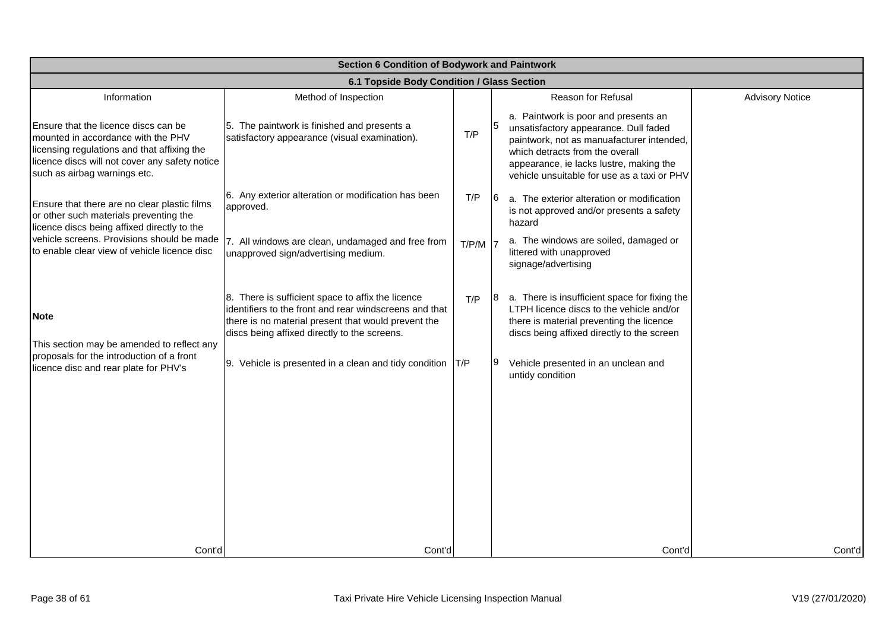| Section 6 Condition of Bodywork and Paintwork | | | | | |
|---|---|---|---|---|---|
| **6.1 Topside Body Condition / Glass Section** | | | | | |
| Information | Method of Inspection | | | Reason for Refusal | Advisory Notice |
| Ensure that the licence discs can be mounted in accordance with the PHV licensing regulations and that affixing the licence discs will not cover any safety notice such as airbag warnings etc. | 5. The paintwork is finished and presents a satisfactory appearance (visual examination). | T/P | 5 | a. Paintwork is poor and presents an unsatisfactory appearance. Dull faded paintwork, not as manuafacturer intended, which detracts from the overall appearance, ie lacks lustre, making the vehicle unsuitable for use as a taxi or PHV | |
| Ensure that there are no clear plastic films or other such materials preventing the licence discs being affixed directly to the vehicle screens. Provisions should be made to enable clear view of vehicle licence disc | 6. Any exterior alteration or modification has been approved. | T/P | 6 | a. The exterior alteration or modification is not approved and/or presents a safety hazard | |
| | 7. All windows are clean, undamaged and free from unapproved sign/advertising medium. | T/P/M | 7 | a. The windows are soiled, damaged or littered with unapproved signage/advertising | |
| **Note**<br><br>This section may be amended to reflect any proposals for the introduction of a front licence disc and rear plate for PHV's | 8. There is sufficient space to affix the licence identifiers to the front and rear windscreens and that there is no material present that would prevent the discs being affixed directly to the screens. | T/P | 8 | a. There is insufficient space for fixing the LTPH licence discs to the vehicle and/or there is material preventing the licence discs being affixed directly to the screen | |
| | 9. Vehicle is presented in a clean and tidy condition | T/P | 9 | Vehicle presented in an unclean and untidy condition | |
| Cont'd | Cont'd | | | Cont'd | Cont'd |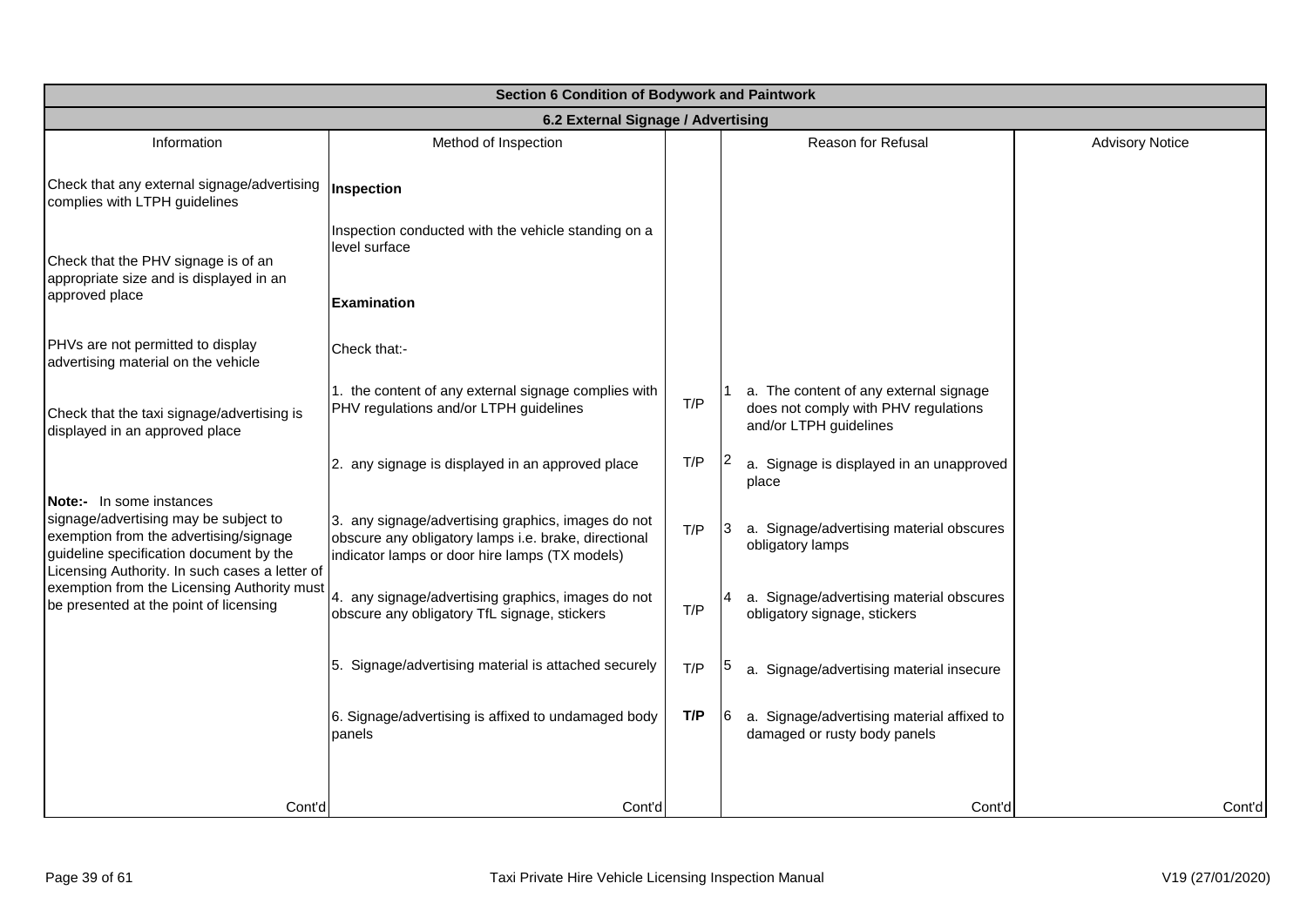| Section 6 Condition of Bodywork and Paintwork | | | | |
|---|---|---|---|---|
| **6.2 External Signage / Advertising** | | | | |
| Information | Method of Inspection | | Reason for Refusal | Advisory Notice |
| Check that any external signage/advertising complies with LTPH guidelines<br><br>Check that the PHV signage is of an appropriate size and is displayed in an approved place<br><br>PHVs are not permitted to display advertising material on the vehicle<br><br>Check that the taxi signage/advertising is displayed in an approved place<br><br>**Note:-** In some instances signage/advertising may be subject to exemption from the advertising/signage guideline specification document by the Licensing Authority. In such cases a letter of exemption from the Licensing Authority must be presented at the point of licensing | **Inspection**<br><br>Inspection conducted with the vehicle standing on a level surface<br><br>**Examination**<br><br>Check that:- | | | |
| | 1. the content of any external signage complies with PHV regulations and/or LTPH guidelines | T/P | 1 a. The content of any external signage does not comply with PHV regulations and/or LTPH guidelines | |
| | 2. any signage is displayed in an approved place | T/P | 2 a. Signage is displayed in an unapproved place | |
| | 3. any signage/advertising graphics, images do not obscure any obligatory lamps i.e. brake, directional indicator lamps or door hire lamps (TX models) | T/P | 3 a. Signage/advertising material obscures obligatory lamps | |
| | 4. any signage/advertising graphics, images do not obscure any obligatory TfL signage, stickers | T/P | 4 a. Signage/advertising material obscures obligatory signage, stickers | |
| | 5. Signage/advertising material is attached securely | T/P | 5 a. Signage/advertising material insecure | |
| | 6. Signage/advertising is affixed to undamaged body panels | **T/P** | 6 a. Signage/advertising material affixed to damaged or rusty body panels | |
| Cont'd | Cont'd | | Cont'd | Cont'd |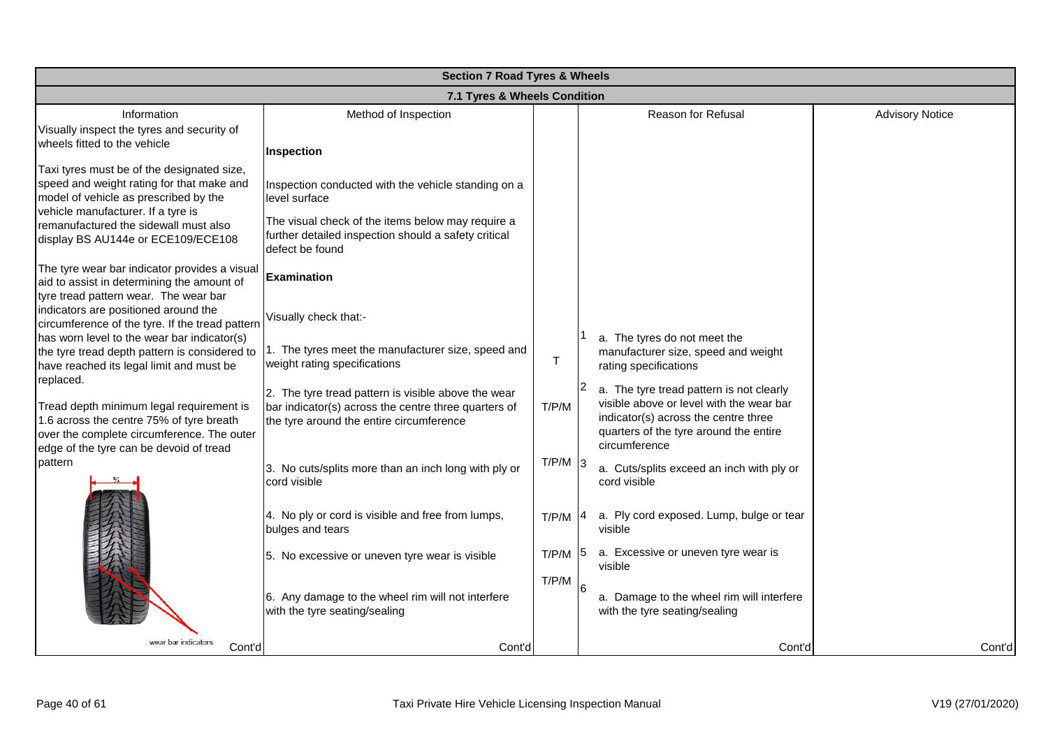## Section 7 Road Tyres & Wheels

### 7.1 Tyres & Wheels Condition

| Information | Method of Inspection | | | Reason for Refusal | Advisory Notice |
|---|---|---|---|---|---|
| Visually inspect the tyres and security of wheels fitted to the vehicle | **Inspection** | | | | |
| Taxi tyres must be of the designated size, speed and weight rating for that make and model of vehicle as prescribed by the vehicle manufacturer. If a tyre is remanufactured the sidewall must also display BS AU144e or ECE109/ECE108 | Inspection conducted with the vehicle standing on a level surface<br><br>The visual check of the items below may require a further detailed inspection should a safety critical defect be found | | | | |
| The tyre wear bar indicator provides a visual aid to assist in determining the amount of tyre tread pattern wear. The wear bar indicators are positioned around the circumference of the tyre. If the tread pattern has worn level to the wear bar indicator(s) the tyre tread depth pattern is considered to have reached its legal limit and must be replaced. | **Examination**<br><br>Visually check that:- | | | | |
| | 1. The tyres meet the manufacturer size, speed and weight rating specifications | T | 1 | a. The tyres do not meet the manufacturer size, speed and weight rating specifications | |
| Tread depth minimum legal requirement is 1.6 across the centre 75% of tyre breath over the complete circumference. The outer edge of the tyre can be devoid of tread pattern | 2. The tyre tread pattern is visible above the wear bar indicator(s) across the centre three quarters of the tyre around the entire circumference | T/P/M | 2 | a. The tyre tread pattern is not clearly visible above or level with the wear bar indicator(s) across the centre three quarters of the tyre around the entire circumference | |
| | 3. No cuts/splits more than an inch long with ply or cord visible | T/P/M | 3 | a. Cuts/splits exceed an inch with ply or cord visible | |
| | 4. No ply or cord is visible and free from lumps, bulges and tears | T/P/M | 4 | a. Ply cord exposed. Lump, bulge or tear visible | |
| | 5. No excessive or uneven tyre wear is visible | T/P/M | 5 | a. Excessive or uneven tyre wear is visible | |
| wear bar indicators | 6. Any damage to the wheel rim will not interfere with the tyre seating/sealing | T/P/M | 6 | a. Damage to the wheel rim will interfere with the tyre seating/sealing | |
| Cont'd | Cont'd | | | Cont'd | Cont'd |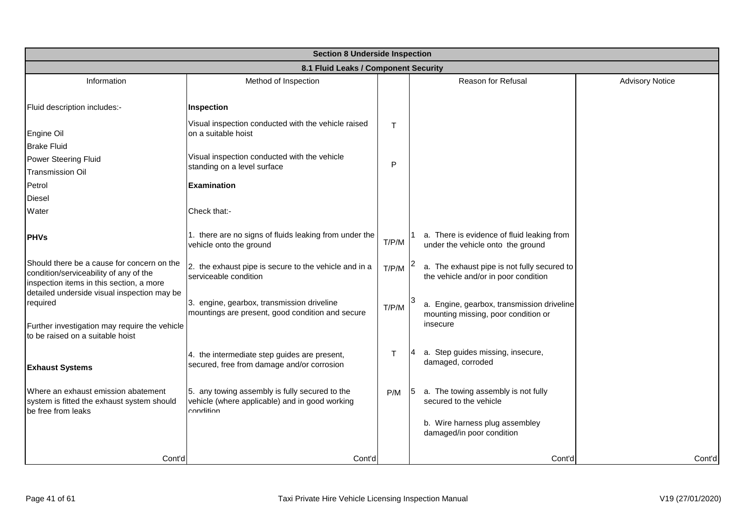| Section 8 Underside Inspection | | | | | |
|---|---|---|---|---|---|
| **8.1 Fluid Leaks / Component Security** | | | | | |
| Information | Method of Inspection | | | Reason for Refusal | Advisory Notice |
| Fluid description includes:- | **Inspection** | | | | |
| Engine Oil | Visual inspection conducted with the vehicle raised on a suitable hoist | T | | | |
| Brake Fluid | | | | | |
| Power Steering Fluid | Visual inspection conducted with the vehicle standing on a level surface | P | | | |
| Transmission Oil | | | | | |
| Petrol | **Examination** | | | | |
| Diesel | | | | | |
| Water | Check that:- | | | | |
| **PHVs** | 1. there are no signs of fluids leaking from under the vehicle onto the ground | T/P/M | 1 | a. There is evidence of fluid leaking from under the vehicle onto the ground | |
| Should there be a cause for concern on the condition/serviceability of any of the inspection items in this section, a more detailed underside visual inspection may be required | 2. the exhaust pipe is secure to the vehicle and in a serviceable condition | T/P/M | 2 | a. The exhaust pipe is not fully secured to the vehicle and/or in poor condition | |
| Further investigation may require the vehicle to be raised on a suitable hoist | 3. engine, gearbox, transmission driveline mountings are present, good condition and secure | T/P/M | 3 | a. Engine, gearbox, transmission driveline mounting missing, poor condition or insecure | |
| **Exhaust Systems** | 4. the intermediate step guides are present, secured, free from damage and/or corrosion | T | 4 | a. Step guides missing, insecure, damaged, corroded | |
| Where an exhaust emission abatement system is fitted the exhaust system should be free from leaks | 5. any towing assembly is fully secured to the vehicle (where applicable) and in good working condition | P/M | 5 | a. The towing assembly is not fully secured to the vehicle | |
| | | | | b. Wire harness plug assembley damaged/in poor condition | |
| Cont'd | Cont'd | | | Cont'd | Cont'd |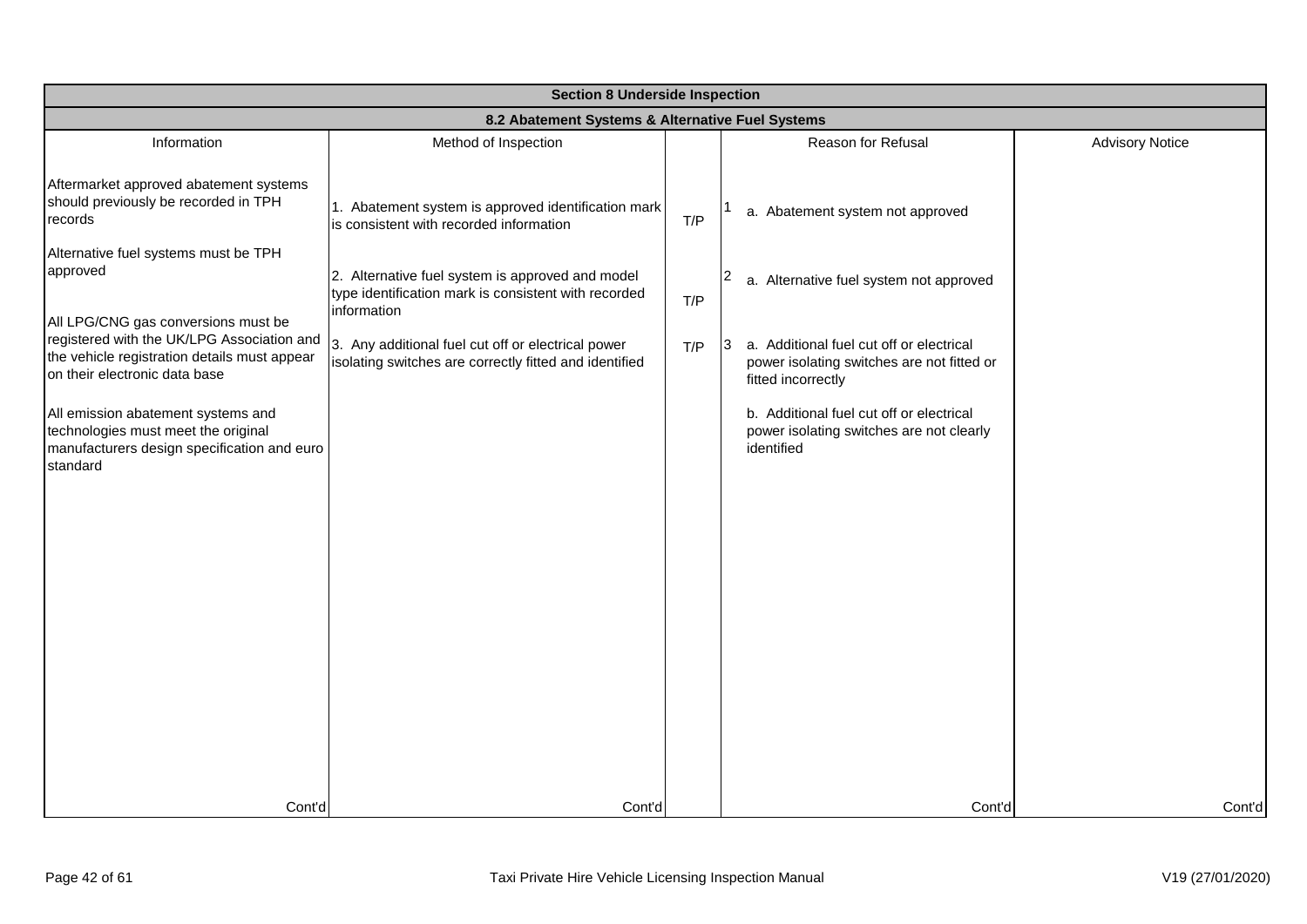| Section 8 Underside Inspection | | | | |
|---|---|---|---|---|
| **8.2 Abatement Systems & Alternative Fuel Systems** | | | | |
| Information | Method of Inspection | | Reason for Refusal | Advisory Notice |
| Aftermarket approved abatement systems should previously be recorded in TPH records | 1. Abatement system is approved identification mark is consistent with recorded information | T/P | 1 a. Abatement system not approved | |
| Alternative fuel systems must be TPH approved | 2. Alternative fuel system is approved and model type identification mark is consistent with recorded information | T/P | 2 a. Alternative fuel system not approved | |
| All LPG/CNG gas conversions must be registered with the UK/LPG Association and the vehicle registration details must appear on their electronic data base | 3. Any additional fuel cut off or electrical power isolating switches are correctly fitted and identified | T/P | 3 a. Additional fuel cut off or electrical power isolating switches are not fitted or fitted incorrectly | |
| All emission abatement systems and technologies must meet the original manufacturers design specification and euro standard | | | b. Additional fuel cut off or electrical power isolating switches are not clearly identified | |
| Cont'd | Cont'd | | Cont'd | Cont'd |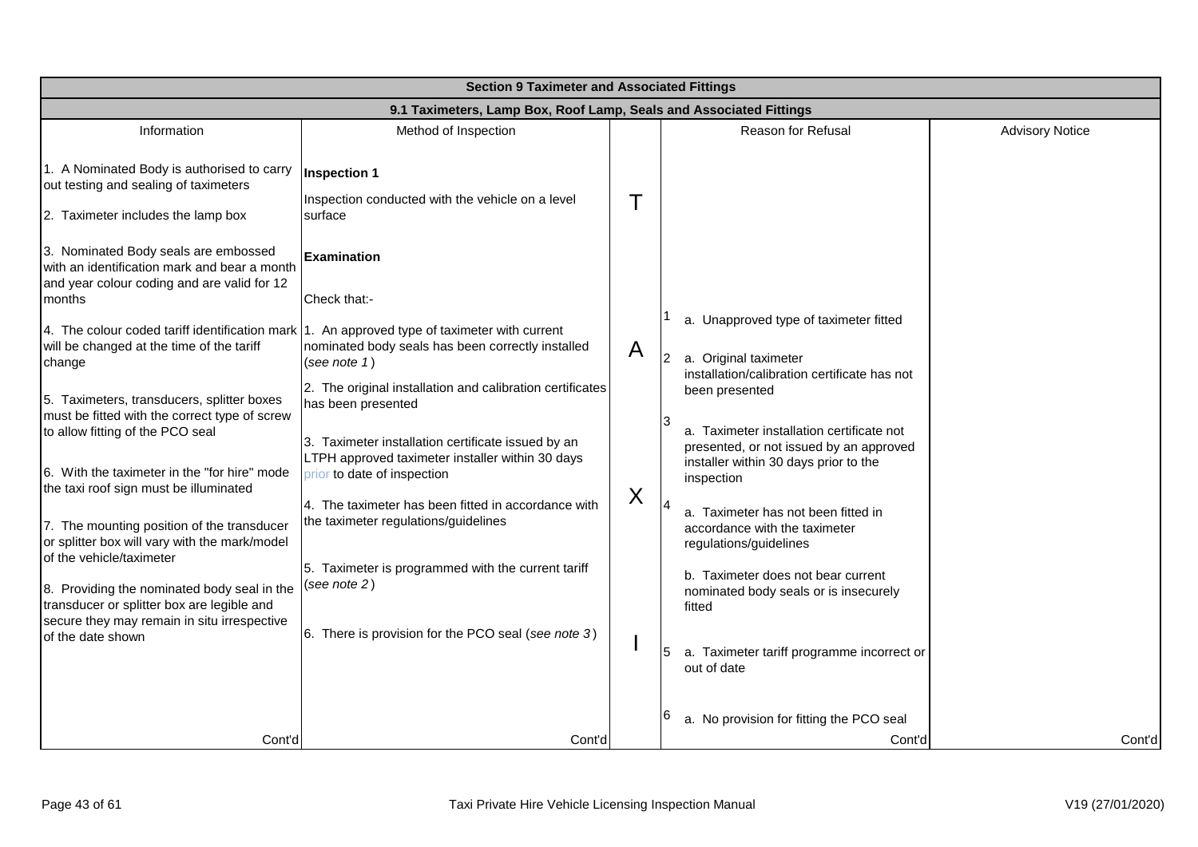| Section 9 Taximeter and Associated Fittings | | | | |
|---|---|---|---|---|
| **9.1 Taximeters, Lamp Box, Roof Lamp, Seals and Associated Fittings** | | | | |
| Information | Method of Inspection | | Reason for Refusal | Advisory Notice |
| 1. A Nominated Body is authorised to carry out testing and sealing of taximeters<br><br>2. Taximeter includes the lamp box<br><br>3. Nominated Body seals are embossed with an identification mark and bear a month and year colour coding and are valid for 12 months<br><br>4. The colour coded tariff identification mark will be changed at the time of the tariff change<br><br>5. Taximeters, transducers, splitter boxes must be fitted with the correct type of screw to allow fitting of the PCO seal<br><br>6. With the taximeter in the "for hire" mode the taxi roof sign must be illuminated<br><br>7. The mounting position of the transducer or splitter box will vary with the mark/model of the vehicle/taximeter<br><br>8. Providing the nominated body seal in the transducer or splitter box are legible and secure they may remain in situ irrespective of the date shown | **Inspection 1**<br><br>Inspection conducted with the vehicle on a level surface<br><br>**Examination**<br><br>Check that:-<br><br>1. An approved type of taximeter with current nominated body seals has been correctly installed (*see note 1*)<br><br>2. The original installation and calibration certificates has been presented<br><br>3. Taximeter installation certificate issued by an LTPH approved taximeter installer within 30 days prior to date of inspection<br><br>4. The taximeter has been fitted in accordance with the taximeter regulations/guidelines<br><br>5. Taximeter is programmed with the current tariff (*see note 2*)<br><br>6. There is provision for the PCO seal (*see note 3*) | T<br><br>A<br><br>X<br><br>I | 1 a. Unapproved type of taximeter fitted<br><br>2 a. Original taximeter installation/calibration certificate has not been presented<br><br>3 a. Taximeter installation certificate not presented, or not issued by an approved installer within 30 days prior to the inspection<br><br>4 a. Taximeter has not been fitted in accordance with the taximeter regulations/guidelines<br><br>b. Taximeter does not bear current nominated body seals or is insecurely fitted<br><br>5 a. Taximeter tariff programme incorrect or out of date<br><br>6 a. No provision for fitting the PCO seal | |
| Cont'd | Cont'd | | Cont'd | Cont'd |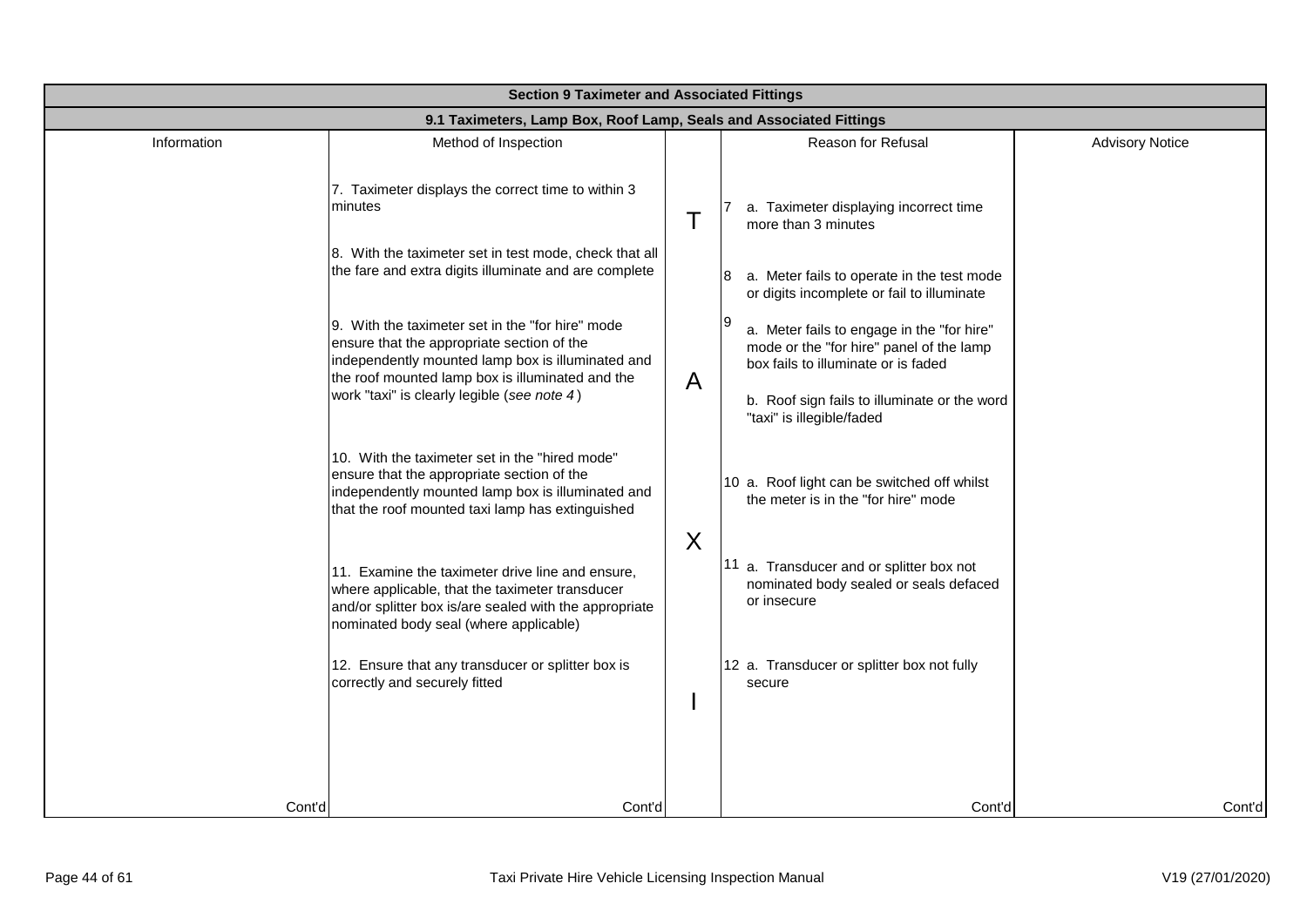| Section 9 Taximeter and Associated Fittings | | | | |
|---|---|---|---|---|
| **9.1 Taximeters, Lamp Box, Roof Lamp, Seals and Associated Fittings** | | | | |
| Information | Method of Inspection | | Reason for Refusal | Advisory Notice |
| | 7. Taximeter displays the correct time to within 3 minutes | T | 7 a. Taximeter displaying incorrect time more than 3 minutes | |
| | 8. With the taximeter set in test mode, check that all the fare and extra digits illuminate and are complete | | 8 a. Meter fails to operate in the test mode or digits incomplete or fail to illuminate | |
| | 9. With the taximeter set in the "for hire" mode ensure that the appropriate section of the independently mounted lamp box is illuminated and the roof mounted lamp box is illuminated and the work "taxi" is clearly legible (*see note 4*) | A | 9 a. Meter fails to engage in the "for hire" mode or the "for hire" panel of the lamp box fails to illuminate or is faded<br><br>b. Roof sign fails to illuminate or the word "taxi" is illegible/faded | |
| | 10. With the taximeter set in the "hired mode" ensure that the appropriate section of the independently mounted lamp box is illuminated and that the roof mounted taxi lamp has extinguished | X | 10 a. Roof light can be switched off whilst the meter is in the "for hire" mode | |
| | 11. Examine the taximeter drive line and ensure, where applicable, that the taximeter transducer and/or splitter box is/are sealed with the appropriate nominated body seal (where applicable) | | 11 a. Transducer and or splitter box not nominated body sealed or seals defaced or insecure | |
| | 12. Ensure that any transducer or splitter box is correctly and securely fitted | I | 12 a. Transducer or splitter box not fully secure | |
| Cont'd | Cont'd | | Cont'd | Cont'd |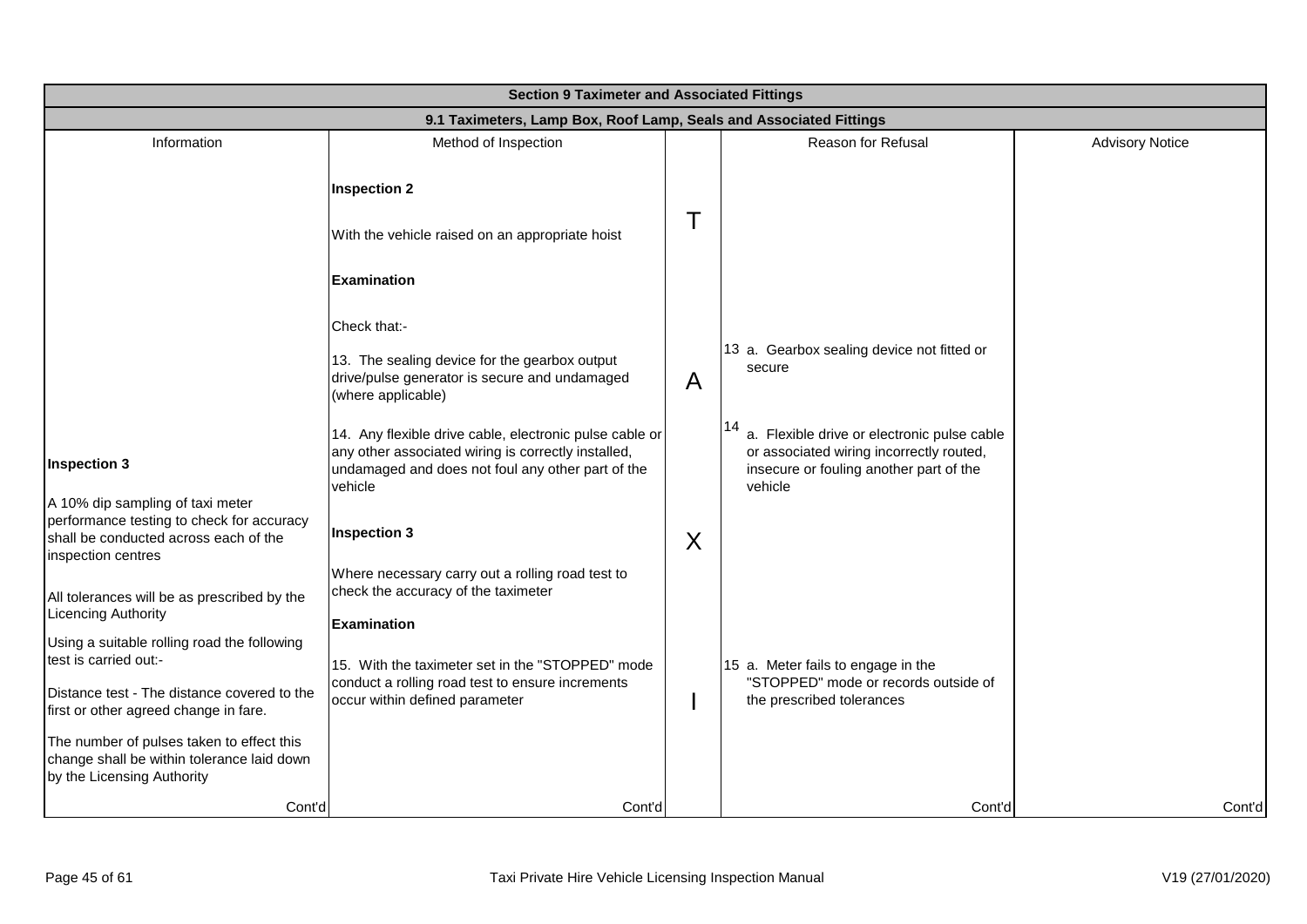| Section 9 Taximeter and Associated Fittings | | | | |
|---|---|---|---|---|
| **9.1 Taximeters, Lamp Box, Roof Lamp, Seals and Associated Fittings** | | | | |
| Information | Method of Inspection | | Reason for Refusal | Advisory Notice |
| | **Inspection 2**<br><br>With the vehicle raised on an appropriate hoist | T | | |
| | **Examination**<br><br>Check that:-<br><br>13. The sealing device for the gearbox output drive/pulse generator is secure and undamaged (where applicable) | A | 13 a. Gearbox sealing device not fitted or secure | |
| **Inspection 3**<br><br>A 10% dip sampling of taxi meter performance testing to check for accuracy shall be conducted across each of the inspection centres | 14. Any flexible drive cable, electronic pulse cable or any other associated wiring is correctly installed, undamaged and does not foul any other part of the vehicle<br><br>**Inspection 3**<br><br>Where necessary carry out a rolling road test to check the accuracy of the taximeter | X | 14 a. Flexible drive or electronic pulse cable or associated wiring incorrectly routed, insecure or fouling another part of the vehicle | |
| All tolerances will be as prescribed by the Licencing Authority<br><br>Using a suitable rolling road the following test is carried out:-<br><br>Distance test - The distance covered to the first or other agreed change in fare.<br><br>The number of pulses taken to effect this change shall be within tolerance laid down by the Licensing Authority | **Examination**<br><br>15. With the taximeter set in the "STOPPED" mode conduct a rolling road test to ensure increments occur within defined parameter | I | 15 a. Meter fails to engage in the "STOPPED" mode or records outside of the prescribed tolerances | |
| Cont'd | Cont'd | | Cont'd | Cont'd |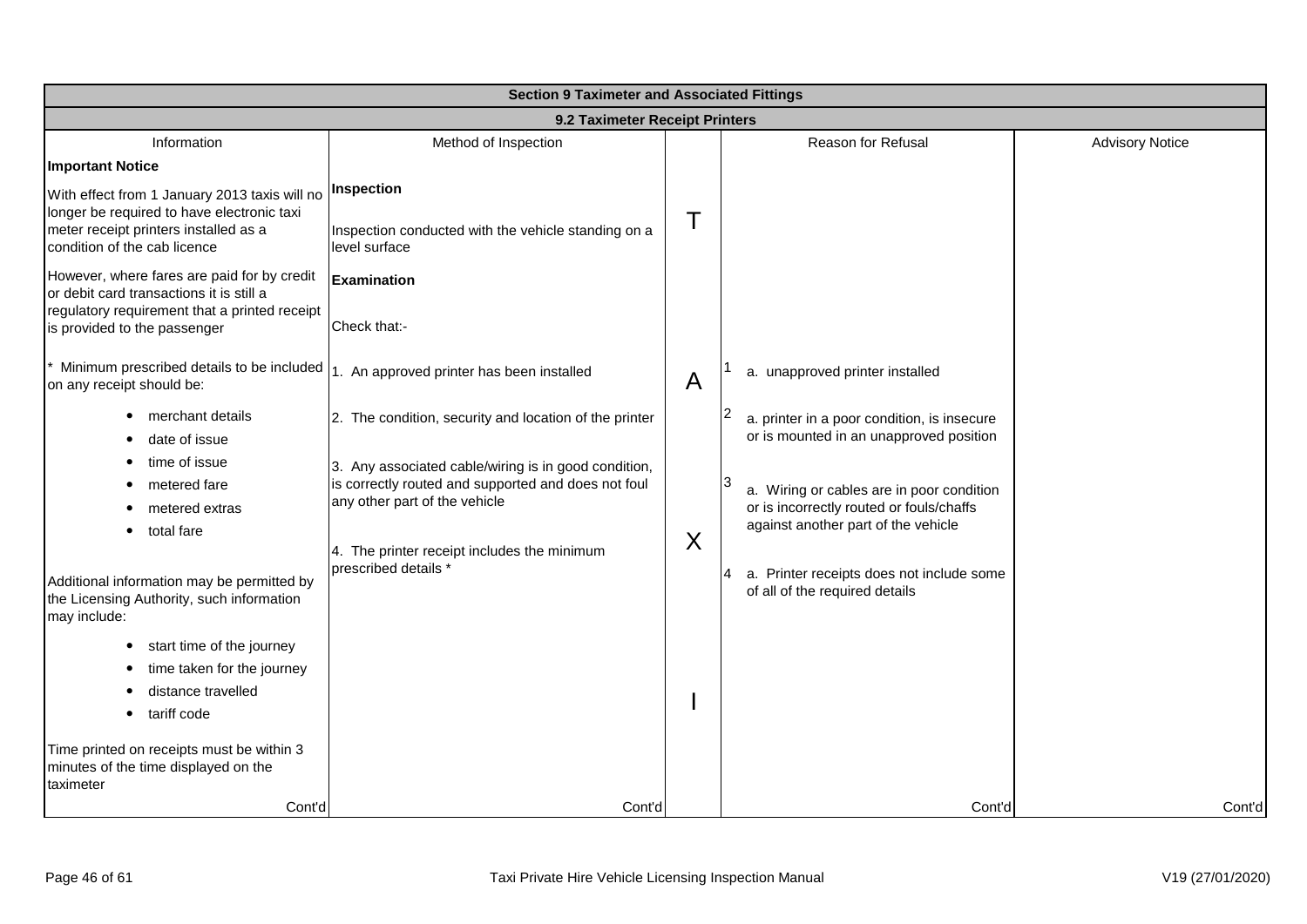| Section 9 Taximeter and Associated Fittings | | | | |
|---|---|---|---|---|
| **9.2 Taximeter Receipt Printers** | | | | |
| Information | Method of Inspection | | Reason for Refusal | Advisory Notice |
| **Important Notice**<br><br>With effect from 1 January 2013 taxis will no longer be required to have electronic taxi meter receipt printers installed as a condition of the cab licence<br><br>However, where fares are paid for by credit or debit card transactions it is still a regulatory requirement that a printed receipt is provided to the passenger | **Inspection**<br><br>Inspection conducted with the vehicle standing on a level surface<br><br>**Examination**<br><br>Check that:- | T | | |
| * Minimum prescribed details to be included on any receipt should be:<br><br>• merchant details<br>• date of issue<br>• time of issue<br>• metered fare<br>• metered extras<br>• total fare | 1. An approved printer has been installed<br><br>2. The condition, security and location of the printer<br><br>3. Any associated cable/wiring is in good condition, is correctly routed and supported and does not foul any other part of the vehicle<br><br>4. The printer receipt includes the minimum prescribed details * | A<br><br>X | 1 a. unapproved printer installed<br><br>2 a. printer in a poor condition, is insecure or is mounted in an unapproved position<br><br>3 a. Wiring or cables are in poor condition or is incorrectly routed or fouls/chaffs against another part of the vehicle<br><br>4 a. Printer receipts does not include some of all of the required details | |
| Additional information may be permitted by the Licensing Authority, such information may include:<br><br>• start time of the journey<br>• time taken for the journey<br>• distance travelled<br>• tariff code<br><br>Time printed on receipts must be within 3 minutes of the time displayed on the taximeter | | I | | |
| Cont'd | Cont'd | | Cont'd | Cont'd |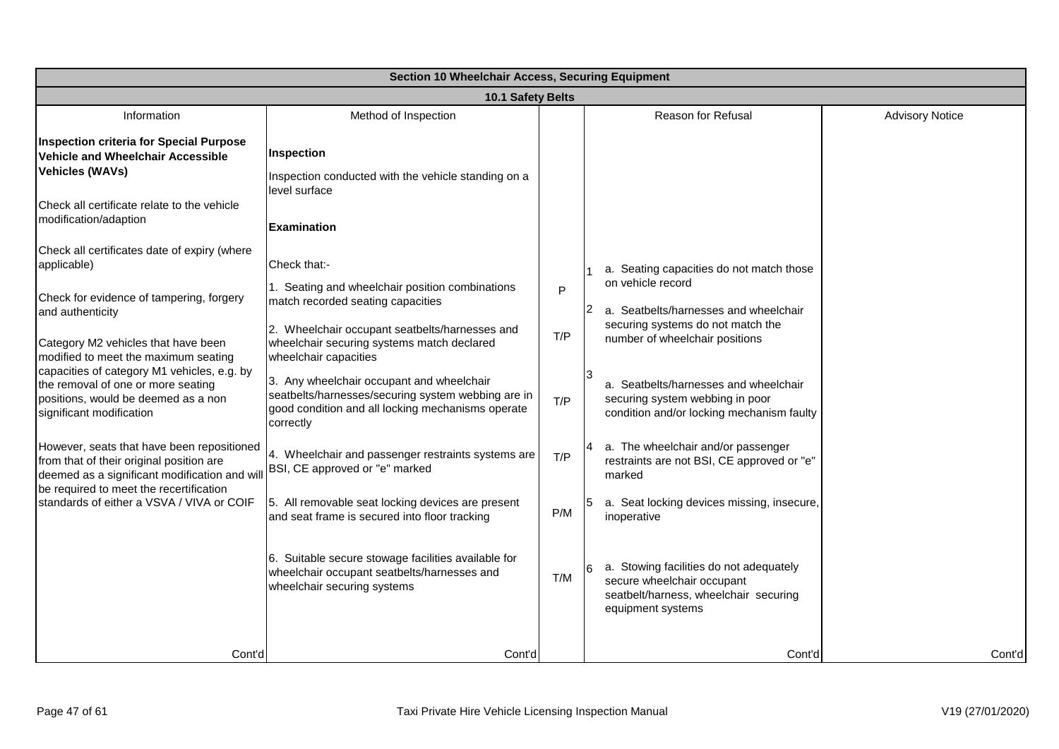| Section 10 Wheelchair Access, Securing Equipment | | | | |
|---|---|---|---|---|
| **10.1 Safety Belts** | | | | |
| Information | Method of Inspection | | Reason for Refusal | Advisory Notice |
| **Inspection criteria for Special Purpose Vehicle and Wheelchair Accessible Vehicles (WAVs)** | **Inspection**<br><br>Inspection conducted with the vehicle standing on a level surface | | | |
| Check all certificate relate to the vehicle modification/adaption | **Examination** | | | |
| Check all certificates date of expiry (where applicable) | Check that:- | | | |
| Check for evidence of tampering, forgery and authenticity | 1. Seating and wheelchair position combinations match recorded seating capacities | P | 1 a. Seating capacities do not match those on vehicle record | |
| Category M2 vehicles that have been modified to meet the maximum seating capacities of category M1 vehicles, e.g. by the removal of one or more seating positions, would be deemed as a non significant modification | 2. Wheelchair occupant seatbelts/harnesses and wheelchair securing systems match declared wheelchair capacities | T/P | 2 a. Seatbelts/harnesses and wheelchair securing systems do not match the number of wheelchair positions | |
| | 3. Any wheelchair occupant and wheelchair seatbelts/harnesses/securing system webbing are in good condition and all locking mechanisms operate correctly | T/P | 3 a. Seatbelts/harnesses and wheelchair securing system webbing in poor condition and/or locking mechanism faulty | |
| However, seats that have been repositioned from that of their original position are deemed as a significant modification and will be required to meet the recertification standards of either a VSVA / VIVA or COIF | 4. Wheelchair and passenger restraints systems are BSI, CE approved or "e" marked | T/P | 4 a. The wheelchair and/or passenger restraints are not BSI, CE approved or "e" marked | |
| | 5. All removable seat locking devices are present and seat frame is secured into floor tracking | P/M | 5 a. Seat locking devices missing, insecure, inoperative | |
| | 6. Suitable secure stowage facilities available for wheelchair occupant seatbelts/harnesses and wheelchair securing systems | T/M | 6 a. Stowing facilities do not adequately secure wheelchair occupant seatbelt/harness, wheelchair securing equipment systems | |
| Cont'd | Cont'd | | Cont'd | Cont'd |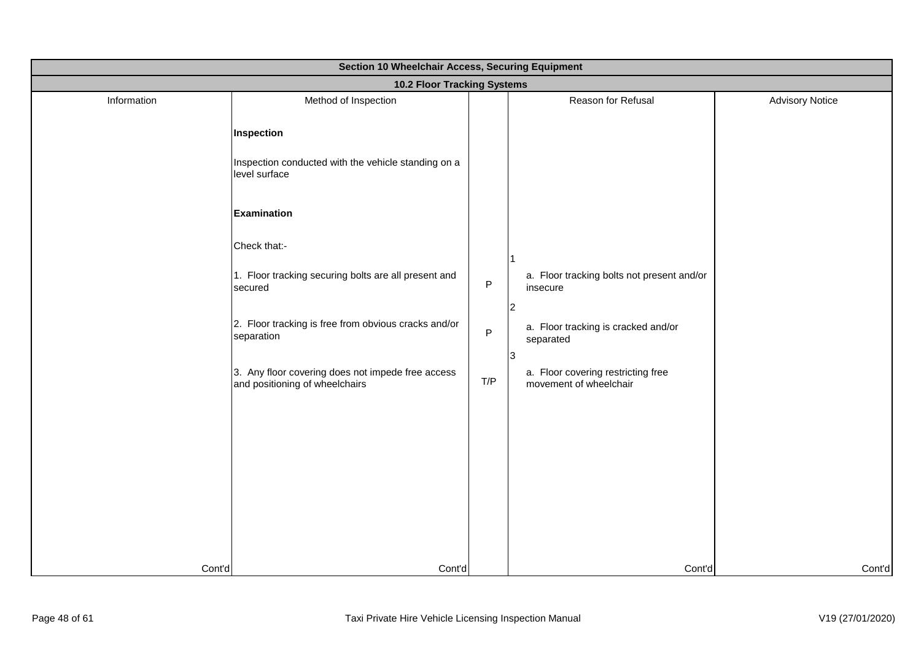| Section 10 Wheelchair Access, Securing Equipment | | | | |
|---|---|---|---|---|
| **10.2 Floor Tracking Systems** | | | | |
| Information | Method of Inspection | | Reason for Refusal | Advisory Notice |
| | **Inspection**<br><br>Inspection conducted with the vehicle standing on a level surface<br><br>**Examination**<br><br>Check that:- | | | |
| | 1. Floor tracking securing bolts are all present and secured | P | 1<br>a. Floor tracking bolts not present and/or insecure | |
| | 2. Floor tracking is free from obvious cracks and/or separation | P | 2<br>a. Floor tracking is cracked and/or separated | |
| | 3. Any floor covering does not impede free access and positioning of wheelchairs | T/P | 3<br>a. Floor covering restricting free movement of wheelchair | |
| Cont'd | Cont'd | | Cont'd | Cont'd |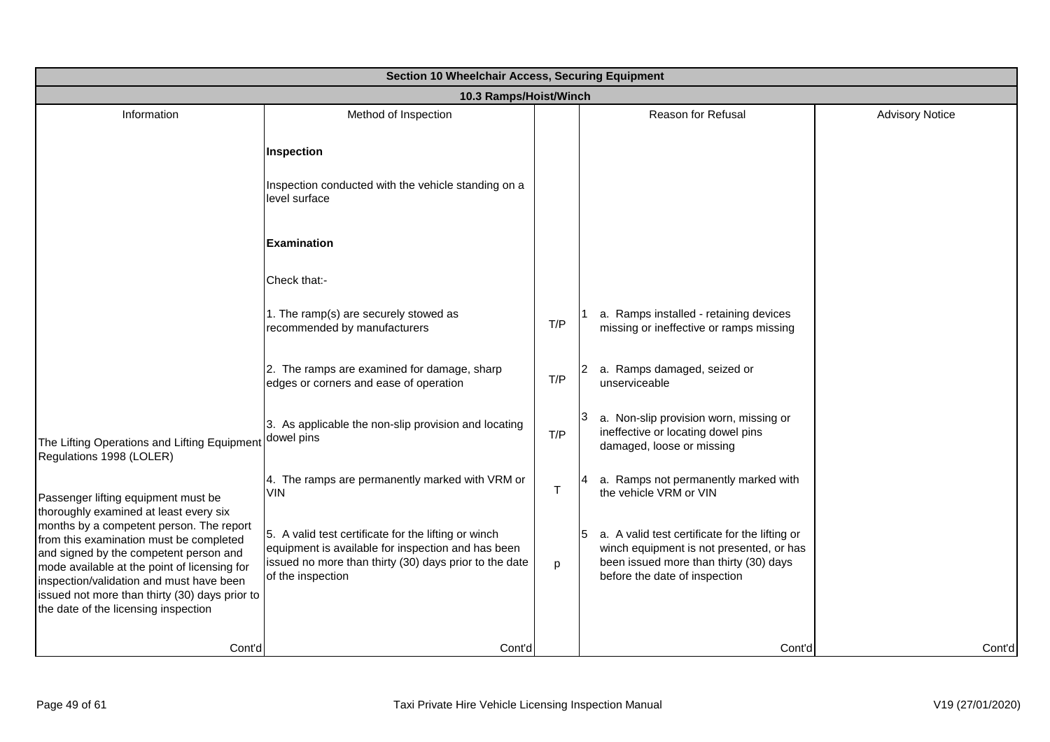## Section 10 Wheelchair Access, Securing Equipment

### 10.3 Ramps/Hoist/Winch

| Information | Method of Inspection | | Reason for Refusal | Advisory Notice |
|---|---|---|---|---|
| | **Inspection** | | | |
| | Inspection conducted with the vehicle standing on a level surface | | | |
| | **Examination** | | | |
| | Check that:- | | | |
| | 1. The ramp(s) are securely stowed as recommended by manufacturers | T/P | 1 a. Ramps installed - retaining devices missing or ineffective or ramps missing | |
| | 2. The ramps are examined for damage, sharp edges or corners and ease of operation | T/P | 2 a. Ramps damaged, seized or unserviceable | |
| The Lifting Operations and Lifting Equipment Regulations 1998 (LOLER) | 3. As applicable the non-slip provision and locating dowel pins | T/P | 3 a. Non-slip provision worn, missing or ineffective or locating dowel pins damaged, loose or missing | |
| Passenger lifting equipment must be thoroughly examined at least every six months by a competent person. The report from this examination must be completed and signed by the competent person and mode available at the point of licensing for inspection/validation and must have been issued not more than thirty (30) days prior to the date of the licensing inspection | 4. The ramps are permanently marked with VRM or VIN | T | 4 a. Ramps not permanently marked with the vehicle VRM or VIN | |
| | 5. A valid test certificate for the lifting or winch equipment is available for inspection and has been issued no more than thirty (30) days prior to the date of the inspection | p | 5 a. A valid test certificate for the lifting or winch equipment is not presented, or has been issued more than thirty (30) days before the date of inspection | |
| Cont'd | Cont'd | | Cont'd | Cont'd |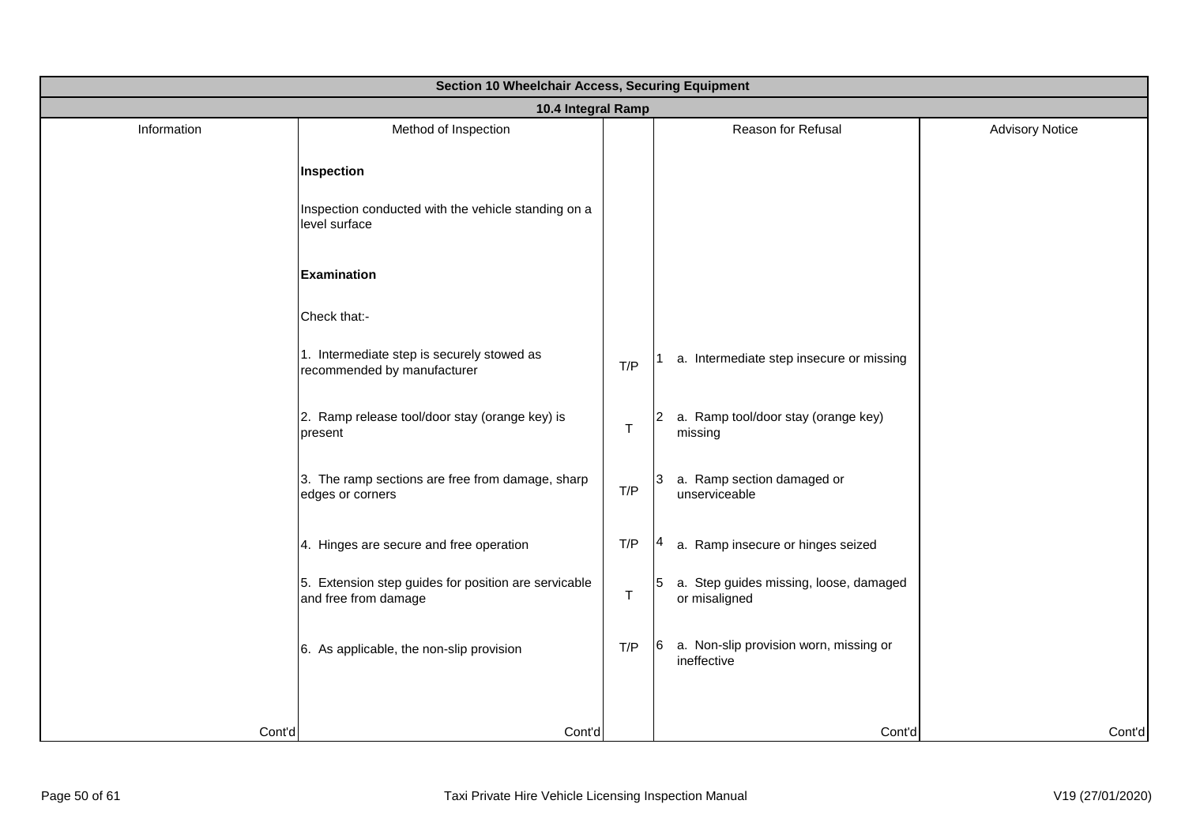| Section 10 Wheelchair Access, Securing Equipment | | | | |
|---|---|---|---|---|
| **10.4 Integral Ramp** | | | | |
| Information | Method of Inspection | | Reason for Refusal | Advisory Notice |
| | **Inspection** | | | |
| | Inspection conducted with the vehicle standing on a level surface | | | |
| | **Examination** | | | |
| | Check that:- | | | |
| | 1. Intermediate step is securely stowed as recommended by manufacturer | T/P | 1 a. Intermediate step insecure or missing | |
| | 2. Ramp release tool/door stay (orange key) is present | T | 2 a. Ramp tool/door stay (orange key) missing | |
| | 3. The ramp sections are free from damage, sharp edges or corners | T/P | 3 a. Ramp section damaged or unserviceable | |
| | 4. Hinges are secure and free operation | T/P | 4 a. Ramp insecure or hinges seized | |
| | 5. Extension step guides for position are servicable and free from damage | T | 5 a. Step guides missing, loose, damaged or misaligned | |
| | 6. As applicable, the non-slip provision | T/P | 6 a. Non-slip provision worn, missing or ineffective | |
| Cont'd | Cont'd | | Cont'd | Cont'd |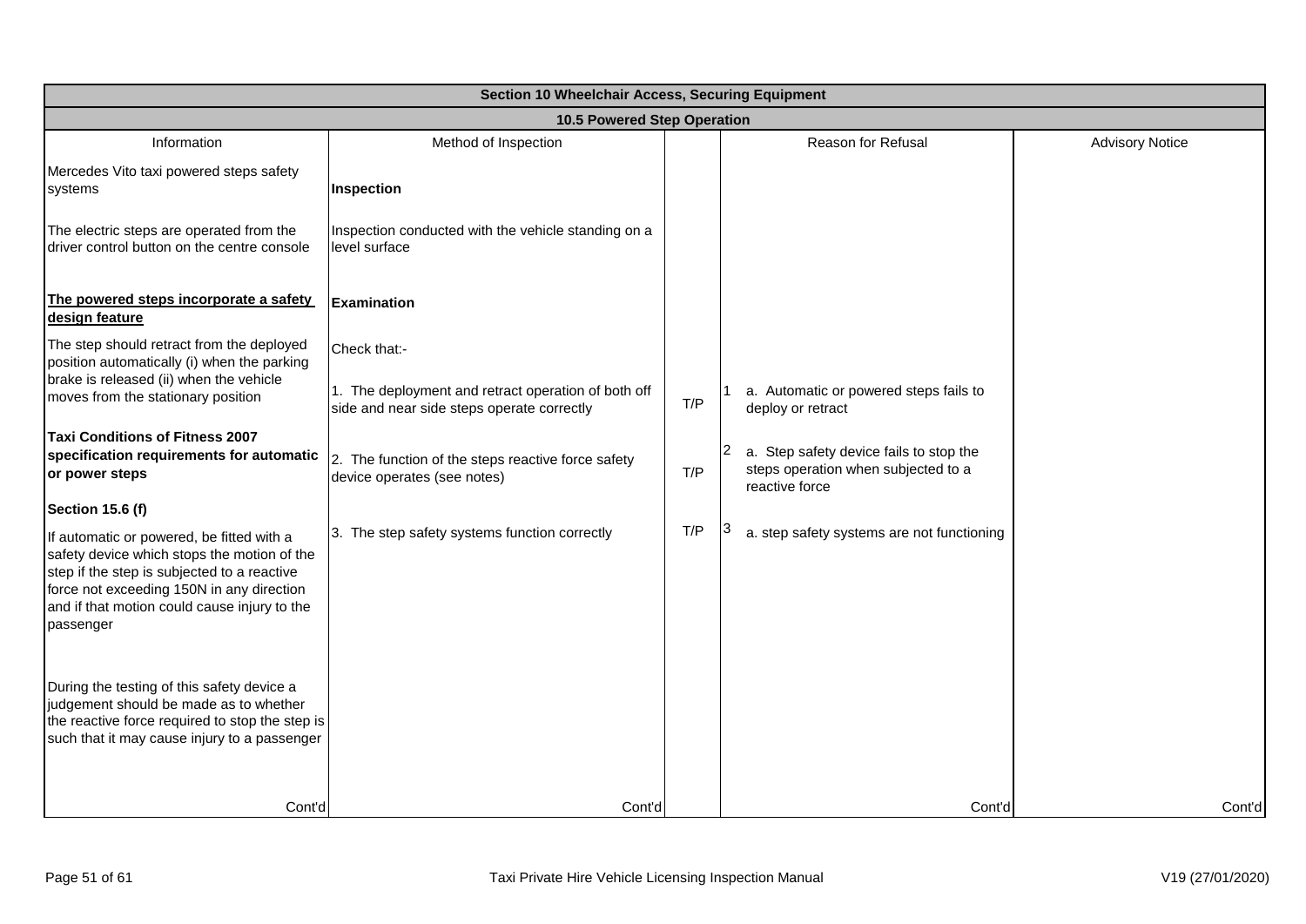| Section 10 Wheelchair Access, Securing Equipment | | | | |
|---|---|---|---|---|
| **10.5 Powered Step Operation** | | | | |
| Information | Method of Inspection | | Reason for Refusal | Advisory Notice |
| Mercedes Vito taxi powered steps safety systems | **Inspection** | | | |
| The electric steps are operated from the driver control button on the centre console | Inspection conducted with the vehicle standing on a level surface | | | |
| **The powered steps incorporate a safety design feature** | **Examination** | | | |
| The step should retract from the deployed position automatically (i) when the parking brake is released (ii) when the vehicle moves from the stationary position | Check that:-<br><br>1. The deployment and retract operation of both off side and near side steps operate correctly | T/P | 1 a. Automatic or powered steps fails to deploy or retract | |
| **Taxi Conditions of Fitness 2007 specification requirements for automatic or power steps** | 2. The function of the steps reactive force safety device operates (see notes) | T/P | 2 a. Step safety device fails to stop the steps operation when subjected to a reactive force | |
| **Section 15.6 (f)**<br><br>If automatic or powered, be fitted with a safety device which stops the motion of the step if the step is subjected to a reactive force not exceeding 150N in any direction and if that motion could cause injury to the passenger | 3. The step safety systems function correctly | T/P | 3 a. step safety systems are not functioning | |
| During the testing of this safety device a judgement should be made as to whether the reactive force required to stop the step is such that it may cause injury to a passenger | | | | |
| Cont'd | Cont'd | | Cont'd | Cont'd |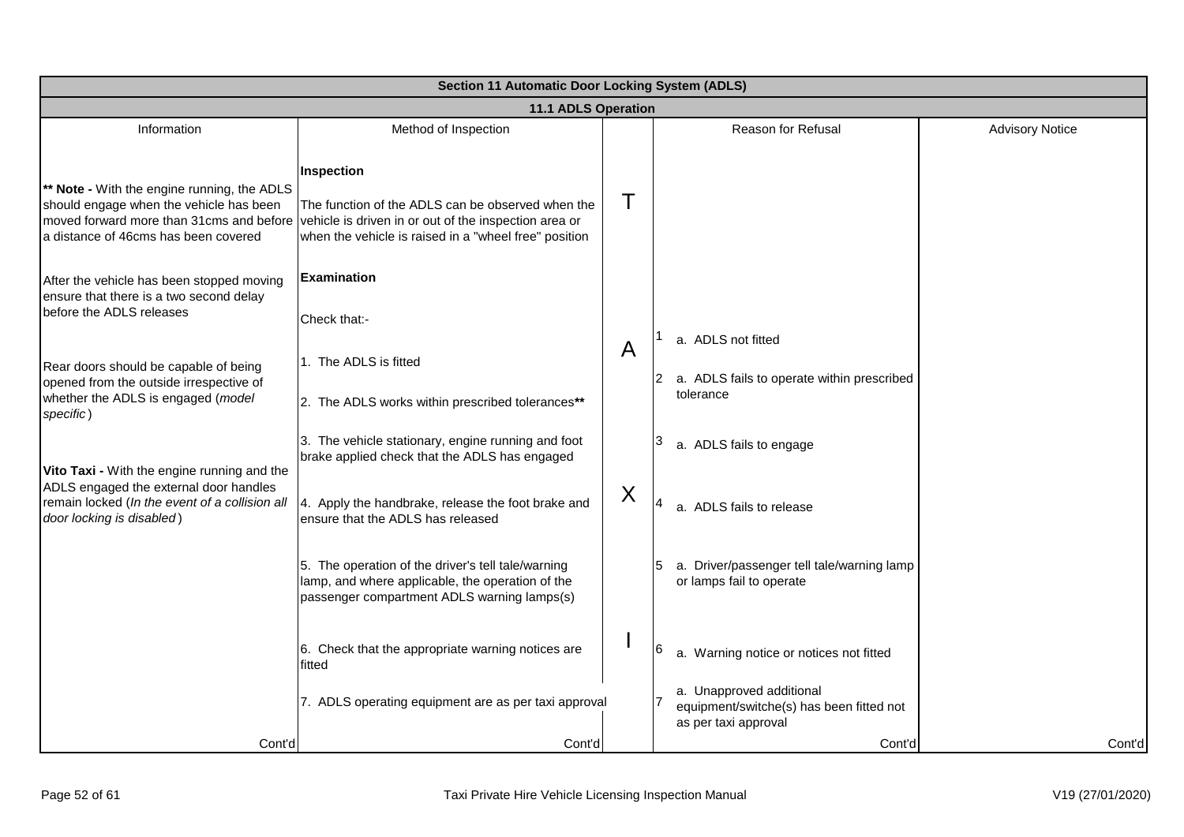| Section 11 Automatic Door Locking System (ADLS) | | | | |
|---|---|---|---|---|
| **11.1 ADLS Operation** | | | | |
| Information | Method of Inspection | | Reason for Refusal | Advisory Notice |
| **\*\* Note -** With the engine running, the ADLS should engage when the vehicle has been moved forward more than 31cms and before a distance of 46cms has been covered | **Inspection**<br><br>The function of the ADLS can be observed when the vehicle is driven in or out of the inspection area or when the vehicle is raised in a "wheel free" position | T | | |
| After the vehicle has been stopped moving ensure that there is a two second delay before the ADLS releases | **Examination**<br><br>Check that:- | | | |
| Rear doors should be capable of being opened from the outside irrespective of whether the ADLS is engaged (*model specific*) | 1. The ADLS is fitted | A | 1 a. ADLS not fitted | |
| | 2. The ADLS works within prescribed tolerances** | | 2 a. ADLS fails to operate within prescribed tolerance | |
| **Vito Taxi -** With the engine running and the ADLS engaged the external door handles remain locked (*In the event of a collision all door locking is disabled*) | 3. The vehicle stationary, engine running and foot brake applied check that the ADLS has engaged | | 3 a. ADLS fails to engage | |
| | 4. Apply the handbrake, release the foot brake and ensure that the ADLS has released | X | 4 a. ADLS fails to release | |
| | 5. The operation of the driver's tell tale/warning lamp, and where applicable, the operation of the passenger compartment ADLS warning lamps(s) | | 5 a. Driver/passenger tell tale/warning lamp or lamps fail to operate | |
| | 6. Check that the appropriate warning notices are fitted | I | 6 a. Warning notice or notices not fitted | |
| | 7. ADLS operating equipment are as per taxi approval | | 7 a. Unapproved additional equipment/switche(s) has been fitted not as per taxi approval | |
| Cont'd | Cont'd | | Cont'd | Cont'd |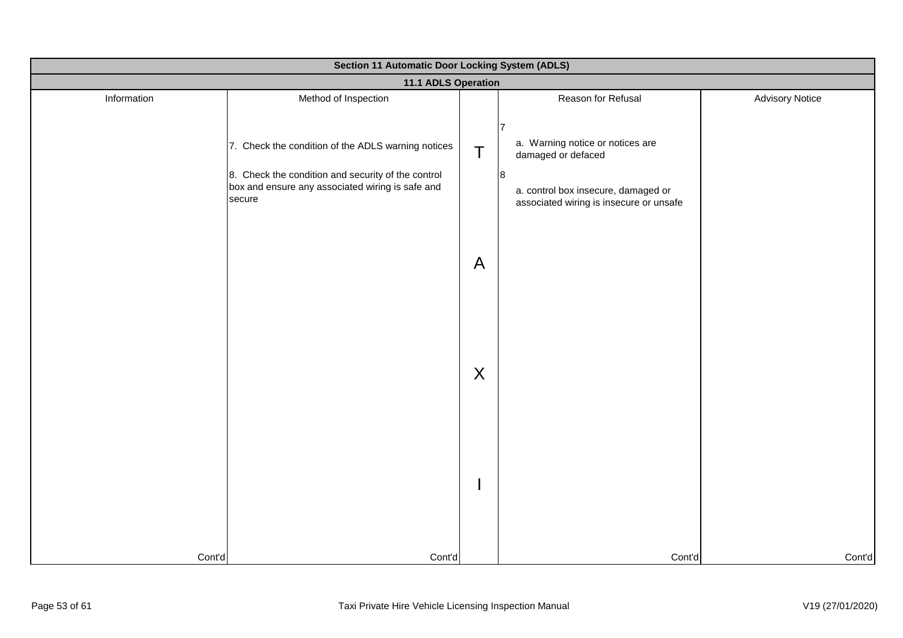| Section 11 Automatic Door Locking System (ADLS) | | | | |
|---|---|---|---|---|
| **11.1 ADLS Operation** | | | | |
| Information | Method of Inspection | | Reason for Refusal | Advisory Notice |
| | 7. Check the condition of the ADLS warning notices<br><br>8. Check the condition and security of the control box and ensure any associated wiring is safe and secure | TAXI | 7<br>a. Warning notice or notices are damaged or defaced<br><br>8<br>a. control box insecure, damaged or associated wiring is insecure or unsafe | |
| Cont'd | Cont'd | | Cont'd | Cont'd |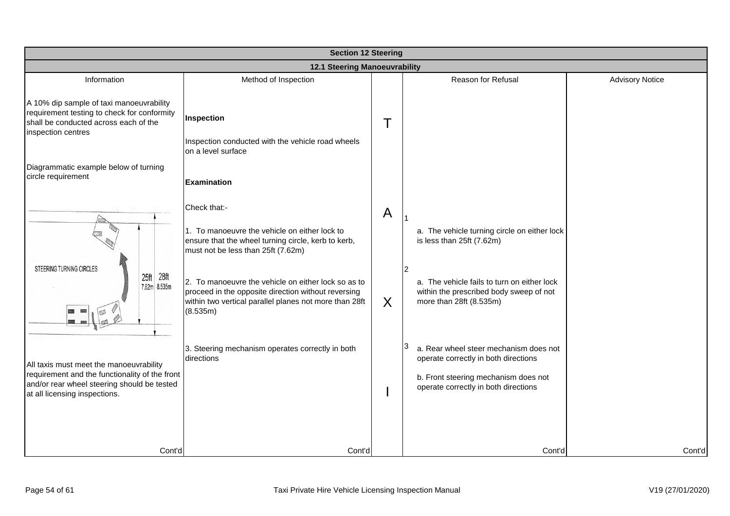| Section 12 Steering | | | | |
|---|---|---|---|---|
| **12.1 Steering Manoeuvrability** | | | | |
| Information | Method of Inspection | | Reason for Refusal | Advisory Notice |
| A 10% dip sample of taxi manoeuvrability requirement testing to check for conformity shall be conducted across each of the inspection centres | **Inspection**<br><br>Inspection conducted with the vehicle road wheels on a level surface | T | | |
| Diagrammatic example below of turning circle requirement<br><br>STEERING TURNING CIRCLES 25ft 7.62m 28ft 8.535m | **Examination**<br><br>Check that:-<br><br>1. To manoeuvre the vehicle on either lock to ensure that the wheel turning circle, kerb to kerb, must not be less than 25ft (7.62m) | A | 1<br>a. The vehicle turning circle on either lock is less than 25ft (7.62m) | |
| | 2. To manoeuvre the vehicle on either lock so as to proceed in the opposite direction without reversing within two vertical parallel planes not more than 28ft (8.535m) | X | 2<br>a. The vehicle fails to turn on either lock within the prescribed body sweep of not more than 28ft (8.535m) | |
| All taxis must meet the manoeuvrability requirement and the functionality of the front and/or rear wheel steering should be tested at all licensing inspections. | 3. Steering mechanism operates correctly in both directions | I | 3<br>a. Rear wheel steer mechanism does not operate correctly in both directions<br><br>b. Front steering mechanism does not operate correctly in both directions | |
| Cont'd | Cont'd | | Cont'd | Cont'd |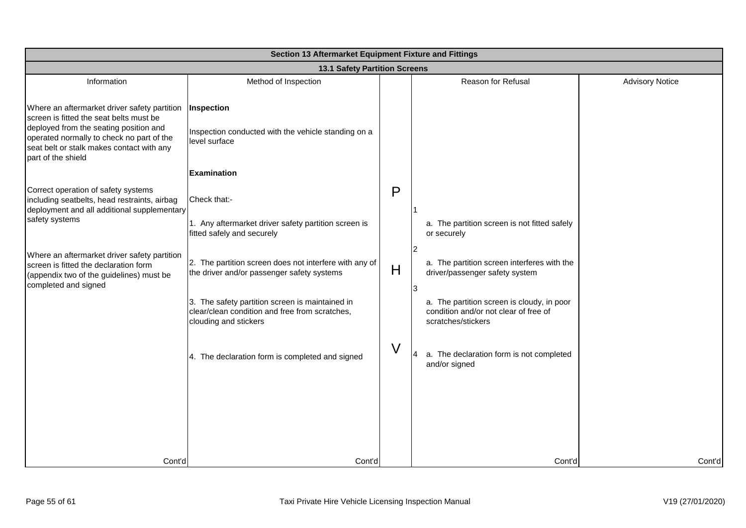| Section 13 Aftermarket Equipment Fixture and Fittings | | | | |
|---|---|---|---|---|
| **13.1 Safety Partition Screens** | | | | |
| Information | Method of Inspection | | Reason for Refusal | Advisory Notice |
| Where an aftermarket driver safety partition screen is fitted the seat belts must be deployed from the seating position and operated normally to check no part of the seat belt or stalk makes contact with any part of the shield | **Inspection**<br><br>Inspection conducted with the vehicle standing on a level surface | | | |
| Correct operation of safety systems including seatbelts, head restraints, airbag deployment and all additional supplementary safety systems | **Examination**<br><br>Check that:-<br><br>1. Any aftermarket driver safety partition screen is fitted safely and securely | P | 1 a. The partition screen is not fitted safely or securely | |
| Where an aftermarket driver safety partition screen is fitted the declaration form (appendix two of the guidelines) must be completed and signed | 2. The partition screen does not interfere with any of the driver and/or passenger safety systems | H | 2 a. The partition screen interferes with the driver/passenger safety system | |
| | 3. The safety partition screen is maintained in clear/clean condition and free from scratches, clouding and stickers | | 3 a. The partition screen is cloudy, in poor condition and/or not clear of free of scratches/stickers | |
| | 4. The declaration form is completed and signed | V | 4 a. The declaration form is not completed and/or signed | |
| Cont'd | Cont'd | | Cont'd | Cont'd |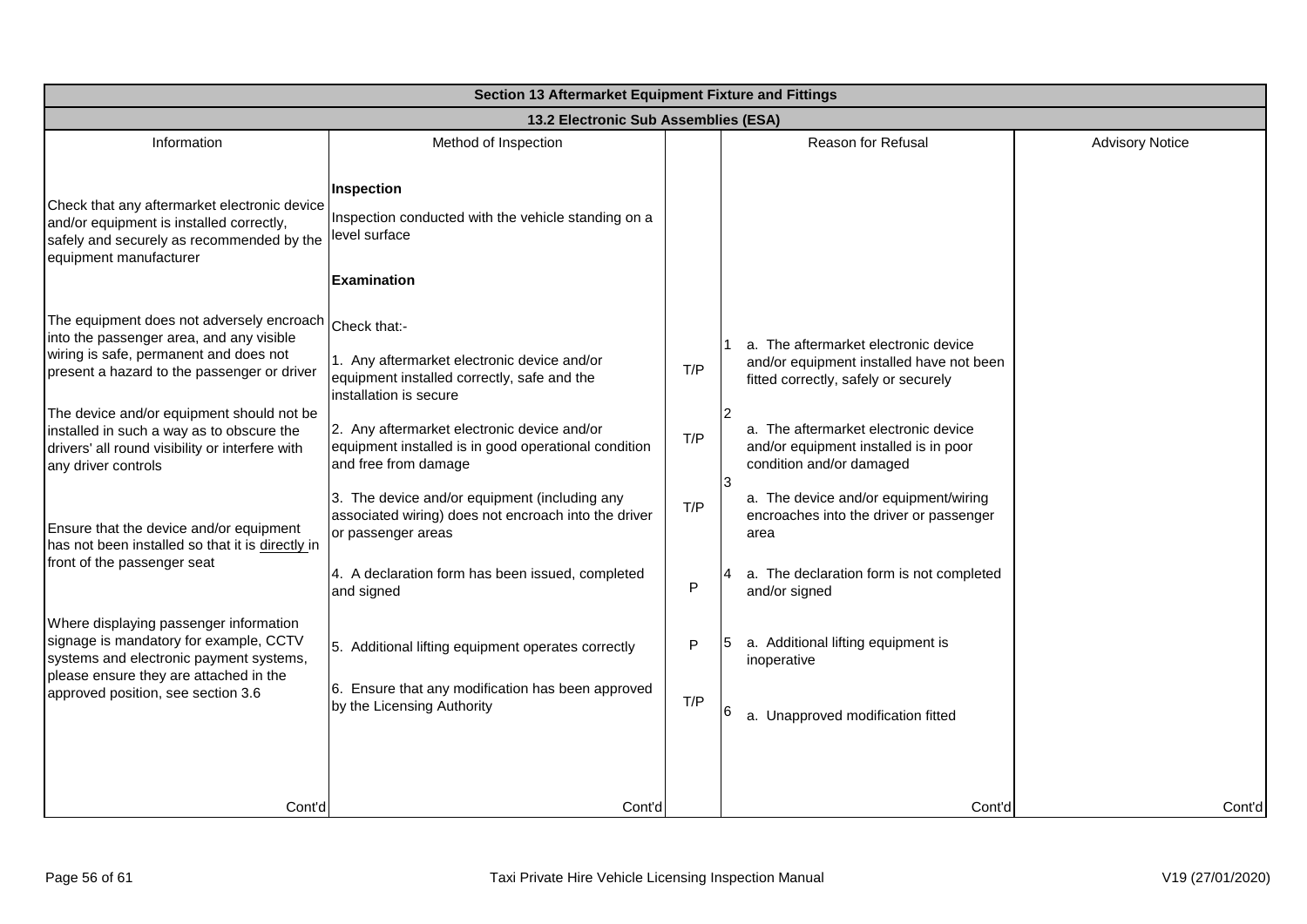| Section 13 Aftermarket Equipment Fixture and Fittings | | | | |
|---|---|---|---|---|
| **13.2 Electronic Sub Assemblies (ESA)** | | | | |
| Information | Method of Inspection | | Reason for Refusal | Advisory Notice |
| Check that any aftermarket electronic device and/or equipment is installed correctly, safely and securely as recommended by the equipment manufacturer | **Inspection**<br>Inspection conducted with the vehicle standing on a level surface<br><br>**Examination** | | | |
| The equipment does not adversely encroach into the passenger area, and any visible wiring is safe, permanent and does not present a hazard to the passenger or driver | Check that:-<br><br>1. Any aftermarket electronic device and/or equipment installed correctly, safe and the installation is secure | T/P | 1 a. The aftermarket electronic device and/or equipment installed have not been fitted correctly, safely or securely | |
| The device and/or equipment should not be installed in such a way as to obscure the drivers' all round visibility or interfere with any driver controls | 2. Any aftermarket electronic device and/or equipment installed is in good operational condition and free from damage | T/P | 2 a. The aftermarket electronic device and/or equipment installed is in poor condition and/or damaged | |
| Ensure that the device and/or equipment has not been installed so that it is <u>directly</u> in front of the passenger seat | 3. The device and/or equipment (including any associated wiring) does not encroach into the driver or passenger areas | T/P | 3 a. The device and/or equipment/wiring encroaches into the driver or passenger area | |
| | 4. A declaration form has been issued, completed and signed | P | 4 a. The declaration form is not completed and/or signed | |
| Where displaying passenger information signage is mandatory for example, CCTV systems and electronic payment systems, please ensure they are attached in the approved position, see section 3.6 | 5. Additional lifting equipment operates correctly | P | 5 a. Additional lifting equipment is inoperative | |
| | 6. Ensure that any modification has been approved by the Licensing Authority | T/P | 6 a. Unapproved modification fitted | |
| Cont'd | Cont'd | | Cont'd | Cont'd |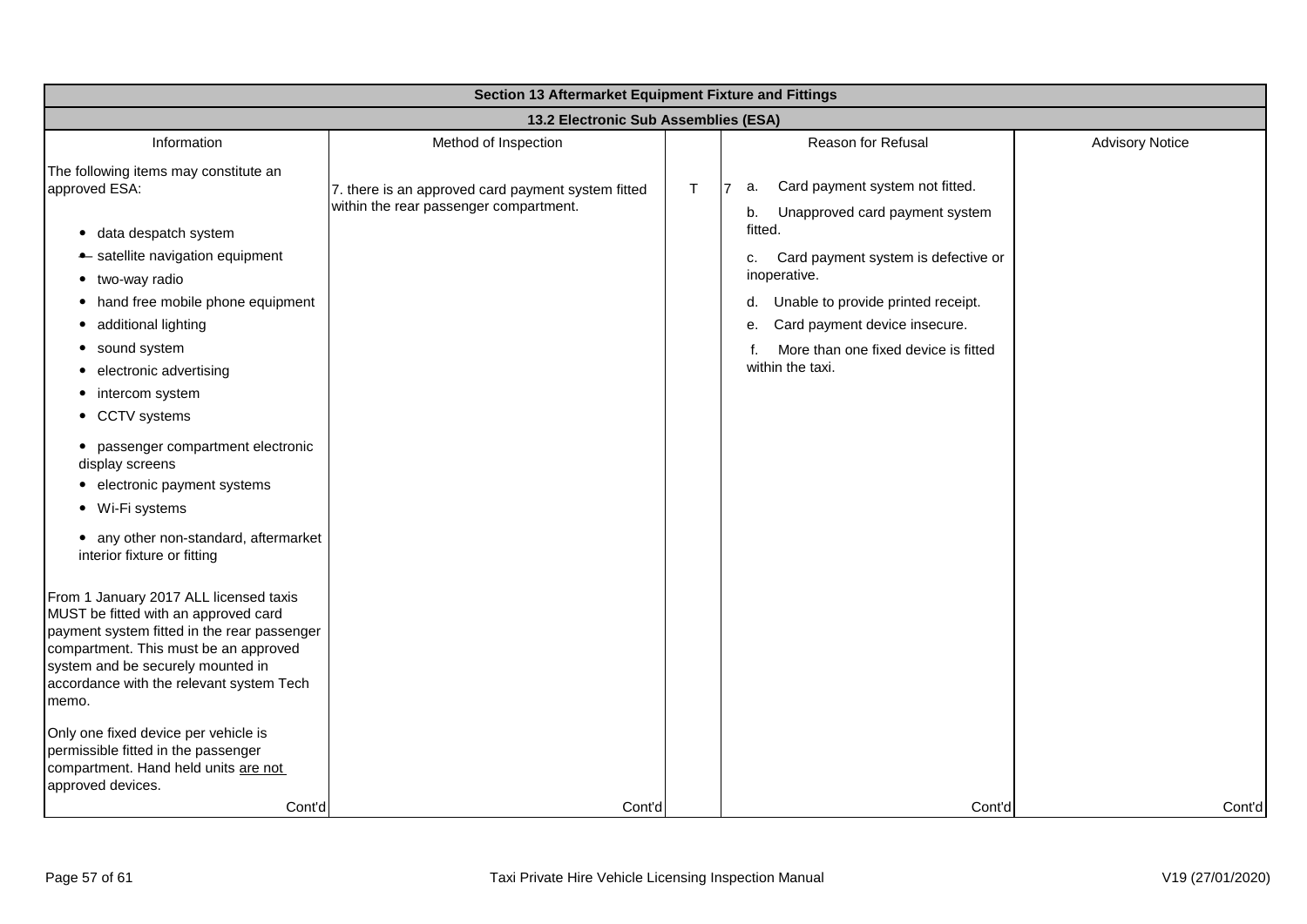| Section 13 Aftermarket Equipment Fixture and Fittings | | | | |
|---|---|---|---|---|
| 13.2 Electronic Sub Assemblies (ESA) | | | | |
| Information | Method of Inspection | | Reason for Refusal | Advisory Notice |
| The following items may constitute an approved ESA:<br><br>• data despatch system<br>• satellite navigation equipment<br>• two-way radio<br>• hand free mobile phone equipment<br>• additional lighting<br>• sound system<br>• electronic advertising<br>• intercom system<br>• CCTV systems<br>• passenger compartment electronic display screens<br>• electronic payment systems<br>• Wi-Fi systems<br>• any other non-standard, aftermarket interior fixture or fitting<br><br>From 1 January 2017 ALL licensed taxis MUST be fitted with an approved card payment system fitted in the rear passenger compartment. This must be an approved system and be securely mounted in accordance with the relevant system Tech memo.<br><br>Only one fixed device per vehicle is permissible fitted in the passenger compartment. Hand held units are not approved devices. | 7. there is an approved card payment system fitted within the rear passenger compartment. | T | 7 a. Card payment system not fitted.<br>b. Unapproved card payment system fitted.<br>c. Card payment system is defective or inoperative.<br>d. Unable to provide printed receipt.<br>e. Card payment device insecure.<br>f. More than one fixed device is fitted within the taxi. | |
| Cont'd | Cont'd | | Cont'd | Cont'd |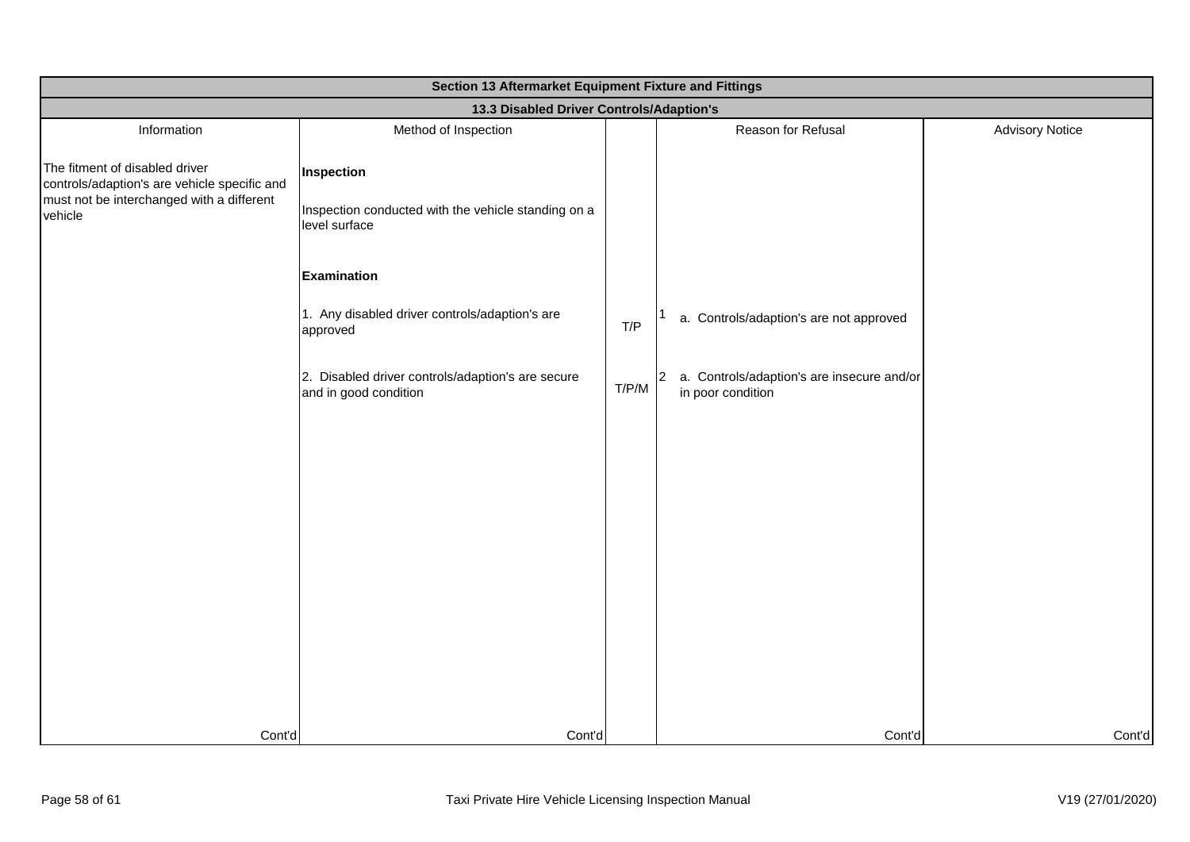| Section 13 Aftermarket Equipment Fixture and Fittings | | | | |
|---|---|---|---|---|
| 13.3 Disabled Driver Controls/Adaption's | | | | |
| Information | Method of Inspection | | Reason for Refusal | Advisory Notice |
| The fitment of disabled driver controls/adaption's are vehicle specific and must not be interchanged with a different vehicle | **Inspection**<br><br>Inspection conducted with the vehicle standing on a level surface | | | |
| | **Examination** | | | |
| | 1. Any disabled driver controls/adaption's are approved | T/P | 1 a. Controls/adaption's are not approved | |
| | 2. Disabled driver controls/adaption's are secure and in good condition | T/P/M | 2 a. Controls/adaption's are insecure and/or in poor condition | |
| Cont'd | Cont'd | | Cont'd | Cont'd |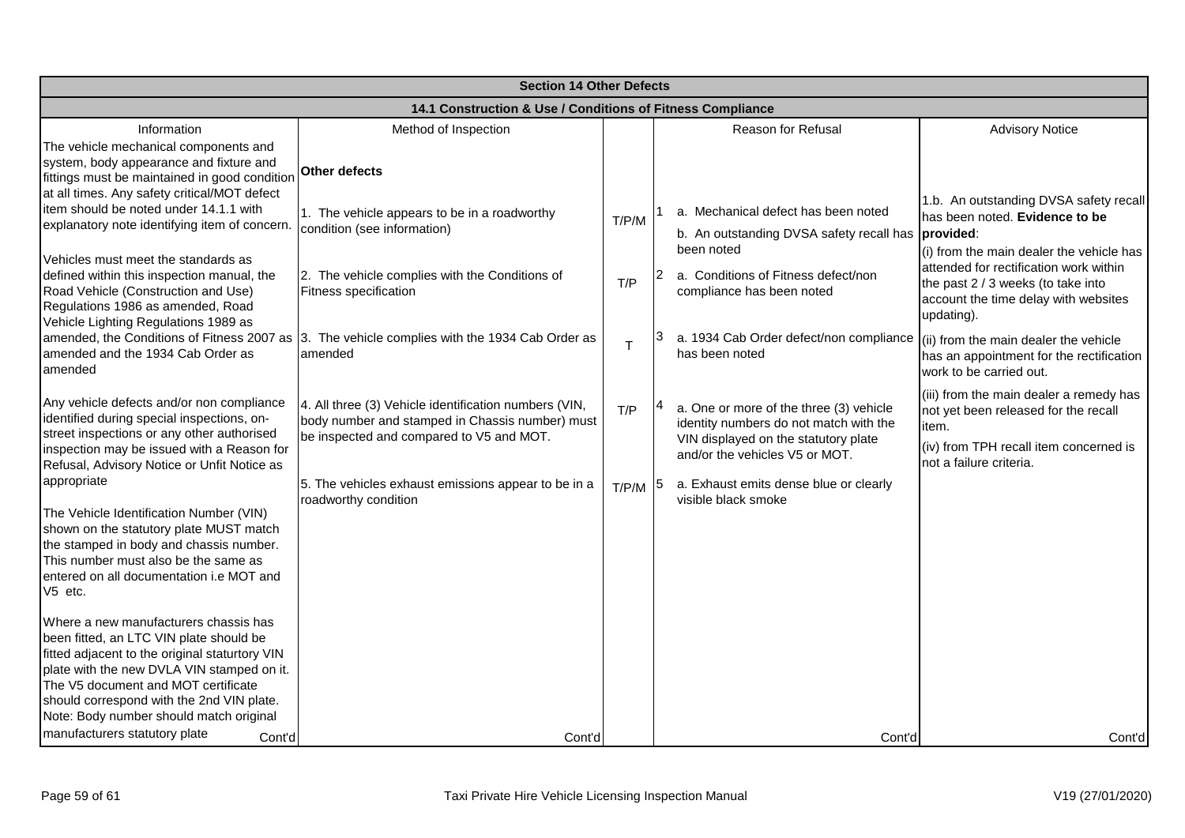| Section 14 Other Defects | | | | | |
|---|---|---|---|---|---|
| **14.1 Construction & Use / Conditions of Fitness Compliance** | | | | | |
| Information | Method of Inspection | | | Reason for Refusal | Advisory Notice |
| The vehicle mechanical components and system, body appearance and fixture and fittings must be maintained in good condition at all times. Any safety critical/MOT defect item should be noted under 14.1.1 with explanatory note identifying item of concern.<br><br>Vehicles must meet the standards as defined within this inspection manual, the Road Vehicle (Construction and Use) Regulations 1986 as amended, Road Vehicle Lighting Regulations 1989 as amended, the Conditions of Fitness 2007 as amended and the 1934 Cab Order as amended<br><br>Any vehicle defects and/or non compliance identified during special inspections, on-street inspections or any other authorised inspection may be issued with a Reason for Refusal, Advisory Notice or Unfit Notice as appropriate<br><br>The Vehicle Identification Number (VIN) shown on the statutory plate MUST match the stamped in body and chassis number. This number must also be the same as entered on all documentation i.e MOT and V5 etc.<br><br>Where a new manufacturers chassis has been fitted, an LTC VIN plate should be fitted adjacent to the original staturtory VIN plate with the new DVLA VIN stamped on it. The V5 document and MOT certificate should correspond with the 2nd VIN plate. Note: Body number should match original manufacturers statutory plate | **Other defects** | | | | |
| | 1. The vehicle appears to be in a roadworthy condition (see information) | T/P/M | 1 | a. Mechanical defect has been noted<br>b. An outstanding DVSA safety recall has been noted | 1.b. An outstanding DVSA safety recall has been noted. **Evidence to be provided**:<br>(i) from the main dealer the vehicle has attended for rectification work within the past 2 / 3 weeks (to take into account the time delay with websites updating).<br>(ii) from the main dealer the vehicle has an appointment for the rectification work to be carried out.<br>(iii) from the main dealer a remedy has not yet been released for the recall item.<br>(iv) from TPH recall item concerned is not a failure criteria. |
| | 2. The vehicle complies with the Conditions of Fitness specification | T/P | 2 | a. Conditions of Fitness defect/non compliance has been noted | |
| | 3. The vehicle complies with the 1934 Cab Order as amended | T | 3 | a. 1934 Cab Order defect/non compliance has been noted | |
| | 4. All three (3) Vehicle identification numbers (VIN, body number and stamped in Chassis number) must be inspected and compared to V5 and MOT. | T/P | 4 | a. One or more of the three (3) vehicle identity numbers do not match with the VIN displayed on the statutory plate and/or the vehicles V5 or MOT. | |
| | 5. The vehicles exhaust emissions appear to be in a roadworthy condition | T/P/M | 5 | a. Exhaust emits dense blue or clearly visible black smoke | |
| Cont'd | Cont'd | | | Cont'd | Cont'd |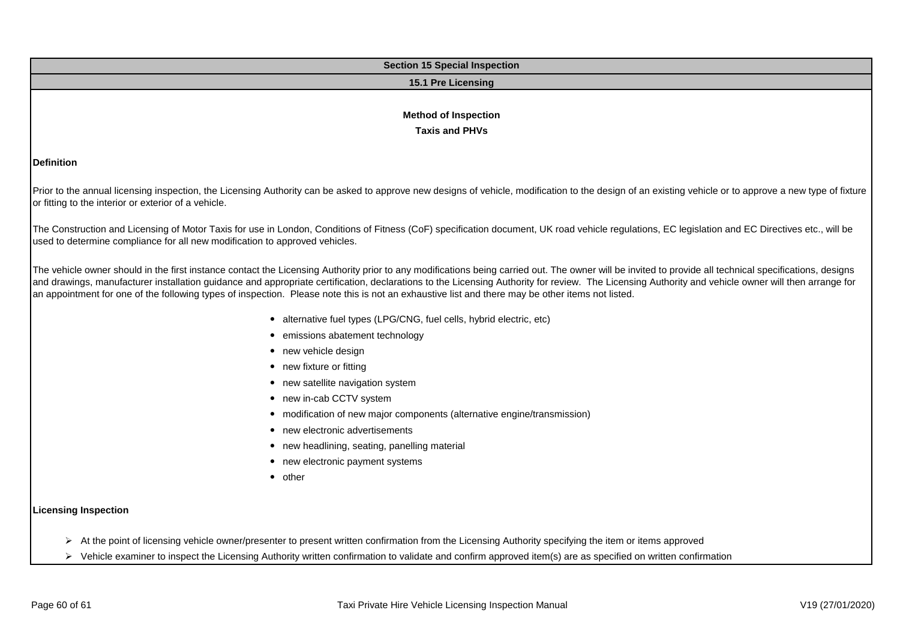## Section 15 Special Inspection

### 15.1 Pre Licensing

**Method of Inspection**

**Taxis and PHVs**

**Definition**

Prior to the annual licensing inspection, the Licensing Authority can be asked to approve new designs of vehicle, modification to the design of an existing vehicle or to approve a new type of fixture or fitting to the interior or exterior of a vehicle.

The Construction and Licensing of Motor Taxis for use in London, Conditions of Fitness (CoF) specification document, UK road vehicle regulations, EC legislation and EC Directives etc., will be used to determine compliance for all new modification to approved vehicles.

The vehicle owner should in the first instance contact the Licensing Authority prior to any modifications being carried out. The owner will be invited to provide all technical specifications, designs and drawings, manufacturer installation guidance and appropriate certification, declarations to the Licensing Authority for review. The Licensing Authority and vehicle owner will then arrange for an appointment for one of the following types of inspection. Please note this is not an exhaustive list and there may be other items not listed.

- alternative fuel types (LPG/CNG, fuel cells, hybrid electric, etc)
- emissions abatement technology
- new vehicle design
- new fixture or fitting
- new satellite navigation system
- new in-cab CCTV system
- modification of new major components (alternative engine/transmission)
- new electronic advertisements
- new headlining, seating, panelling material
- new electronic payment systems
- other

**Licensing Inspection**

- At the point of licensing vehicle owner/presenter to present written confirmation from the Licensing Authority specifying the item or items approved
- Vehicle examiner to inspect the Licensing Authority written confirmation to validate and confirm approved item(s) are as specified on written confirmation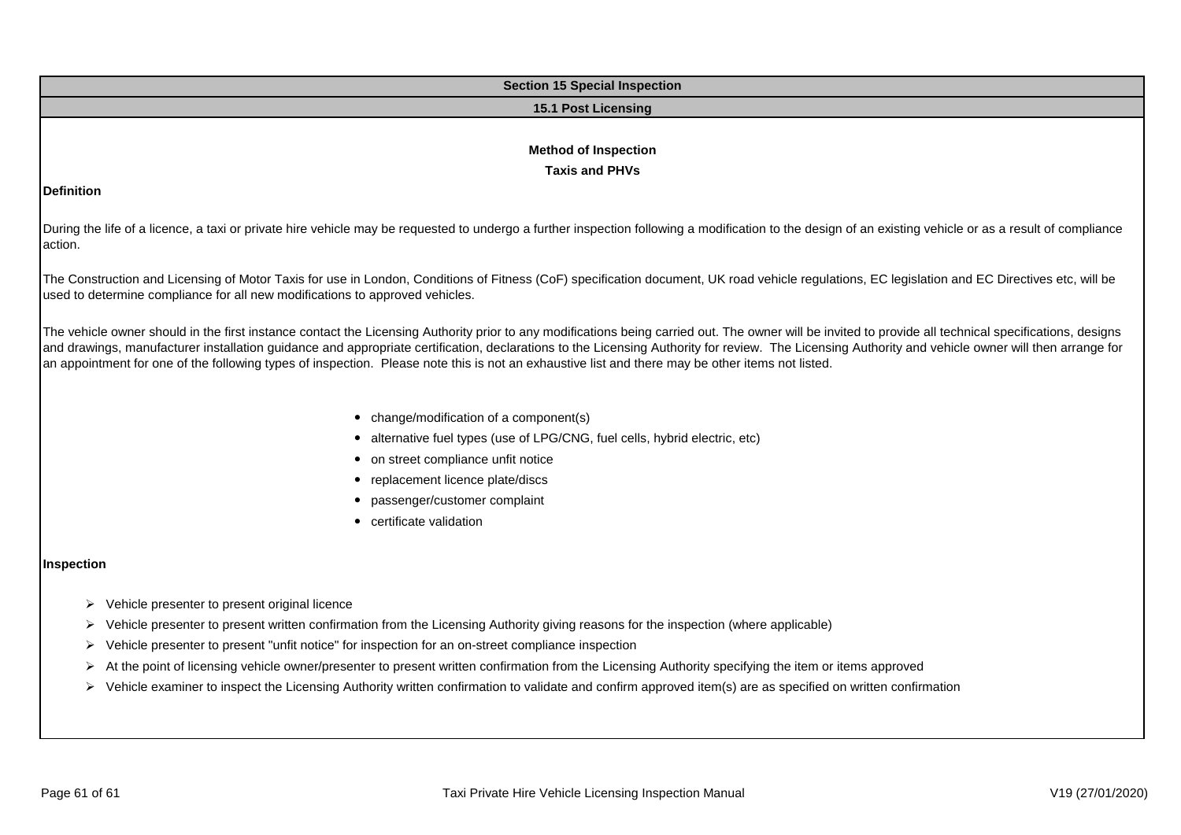# Section 15 Special Inspection

## 15.1 Post Licensing

**Method of Inspection**

**Taxis and PHVs**

**Definition**

During the life of a licence, a taxi or private hire vehicle may be requested to undergo a further inspection following a modification to the design of an existing vehicle or as a result of compliance action.

The Construction and Licensing of Motor Taxis for use in London, Conditions of Fitness (CoF) specification document, UK road vehicle regulations, EC legislation and EC Directives etc, will be used to determine compliance for all new modifications to approved vehicles.

The vehicle owner should in the first instance contact the Licensing Authority prior to any modifications being carried out. The owner will be invited to provide all technical specifications, designs and drawings, manufacturer installation guidance and appropriate certification, declarations to the Licensing Authority for review. The Licensing Authority and vehicle owner will then arrange for an appointment for one of the following types of inspection. Please note this is not an exhaustive list and there may be other items not listed.

- change/modification of a component(s)
- alternative fuel types (use of LPG/CNG, fuel cells, hybrid electric, etc)
- on street compliance unfit notice
- replacement licence plate/discs
- passenger/customer complaint
- certificate validation

**Inspection**

- Vehicle presenter to present original licence
- Vehicle presenter to present written confirmation from the Licensing Authority giving reasons for the inspection (where applicable)
- Vehicle presenter to present "unfit notice" for inspection for an on-street compliance inspection
- At the point of licensing vehicle owner/presenter to present written confirmation from the Licensing Authority specifying the item or items approved
- Vehicle examiner to inspect the Licensing Authority written confirmation to validate and confirm approved item(s) are as specified on written confirmation